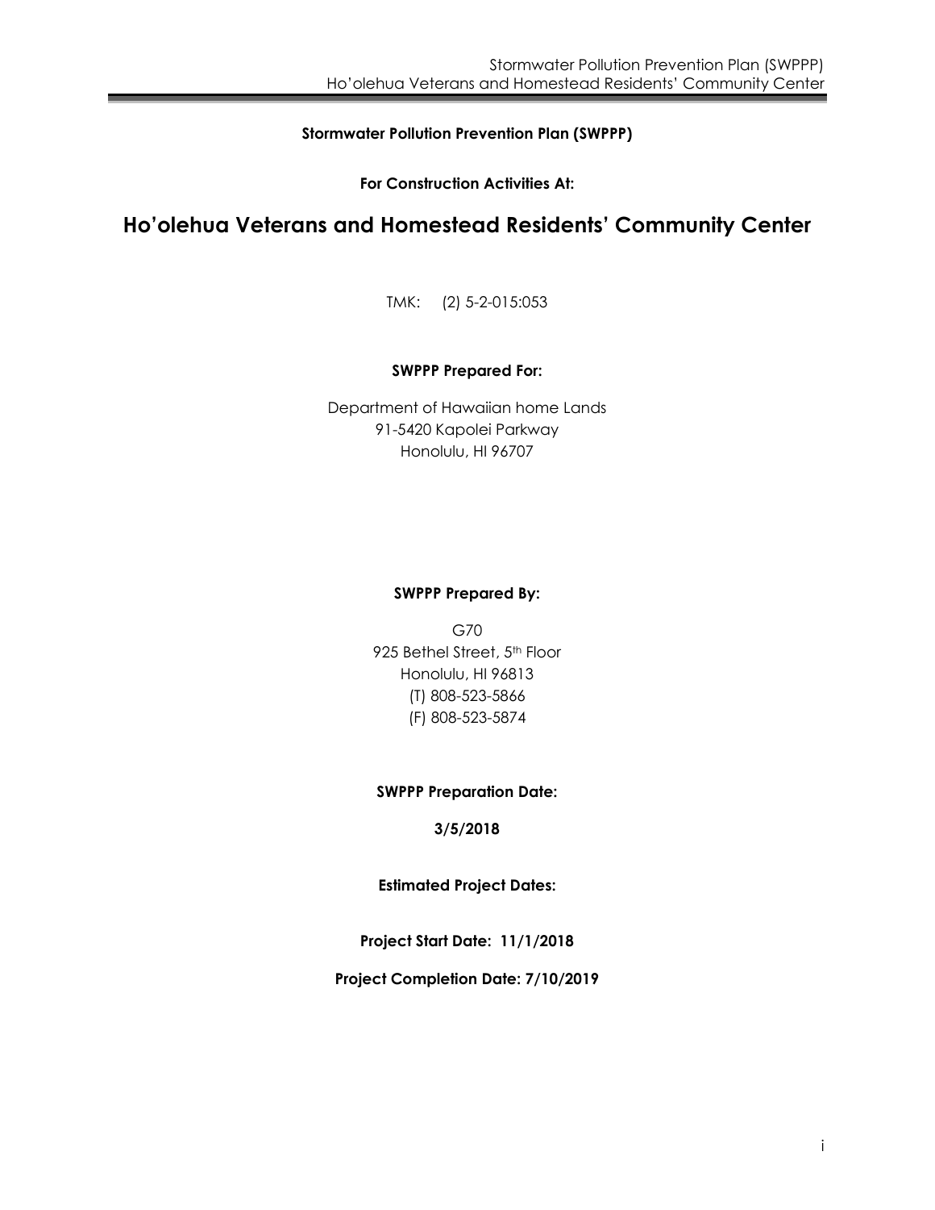**Stormwater Pollution Prevention Plan (SWPPP)**

**For Construction Activities At:**

# Ho'olehua Veterans and Homestead Residents' Community Center

TMK: (2) 5-2-015:053

**SWPPP Prepared For:**

Department of Hawaiian home Lands
91-5420 Kapolei Parkway
Honolulu, HI 96707

**SWPPP Prepared By:**

G70
925 Bethel Street, 5th Floor
Honolulu, HI 96813
(T) 808-523-5866
(F) 808-523-5874

**SWPPP Preparation Date:**

**3/5/2018**

**Estimated Project Dates:**

**Project Start Date: 11/1/2018**

**Project Completion Date: 7/10/2019**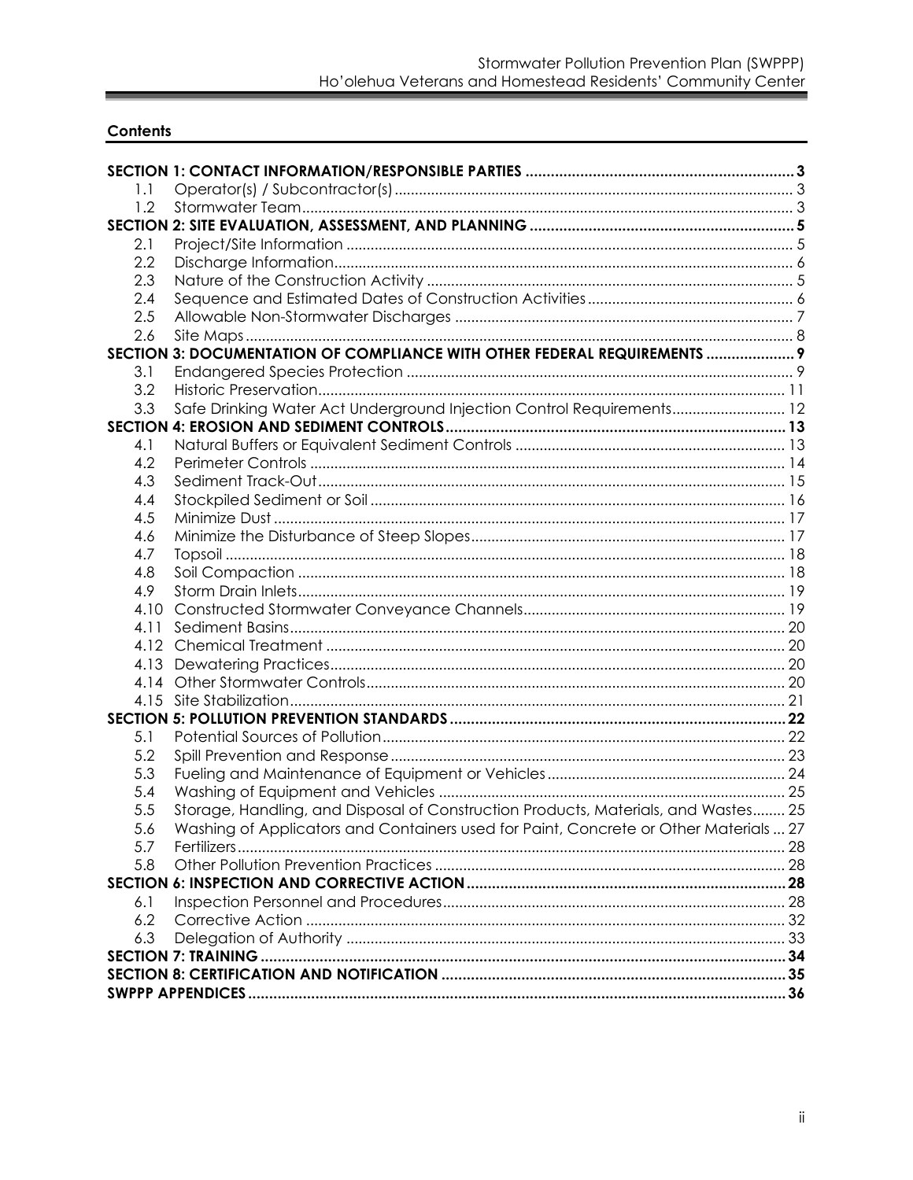## Contents

| | | |
|---|---|---|
| **SECTION 1: CONTACT INFORMATION/RESPONSIBLE PARTIES** | | **3** |
| 1.1 | Operator(s) / Subcontractor(s) | 3 |
| 1.2 | Stormwater Team | 3 |
| **SECTION 2: SITE EVALUATION, ASSESSMENT, AND PLANNING** | | **5** |
| 2.1 | Project/Site Information | 5 |
| 2.2 | Discharge Information | 6 |
| 2.3 | Nature of the Construction Activity | 5 |
| 2.4 | Sequence and Estimated Dates of Construction Activities | 6 |
| 2.5 | Allowable Non-Stormwater Discharges | 7 |
| 2.6 | Site Maps | 8 |
| **SECTION 3: DOCUMENTATION OF COMPLIANCE WITH OTHER FEDERAL REQUIREMENTS** | | **9** |
| 3.1 | Endangered Species Protection | 9 |
| 3.2 | Historic Preservation | 11 |
| 3.3 | Safe Drinking Water Act Underground Injection Control Requirements | 12 |
| **SECTION 4: EROSION AND SEDIMENT CONTROLS** | | **13** |
| 4.1 | Natural Buffers or Equivalent Sediment Controls | 13 |
| 4.2 | Perimeter Controls | 14 |
| 4.3 | Sediment Track-Out | 15 |
| 4.4 | Stockpiled Sediment or Soil | 16 |
| 4.5 | Minimize Dust | 17 |
| 4.6 | Minimize the Disturbance of Steep Slopes | 17 |
| 4.7 | Topsoil | 18 |
| 4.8 | Soil Compaction | 18 |
| 4.9 | Storm Drain Inlets | 19 |
| 4.10 | Constructed Stormwater Conveyance Channels | 19 |
| 4.11 | Sediment Basins | 20 |
| 4.12 | Chemical Treatment | 20 |
| 4.13 | Dewatering Practices | 20 |
| 4.14 | Other Stormwater Controls | 20 |
| 4.15 | Site Stabilization | 21 |
| **SECTION 5: POLLUTION PREVENTION STANDARDS** | | **22** |
| 5.1 | Potential Sources of Pollution | 22 |
| 5.2 | Spill Prevention and Response | 23 |
| 5.3 | Fueling and Maintenance of Equipment or Vehicles | 24 |
| 5.4 | Washing of Equipment and Vehicles | 25 |
| 5.5 | Storage, Handling, and Disposal of Construction Products, Materials, and Wastes | 25 |
| 5.6 | Washing of Applicators and Containers used for Paint, Concrete or Other Materials | 27 |
| 5.7 | Fertilizers | 28 |
| 5.8 | Other Pollution Prevention Practices | 28 |
| **SECTION 6: INSPECTION AND CORRECTIVE ACTION** | | **28** |
| 6.1 | Inspection Personnel and Procedures | 28 |
| 6.2 | Corrective Action | 32 |
| 6.3 | Delegation of Authority | 33 |
| **SECTION 7: TRAINING** | | **34** |
| **SECTION 8: CERTIFICATION AND NOTIFICATION** | | **35** |
| **SWPPP APPENDICES** | | **36** |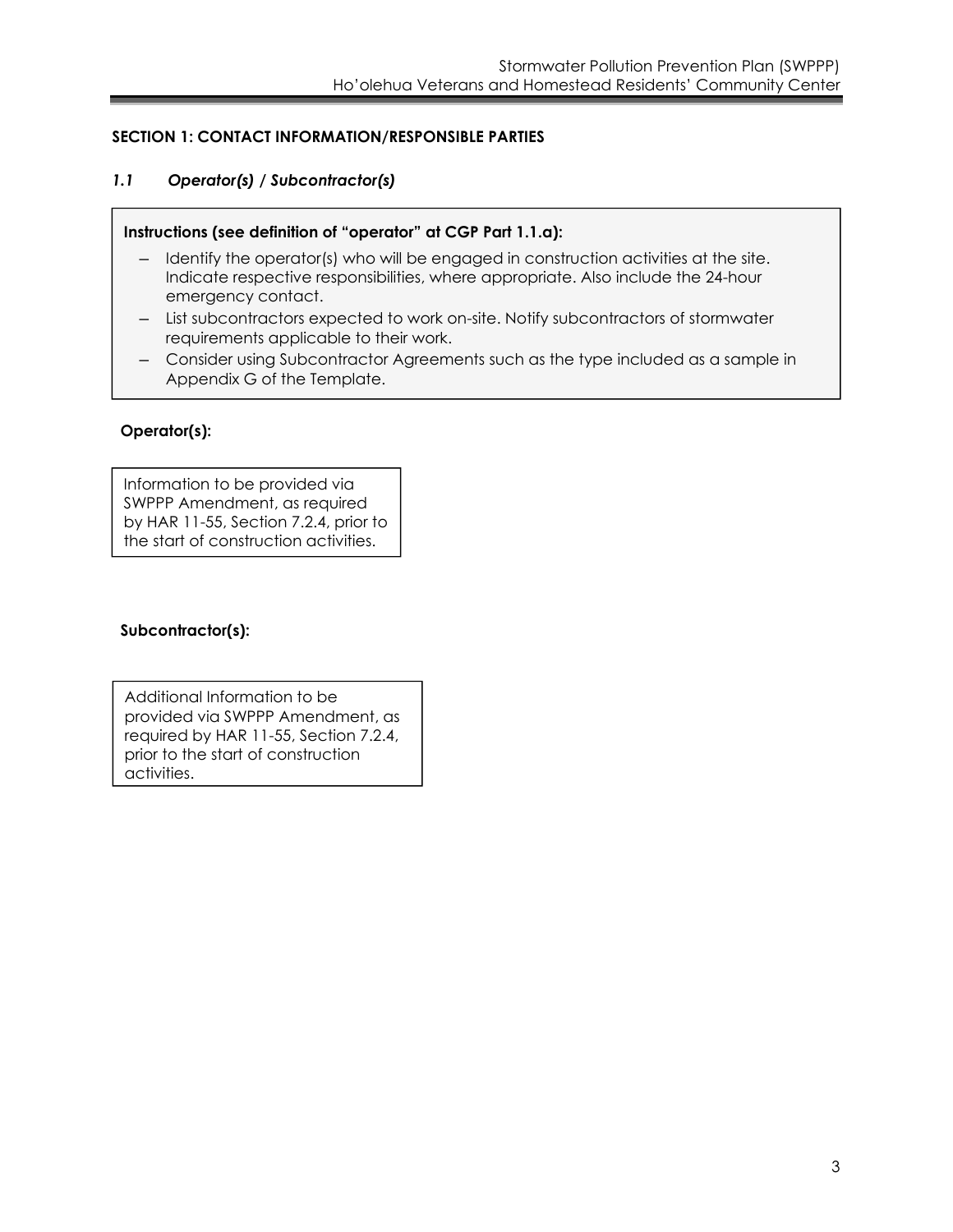## SECTION 1: CONTACT INFORMATION/RESPONSIBLE PARTIES

### *1.1 Operator(s) / Subcontractor(s)*

**Instructions (see definition of "operator" at CGP Part 1.1.a):**

- Identify the operator(s) who will be engaged in construction activities at the site. Indicate respective responsibilities, where appropriate. Also include the 24-hour emergency contact.
- List subcontractors expected to work on-site. Notify subcontractors of stormwater requirements applicable to their work.
- Consider using Subcontractor Agreements such as the type included as a sample in Appendix G of the Template.

**Operator(s):**

Information to be provided via SWPPP Amendment, as required by HAR 11-55, Section 7.2.4, prior to the start of construction activities.

**Subcontractor(s):**

Additional Information to be provided via SWPPP Amendment, as required by HAR 11-55, Section 7.2.4, prior to the start of construction activities.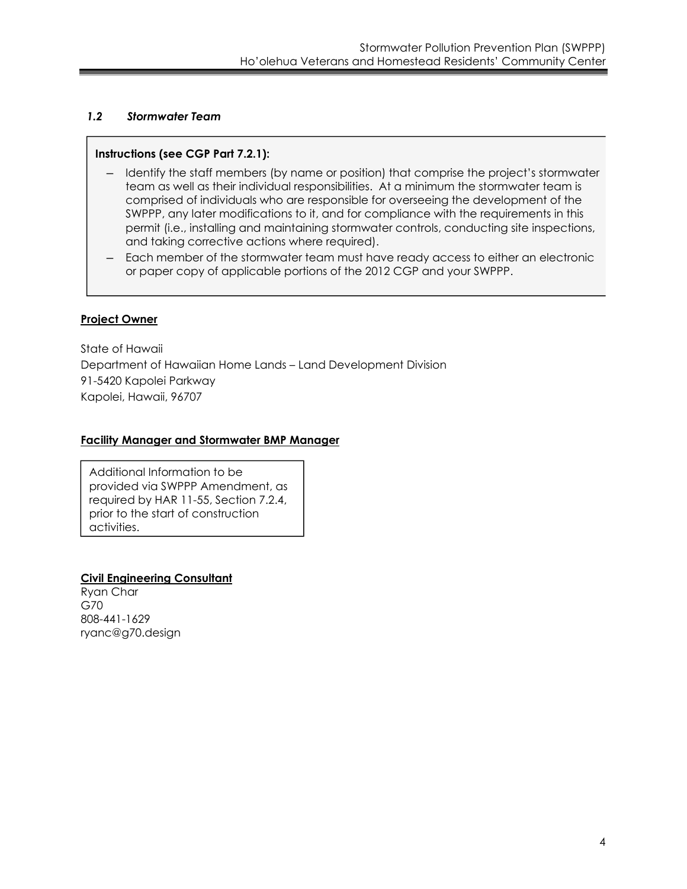### *1.2 Stormwater Team*

**Instructions (see CGP Part 7.2.1):**

- Identify the staff members (by name or position) that comprise the project's stormwater team as well as their individual responsibilities. At a minimum the stormwater team is comprised of individuals who are responsible for overseeing the development of the SWPPP, any later modifications to it, and for compliance with the requirements in this permit (i.e., installing and maintaining stormwater controls, conducting site inspections, and taking corrective actions where required).
- Each member of the stormwater team must have ready access to either an electronic or paper copy of applicable portions of the 2012 CGP and your SWPPP.

**Project Owner**

State of Hawaii
Department of Hawaiian Home Lands – Land Development Division
91-5420 Kapolei Parkway
Kapolei, Hawaii, 96707

**Facility Manager and Stormwater BMP Manager**

Additional Information to be provided via SWPPP Amendment, as required by HAR 11-55, Section 7.2.4, prior to the start of construction activities.

**Civil Engineering Consultant**
Ryan Char
G70
808-441-1629
ryanc@g70.design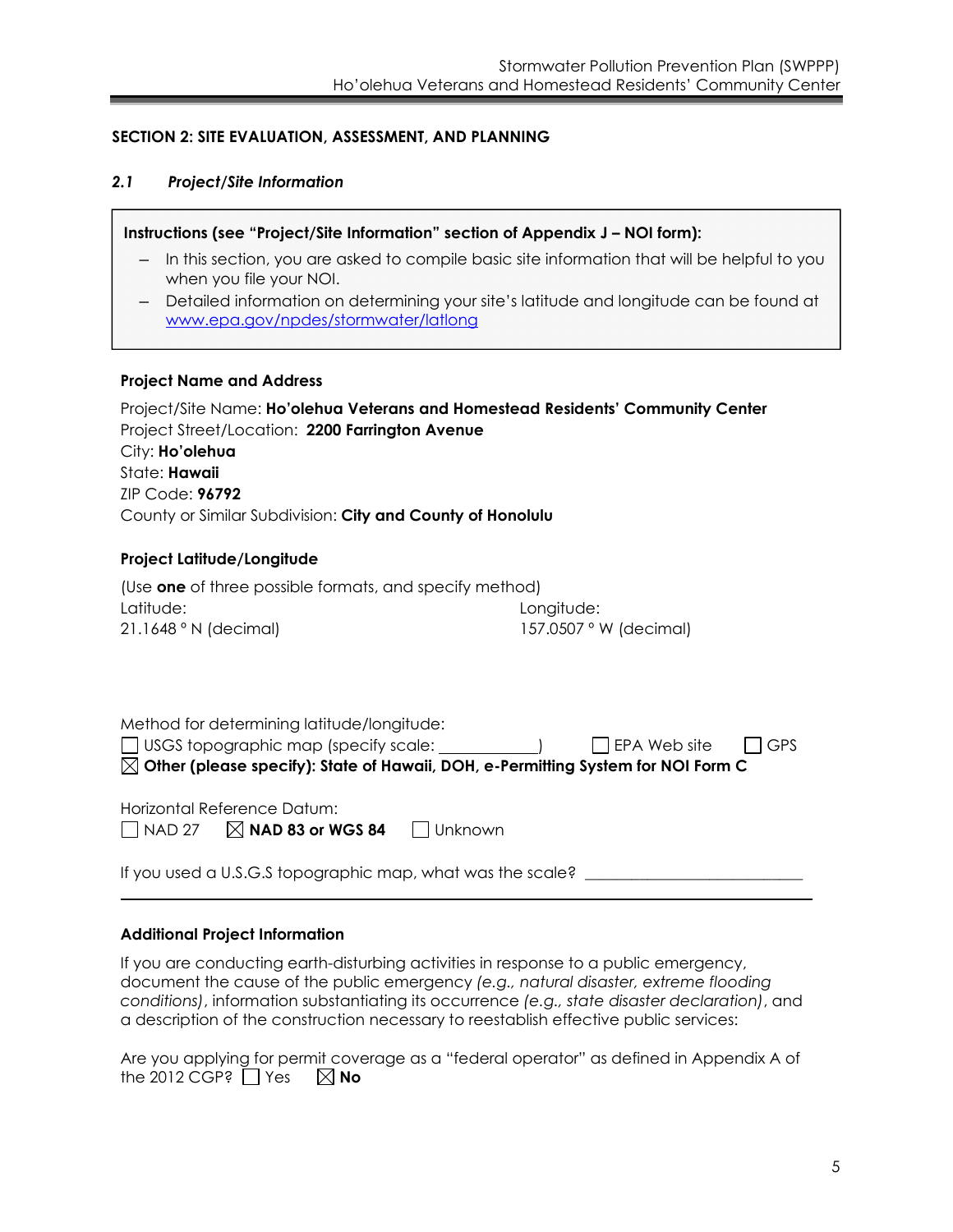## SECTION 2: SITE EVALUATION, ASSESSMENT, AND PLANNING

### *2.1 Project/Site Information*

**Instructions (see "Project/Site Information" section of Appendix J – NOI form):**

- In this section, you are asked to compile basic site information that will be helpful to you when you file your NOI.
- Detailed information on determining your site's latitude and longitude can be found at www.epa.gov/npdes/stormwater/latlong

**Project Name and Address**

Project/Site Name: **Ho'olehua Veterans and Homestead Residents' Community Center**
Project Street/Location: **2200 Farrington Avenue**
City: **Ho'olehua**
State: **Hawaii**
ZIP Code: **96792**
County or Similar Subdivision: **City and County of Honolulu**

**Project Latitude/Longitude**

(Use **one** of three possible formats, and specify method)

Latitude:
21.1648 ° N (decimal)

Longitude:
157.0507 ° W (decimal)

Method for determining latitude/longitude:

☐ USGS topographic map (specify scale: ____________) ☐ EPA Web site ☐ GPS
☒ **Other (please specify): State of Hawaii, DOH, e-Permitting System for NOI Form C**

Horizontal Reference Datum:

☐ NAD 27 ☒ **NAD 83 or WGS 84** ☐ Unknown

If you used a U.S.G.S topographic map, what was the scale? ___________________________

**Additional Project Information**

If you are conducting earth-disturbing activities in response to a public emergency, document the cause of the public emergency *(e.g., natural disaster, extreme flooding conditions)*, information substantiating its occurrence *(e.g., state disaster declaration)*, and a description of the construction necessary to reestablish effective public services:

Are you applying for permit coverage as a "federal operator" as defined in Appendix A of the 2012 CGP? ☐ Yes ☒ **No**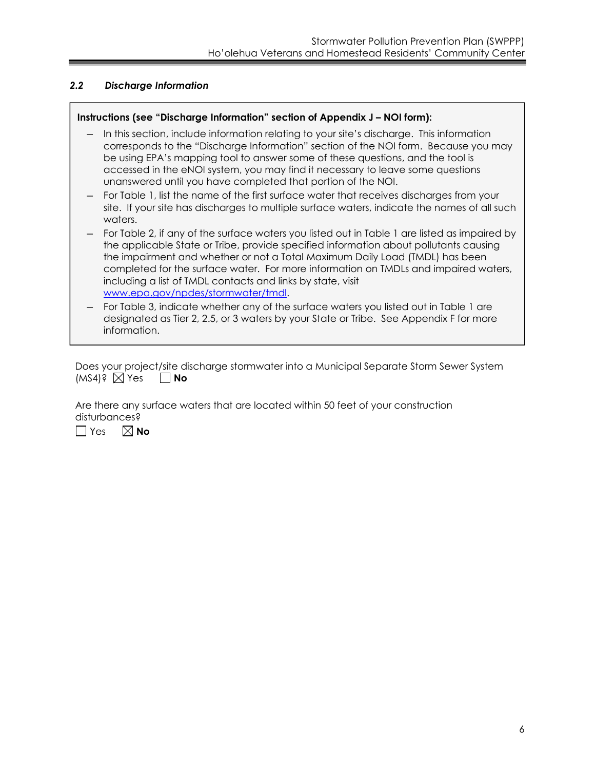### *2.2 Discharge Information*

**Instructions (see "Discharge Information" section of Appendix J – NOI form):**

- In this section, include information relating to your site's discharge. This information corresponds to the "Discharge Information" section of the NOI form. Because you may be using EPA's mapping tool to answer some of these questions, and the tool is accessed in the eNOI system, you may find it necessary to leave some questions unanswered until you have completed that portion of the NOI.
- For Table 1, list the name of the first surface water that receives discharges from your site. If your site has discharges to multiple surface waters, indicate the names of all such waters.
- For Table 2, if any of the surface waters you listed out in Table 1 are listed as impaired by the applicable State or Tribe, provide specified information about pollutants causing the impairment and whether or not a Total Maximum Daily Load (TMDL) has been completed for the surface water. For more information on TMDLs and impaired waters, including a list of TMDL contacts and links by state, visit www.epa.gov/npdes/stormwater/tmdl.
- For Table 3, indicate whether any of the surface waters you listed out in Table 1 are designated as Tier 2, 2.5, or 3 waters by your State or Tribe. See Appendix F for more information.

Does your project/site discharge stormwater into a Municipal Separate Storm Sewer System (MS4)? ☒ Yes ☐ **No**

Are there any surface waters that are located within 50 feet of your construction disturbances?

☐ Yes ☒ **No**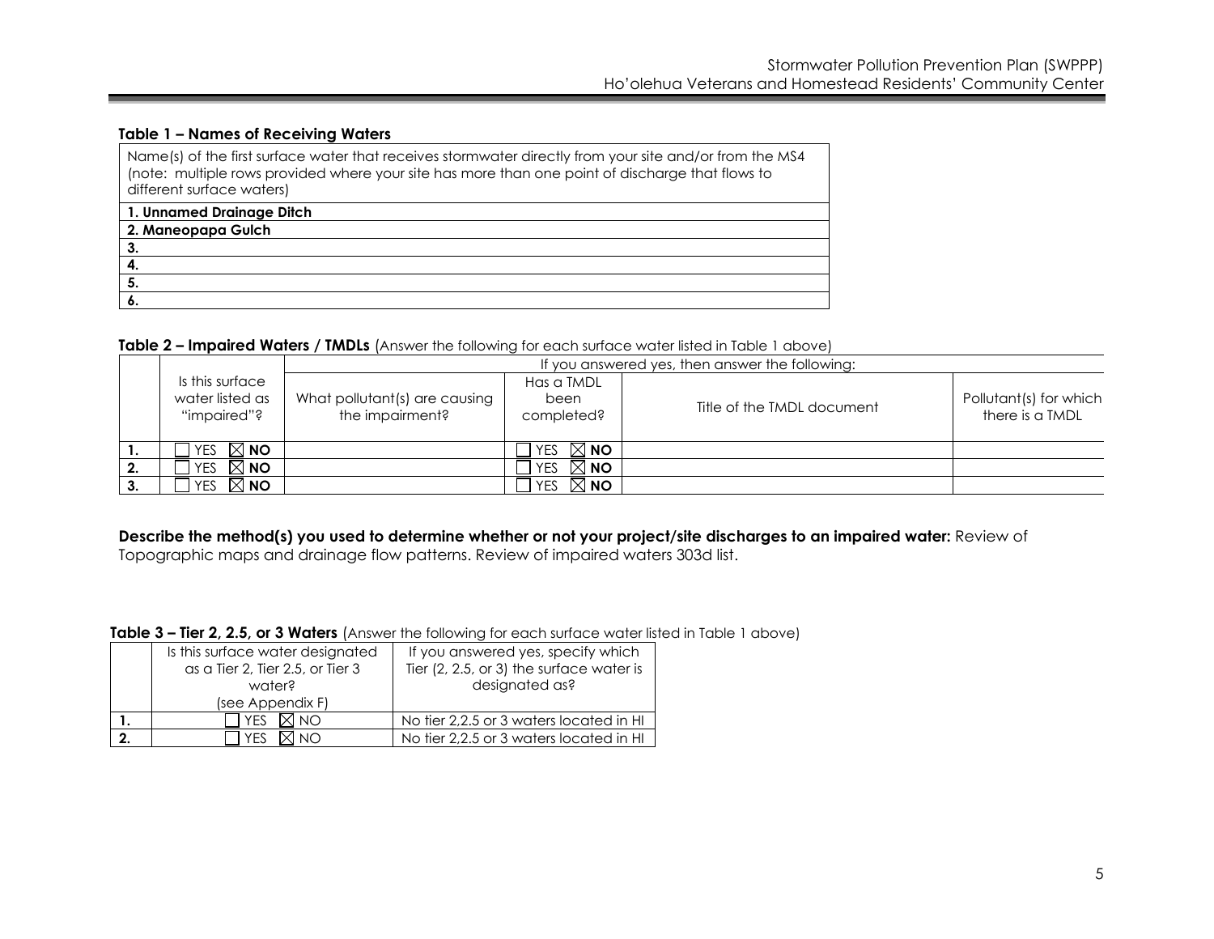**Table 1 – Names of Receiving Waters**

| Name(s) of the first surface water that receives stormwater directly from your site and/or from the MS4 (note: multiple rows provided where your site has more than one point of discharge that flows to different surface waters) |
|---|
| **1. Unnamed Drainage Ditch** |
| **2. Maneopapa Gulch** |
| **3.** |
| **4.** |
| **5.** |
| **6.** |

**Table 2 – Impaired Waters / TMDLs** (Answer the following for each surface water listed in Table 1 above)

| | Is this surface water listed as "impaired"? | If you answered yes, then answer the following: | | | |
|---|---|---|---|---|---|
| | | What pollutant(s) are causing the impairment? | Has a TMDL been completed? | Title of the TMDL document | Pollutant(s) for which there is a TMDL |
| **1.** | ☐ YES ☒ **NO** | | ☐ YES ☒ **NO** | | |
| **2.** | ☐ YES ☒ **NO** | | ☐ YES ☒ **NO** | | |
| **3.** | ☐ YES ☒ **NO** | | ☐ YES ☒ **NO** | | |

**Describe the method(s) you used to determine whether or not your project/site discharges to an impaired water:** Review of Topographic maps and drainage flow patterns. Review of impaired waters 303d list.

**Table 3 – Tier 2, 2.5, or 3 Waters** (Answer the following for each surface water listed in Table 1 above)

| | Is this surface water designated as a Tier 2, Tier 2.5, or Tier 3 water? (see Appendix F) | If you answered yes, specify which Tier (2, 2.5, or 3) the surface water is designated as? |
|---|---|---|
| **1.** | ☐ YES ☒ NO | No tier 2,2.5 or 3 waters located in HI |
| **2.** | ☐ YES ☒ NO | No tier 2,2.5 or 3 waters located in HI |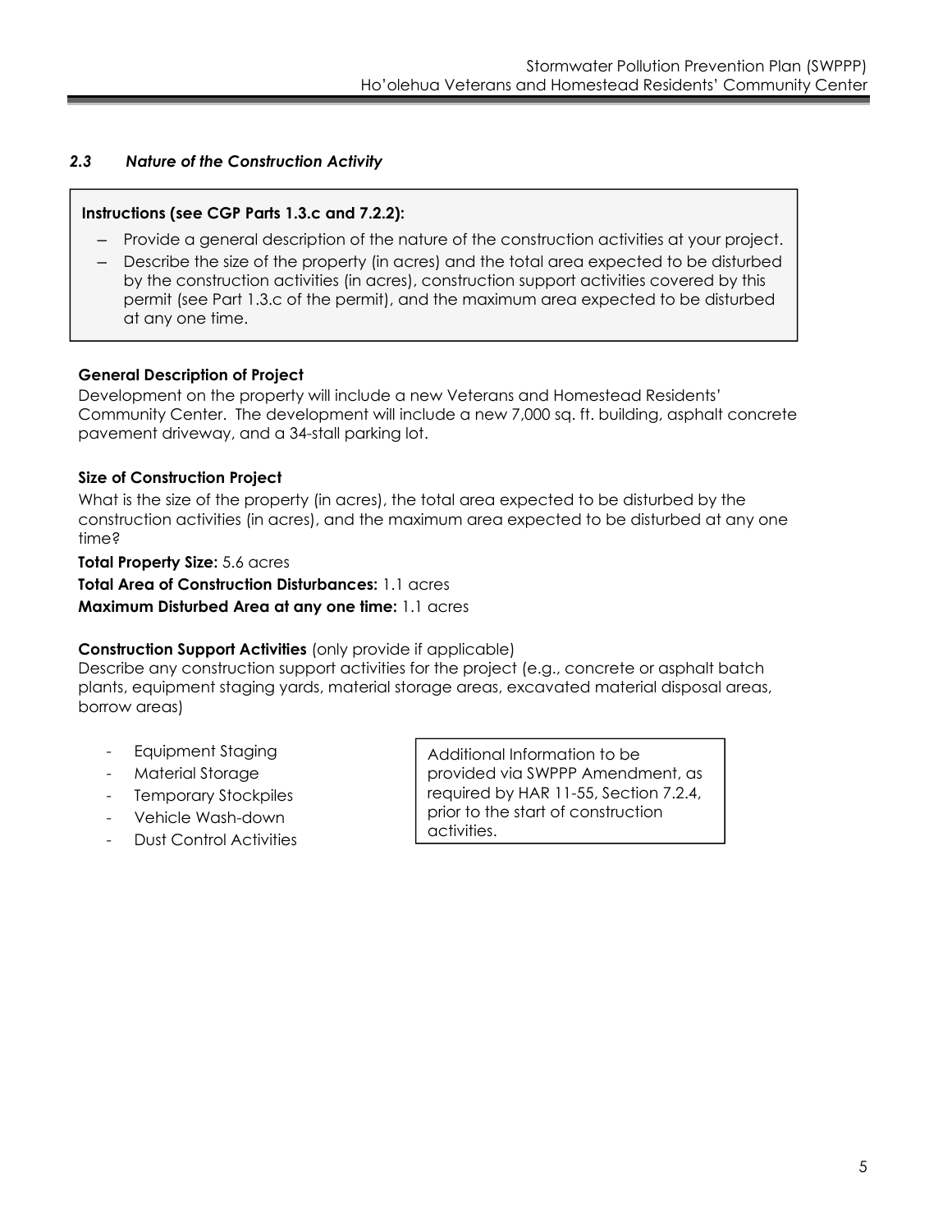### *2.3 Nature of the Construction Activity*

**Instructions (see CGP Parts 1.3.c and 7.2.2):**

- Provide a general description of the nature of the construction activities at your project.
- Describe the size of the property (in acres) and the total area expected to be disturbed by the construction activities (in acres), construction support activities covered by this permit (see Part 1.3.c of the permit), and the maximum area expected to be disturbed at any one time.

**General Description of Project**

Development on the property will include a new Veterans and Homestead Residents' Community Center. The development will include a new 7,000 sq. ft. building, asphalt concrete pavement driveway, and a 34-stall parking lot.

**Size of Construction Project**

What is the size of the property (in acres), the total area expected to be disturbed by the construction activities (in acres), and the maximum area expected to be disturbed at any one time?

**Total Property Size:** 5.6 acres

**Total Area of Construction Disturbances:** 1.1 acres

**Maximum Disturbed Area at any one time:** 1.1 acres

**Construction Support Activities** (only provide if applicable)

Describe any construction support activities for the project (e.g., concrete or asphalt batch plants, equipment staging yards, material storage areas, excavated material disposal areas, borrow areas)

- Equipment Staging
- Material Storage
- Temporary Stockpiles
- Vehicle Wash-down
- Dust Control Activities

Additional Information to be provided via SWPPP Amendment, as required by HAR 11-55, Section 7.2.4, prior to the start of construction activities.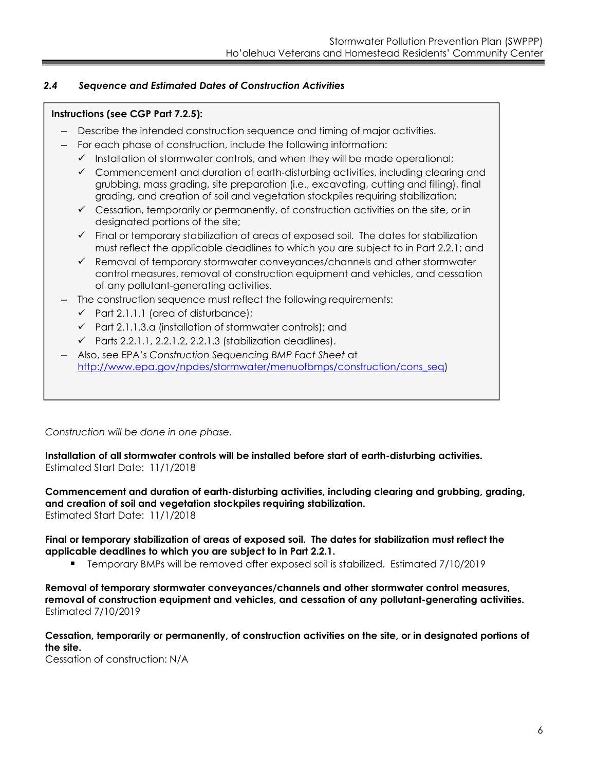### *2.4 Sequence and Estimated Dates of Construction Activities*

**Instructions (see CGP Part 7.2.5):**

- Describe the intended construction sequence and timing of major activities.
- For each phase of construction, include the following information:
  - ✓ Installation of stormwater controls, and when they will be made operational;
  - ✓ Commencement and duration of earth-disturbing activities, including clearing and grubbing, mass grading, site preparation (i.e., excavating, cutting and filling), final grading, and creation of soil and vegetation stockpiles requiring stabilization;
  - ✓ Cessation, temporarily or permanently, of construction activities on the site, or in designated portions of the site;
  - ✓ Final or temporary stabilization of areas of exposed soil. The dates for stabilization must reflect the applicable deadlines to which you are subject to in Part 2.2.1; and
  - ✓ Removal of temporary stormwater conveyances/channels and other stormwater control measures, removal of construction equipment and vehicles, and cessation of any pollutant-generating activities.
- The construction sequence must reflect the following requirements:
  - ✓ Part 2.1.1.1 (area of disturbance);
  - ✓ Part 2.1.1.3.a (installation of stormwater controls); and
  - ✓ Parts 2.2.1.1, 2.2.1.2, 2.2.1.3 (stabilization deadlines).
- Also, see EPA's *Construction Sequencing BMP Fact Sheet* at http://www.epa.gov/npdes/stormwater/menuofbmps/construction/cons_seq)

*Construction will be done in one phase.*

**Installation of all stormwater controls will be installed before start of earth-disturbing activities.**
Estimated Start Date: 11/1/2018

**Commencement and duration of earth-disturbing activities, including clearing and grubbing, grading, and creation of soil and vegetation stockpiles requiring stabilization.**
Estimated Start Date: 11/1/2018

**Final or temporary stabilization of areas of exposed soil. The dates for stabilization must reflect the applicable deadlines to which you are subject to in Part 2.2.1.**

- Temporary BMPs will be removed after exposed soil is stabilized. Estimated 7/10/2019

**Removal of temporary stormwater conveyances/channels and other stormwater control measures, removal of construction equipment and vehicles, and cessation of any pollutant-generating activities.**
Estimated 7/10/2019

**Cessation, temporarily or permanently, of construction activities on the site, or in designated portions of the site.**
Cessation of construction: N/A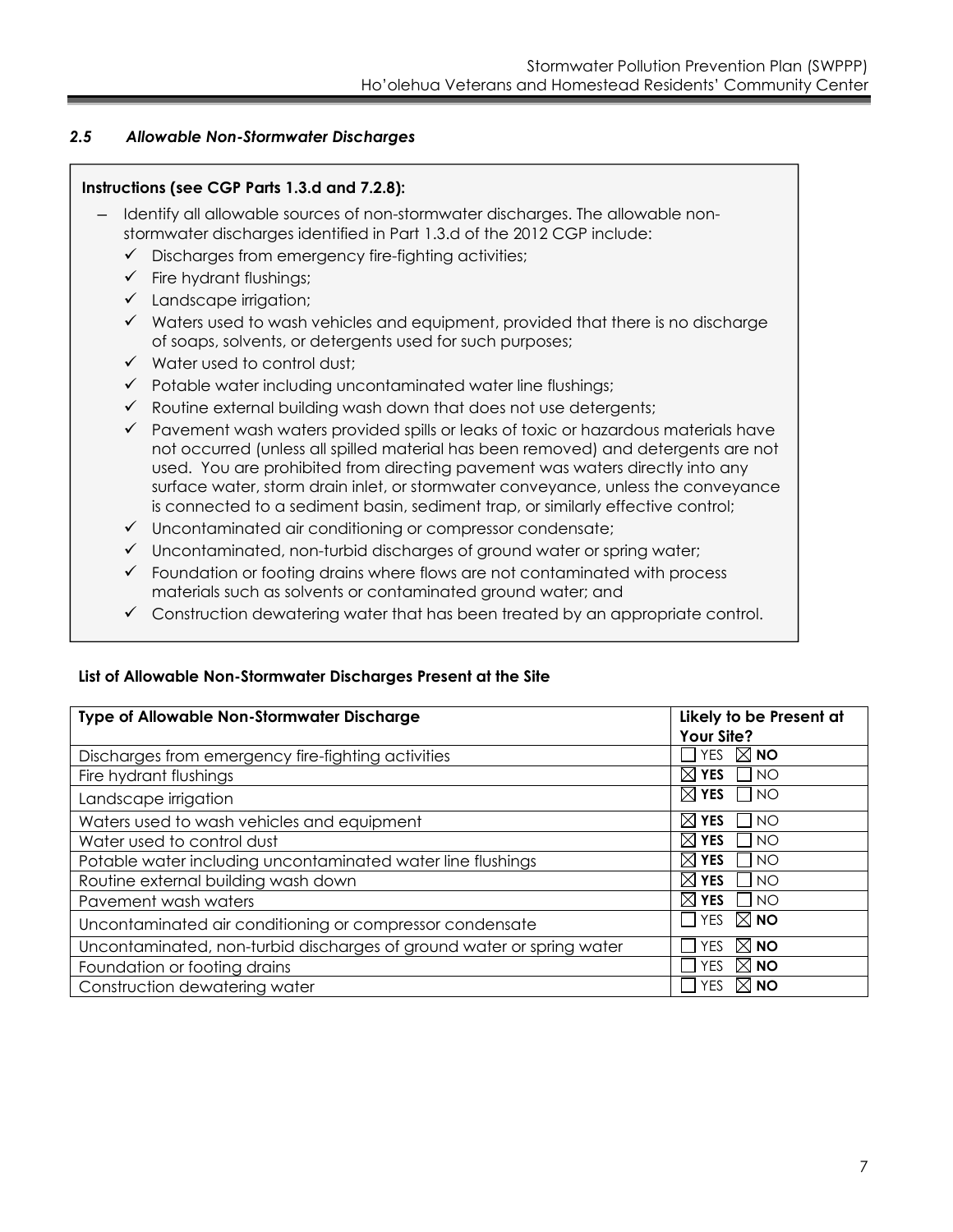### *2.5 Allowable Non-Stormwater Discharges*

**Instructions (see CGP Parts 1.3.d and 7.2.8):**

- Identify all allowable sources of non-stormwater discharges. The allowable non-stormwater discharges identified in Part 1.3.d of the 2012 CGP include:
  - ✓ Discharges from emergency fire-fighting activities;
  - ✓ Fire hydrant flushings;
  - ✓ Landscape irrigation;
  - ✓ Waters used to wash vehicles and equipment, provided that there is no discharge of soaps, solvents, or detergents used for such purposes;
  - ✓ Water used to control dust;
  - ✓ Potable water including uncontaminated water line flushings;
  - ✓ Routine external building wash down that does not use detergents;
  - ✓ Pavement wash waters provided spills or leaks of toxic or hazardous materials have not occurred (unless all spilled material has been removed) and detergents are not used. You are prohibited from directing pavement was waters directly into any surface water, storm drain inlet, or stormwater conveyance, unless the conveyance is connected to a sediment basin, sediment trap, or similarly effective control;
  - ✓ Uncontaminated air conditioning or compressor condensate;
  - ✓ Uncontaminated, non-turbid discharges of ground water or spring water;
  - ✓ Foundation or footing drains where flows are not contaminated with process materials such as solvents or contaminated ground water; and
  - ✓ Construction dewatering water that has been treated by an appropriate control.

**List of Allowable Non-Stormwater Discharges Present at the Site**

| Type of Allowable Non-Stormwater Discharge | Likely to be Present at Your Site? |
|---|---|
| Discharges from emergency fire-fighting activities | ☐ YES ☒ **NO** |
| Fire hydrant flushings | ☒ **YES** ☐ NO |
| Landscape irrigation | ☒ **YES** ☐ NO |
| Waters used to wash vehicles and equipment | ☒ **YES** ☐ NO |
| Water used to control dust | ☒ **YES** ☐ NO |
| Potable water including uncontaminated water line flushings | ☒ **YES** ☐ NO |
| Routine external building wash down | ☒ **YES** ☐ NO |
| Pavement wash waters | ☒ **YES** ☐ NO |
| Uncontaminated air conditioning or compressor condensate | ☐ YES ☒ **NO** |
| Uncontaminated, non-turbid discharges of ground water or spring water | ☐ YES ☒ **NO** |
| Foundation or footing drains | ☐ YES ☒ **NO** |
| Construction dewatering water | ☐ YES ☒ **NO** |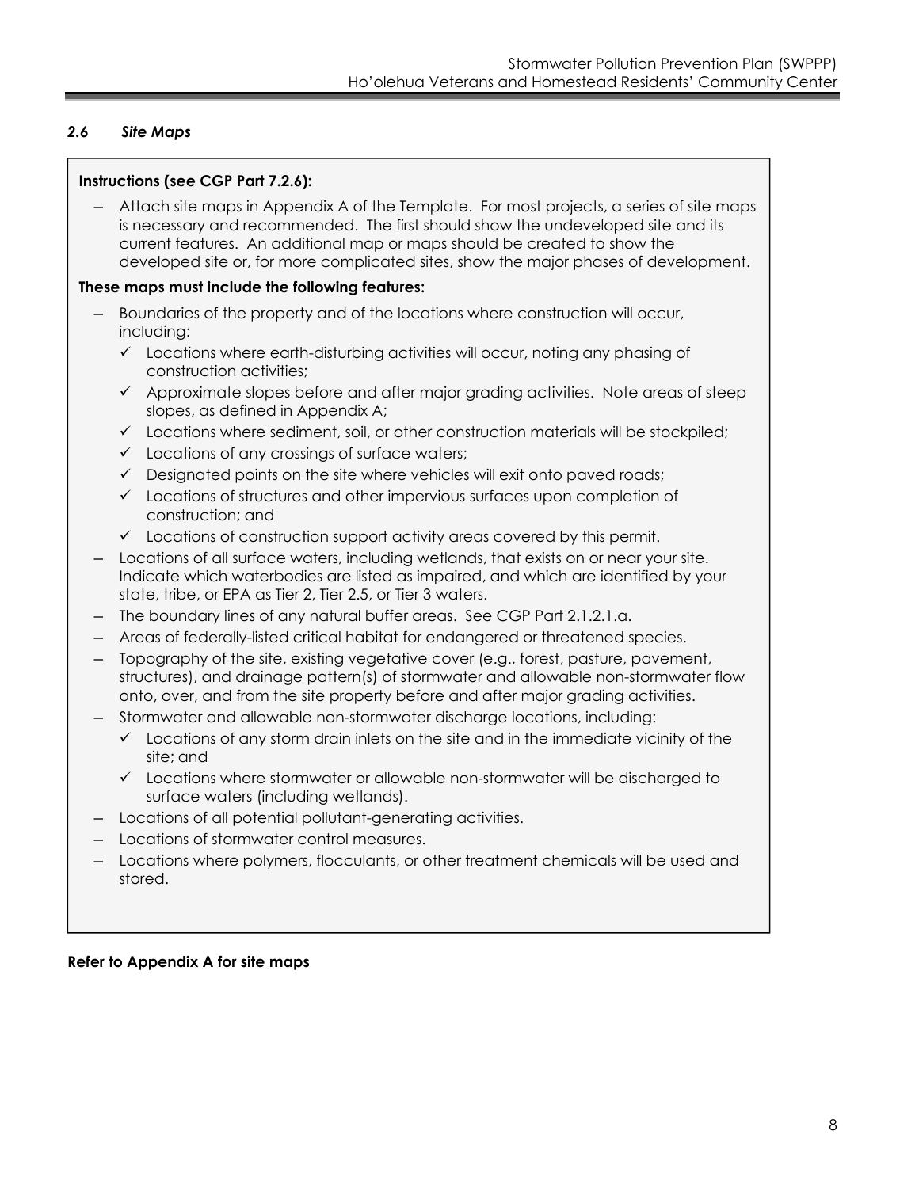### *2.6 Site Maps*

**Instructions (see CGP Part 7.2.6):**

- Attach site maps in Appendix A of the Template. For most projects, a series of site maps is necessary and recommended. The first should show the undeveloped site and its current features. An additional map or maps should be created to show the developed site or, for more complicated sites, show the major phases of development.

**These maps must include the following features:**

- Boundaries of the property and of the locations where construction will occur, including:
  - ✓ Locations where earth-disturbing activities will occur, noting any phasing of construction activities;
  - ✓ Approximate slopes before and after major grading activities. Note areas of steep slopes, as defined in Appendix A;
  - ✓ Locations where sediment, soil, or other construction materials will be stockpiled;
  - ✓ Locations of any crossings of surface waters;
  - ✓ Designated points on the site where vehicles will exit onto paved roads;
  - ✓ Locations of structures and other impervious surfaces upon completion of construction; and
  - ✓ Locations of construction support activity areas covered by this permit.
- Locations of all surface waters, including wetlands, that exists on or near your site. Indicate which waterbodies are listed as impaired, and which are identified by your state, tribe, or EPA as Tier 2, Tier 2.5, or Tier 3 waters.
- The boundary lines of any natural buffer areas. See CGP Part 2.1.2.1.a.
- Areas of federally-listed critical habitat for endangered or threatened species.
- Topography of the site, existing vegetative cover (e.g., forest, pasture, pavement, structures), and drainage pattern(s) of stormwater and allowable non-stormwater flow onto, over, and from the site property before and after major grading activities.
- Stormwater and allowable non-stormwater discharge locations, including:
  - ✓ Locations of any storm drain inlets on the site and in the immediate vicinity of the site; and
  - ✓ Locations where stormwater or allowable non-stormwater will be discharged to surface waters (including wetlands).
- Locations of all potential pollutant-generating activities.
- Locations of stormwater control measures.
- Locations where polymers, flocculants, or other treatment chemicals will be used and stored.

**Refer to Appendix A for site maps**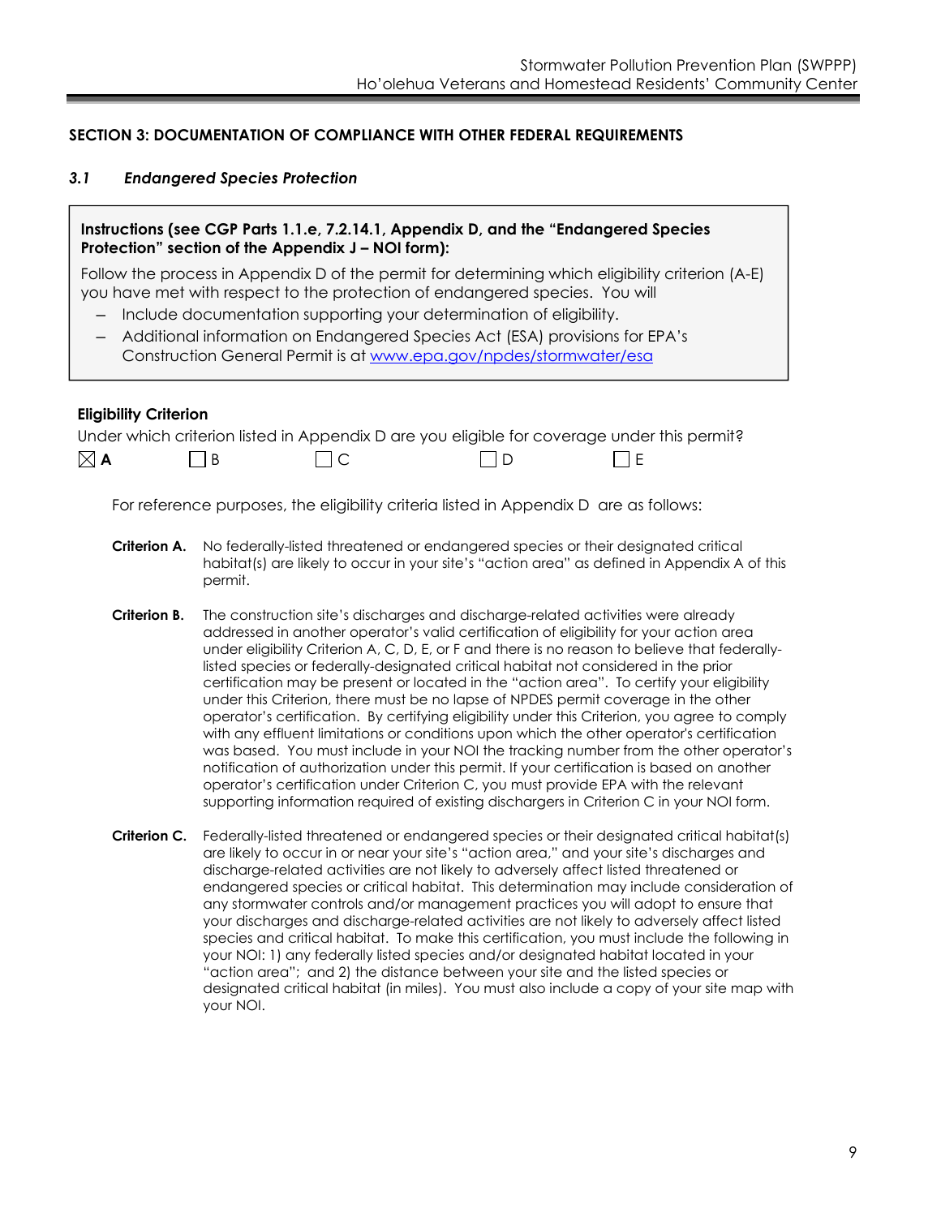## SECTION 3: DOCUMENTATION OF COMPLIANCE WITH OTHER FEDERAL REQUIREMENTS

### *3.1 Endangered Species Protection*

**Instructions (see CGP Parts 1.1.e, 7.2.14.1, Appendix D, and the "Endangered Species Protection" section of the Appendix J – NOI form):**

Follow the process in Appendix D of the permit for determining which eligibility criterion (A-E) you have met with respect to the protection of endangered species. You will

- Include documentation supporting your determination of eligibility.
- Additional information on Endangered Species Act (ESA) provisions for EPA's Construction General Permit is at www.epa.gov/npdes/stormwater/esa

**Eligibility Criterion**

Under which criterion listed in Appendix D are you eligible for coverage under this permit?

☒ **A** ☐ B ☐ C ☐ D ☐ E

For reference purposes, the eligibility criteria listed in Appendix D are as follows:

**Criterion A.** No federally-listed threatened or endangered species or their designated critical habitat(s) are likely to occur in your site's "action area" as defined in Appendix A of this permit.

**Criterion B.** The construction site's discharges and discharge-related activities were already addressed in another operator's valid certification of eligibility for your action area under eligibility Criterion A, C, D, E, or F and there is no reason to believe that federally-listed species or federally-designated critical habitat not considered in the prior certification may be present or located in the "action area". To certify your eligibility under this Criterion, there must be no lapse of NPDES permit coverage in the other operator's certification. By certifying eligibility under this Criterion, you agree to comply with any effluent limitations or conditions upon which the other operator's certification was based. You must include in your NOI the tracking number from the other operator's notification of authorization under this permit. If your certification is based on another operator's certification under Criterion C, you must provide EPA with the relevant supporting information required of existing dischargers in Criterion C in your NOI form.

**Criterion C.** Federally-listed threatened or endangered species or their designated critical habitat(s) are likely to occur in or near your site's "action area," and your site's discharges and discharge-related activities are not likely to adversely affect listed threatened or endangered species or critical habitat. This determination may include consideration of any stormwater controls and/or management practices you will adopt to ensure that your discharges and discharge-related activities are not likely to adversely affect listed species and critical habitat. To make this certification, you must include the following in your NOI: 1) any federally listed species and/or designated habitat located in your "action area"; and 2) the distance between your site and the listed species or designated critical habitat (in miles). You must also include a copy of your site map with your NOI.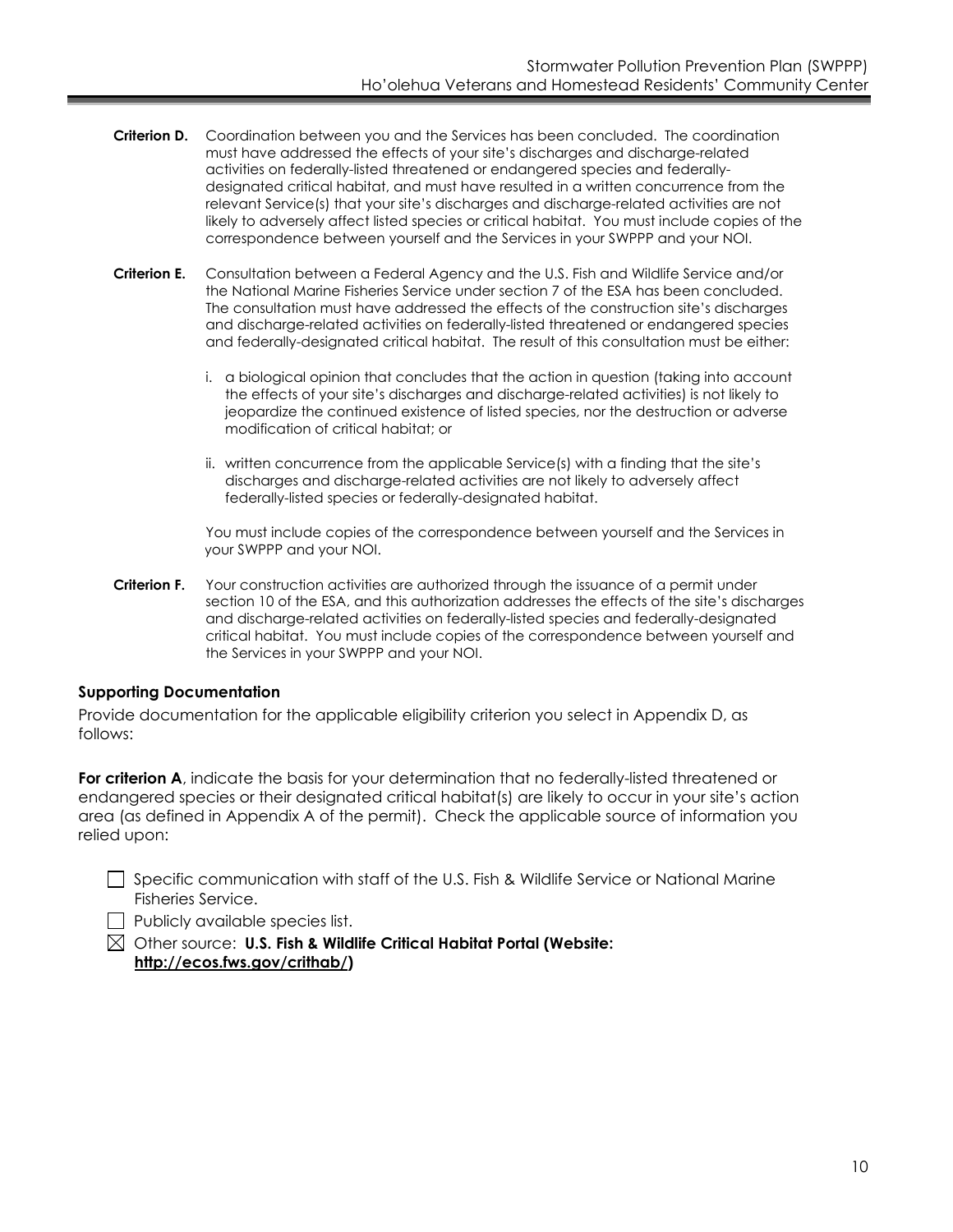**Criterion D.** Coordination between you and the Services has been concluded. The coordination must have addressed the effects of your site's discharges and discharge-related activities on federally-listed threatened or endangered species and federally-designated critical habitat, and must have resulted in a written concurrence from the relevant Service(s) that your site's discharges and discharge-related activities are not likely to adversely affect listed species or critical habitat. You must include copies of the correspondence between yourself and the Services in your SWPPP and your NOI.

**Criterion E.** Consultation between a Federal Agency and the U.S. Fish and Wildlife Service and/or the National Marine Fisheries Service under section 7 of the ESA has been concluded. The consultation must have addressed the effects of the construction site's discharges and discharge-related activities on federally-listed threatened or endangered species and federally-designated critical habitat. The result of this consultation must be either:

i. a biological opinion that concludes that the action in question (taking into account the effects of your site's discharges and discharge-related activities) is not likely to jeopardize the continued existence of listed species, nor the destruction or adverse modification of critical habitat; or

ii. written concurrence from the applicable Service(s) with a finding that the site's discharges and discharge-related activities are not likely to adversely affect federally-listed species or federally-designated habitat.

You must include copies of the correspondence between yourself and the Services in your SWPPP and your NOI.

**Criterion F.** Your construction activities are authorized through the issuance of a permit under section 10 of the ESA, and this authorization addresses the effects of the site's discharges and discharge-related activities on federally-listed species and federally-designated critical habitat. You must include copies of the correspondence between yourself and the Services in your SWPPP and your NOI.

**Supporting Documentation**

Provide documentation for the applicable eligibility criterion you select in Appendix D, as follows:

**For criterion A**, indicate the basis for your determination that no federally-listed threatened or endangered species or their designated critical habitat(s) are likely to occur in your site's action area (as defined in Appendix A of the permit). Check the applicable source of information you relied upon:

☐ Specific communication with staff of the U.S. Fish & Wildlife Service or National Marine Fisheries Service.

☐ Publicly available species list.

☒ Other source: **U.S. Fish & Wildlife Critical Habitat Portal (Website: http://ecos.fws.gov/crithab/)**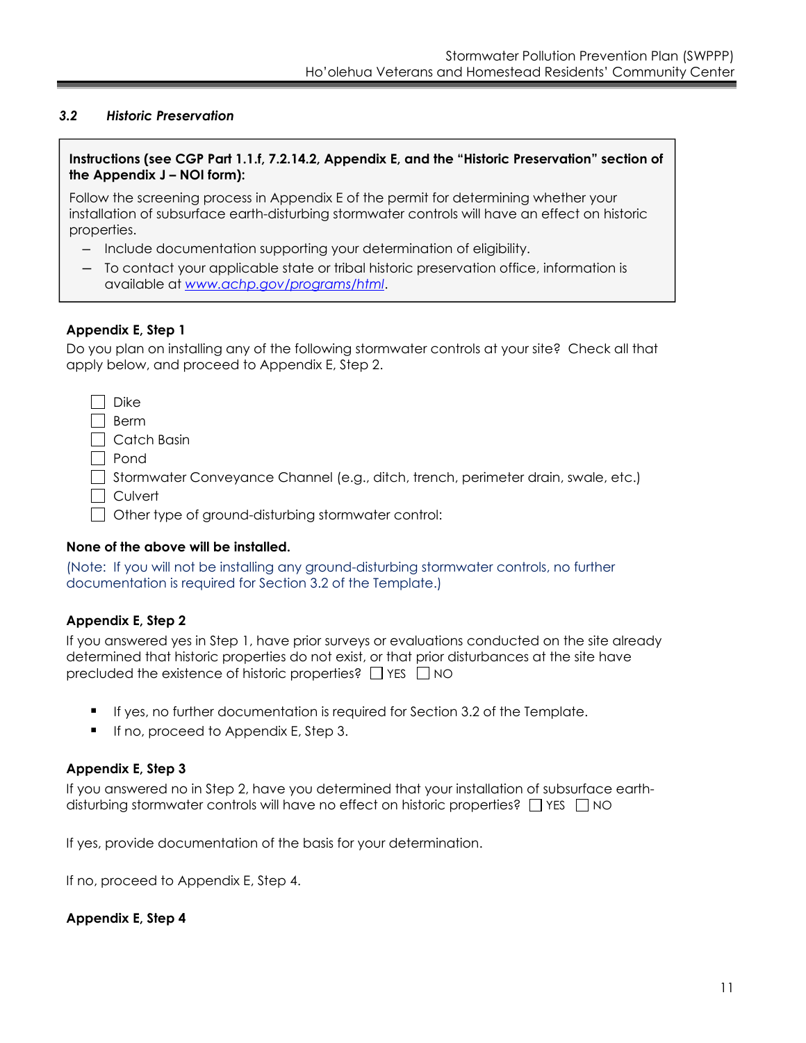### *3.2 Historic Preservation*

**Instructions (see CGP Part 1.1.f, 7.2.14.2, Appendix E, and the "Historic Preservation" section of the Appendix J – NOI form):**

Follow the screening process in Appendix E of the permit for determining whether your installation of subsurface earth-disturbing stormwater controls will have an effect on historic properties.

- Include documentation supporting your determination of eligibility.
- To contact your applicable state or tribal historic preservation office, information is available at [www.achp.gov/programs/html](www.achp.gov/programs/html).

**Appendix E, Step 1**

Do you plan on installing any of the following stormwater controls at your site? Check all that apply below, and proceed to Appendix E, Step 2.

- ☐ Dike
- ☐ Berm
- ☐ Catch Basin
- ☐ Pond
- ☐ Stormwater Conveyance Channel (e.g., ditch, trench, perimeter drain, swale, etc.)
- ☐ Culvert
- ☐ Other type of ground-disturbing stormwater control:

**None of the above will be installed.**

(Note: If you will not be installing any ground-disturbing stormwater controls, no further documentation is required for Section 3.2 of the Template.)

**Appendix E, Step 2**

If you answered yes in Step 1, have prior surveys or evaluations conducted on the site already determined that historic properties do not exist, or that prior disturbances at the site have precluded the existence of historic properties? ☐ YES ☐ NO

- If yes, no further documentation is required for Section 3.2 of the Template.
- If no, proceed to Appendix E, Step 3.

**Appendix E, Step 3**

If you answered no in Step 2, have you determined that your installation of subsurface earth-disturbing stormwater controls will have no effect on historic properties? ☐ YES ☐ NO

If yes, provide documentation of the basis for your determination.

If no, proceed to Appendix E, Step 4.

**Appendix E, Step 4**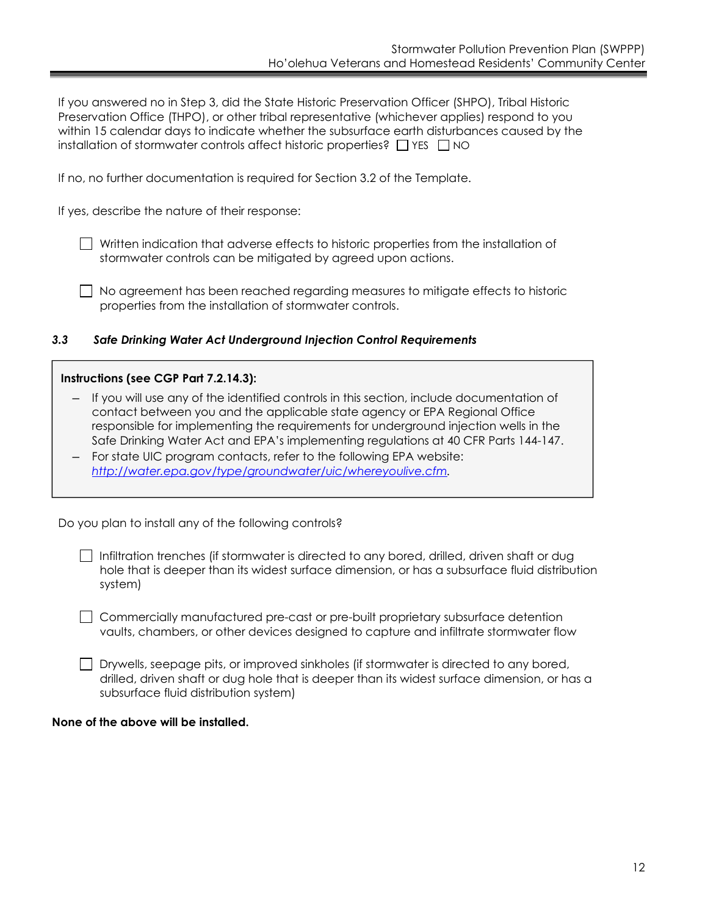If you answered no in Step 3, did the State Historic Preservation Officer (SHPO), Tribal Historic Preservation Office (THPO), or other tribal representative (whichever applies) respond to you within 15 calendar days to indicate whether the subsurface earth disturbances caused by the installation of stormwater controls affect historic properties? ☐ YES ☐ NO

If no, no further documentation is required for Section 3.2 of the Template.

If yes, describe the nature of their response:

☐ Written indication that adverse effects to historic properties from the installation of stormwater controls can be mitigated by agreed upon actions.

☐ No agreement has been reached regarding measures to mitigate effects to historic properties from the installation of stormwater controls.

### *3.3 Safe Drinking Water Act Underground Injection Control Requirements*

**Instructions (see CGP Part 7.2.14.3):**

- If you will use any of the identified controls in this section, include documentation of contact between you and the applicable state agency or EPA Regional Office responsible for implementing the requirements for underground injection wells in the Safe Drinking Water Act and EPA's implementing regulations at 40 CFR Parts 144-147.
- For state UIC program contacts, refer to the following EPA website: *http://water.epa.gov/type/groundwater/uic/whereyoulive.cfm*.

Do you plan to install any of the following controls?

☐ Infiltration trenches (if stormwater is directed to any bored, drilled, driven shaft or dug hole that is deeper than its widest surface dimension, or has a subsurface fluid distribution system)

☐ Commercially manufactured pre-cast or pre-built proprietary subsurface detention vaults, chambers, or other devices designed to capture and infiltrate stormwater flow

☐ Drywells, seepage pits, or improved sinkholes (if stormwater is directed to any bored, drilled, driven shaft or dug hole that is deeper than its widest surface dimension, or has a subsurface fluid distribution system)

**None of the above will be installed.**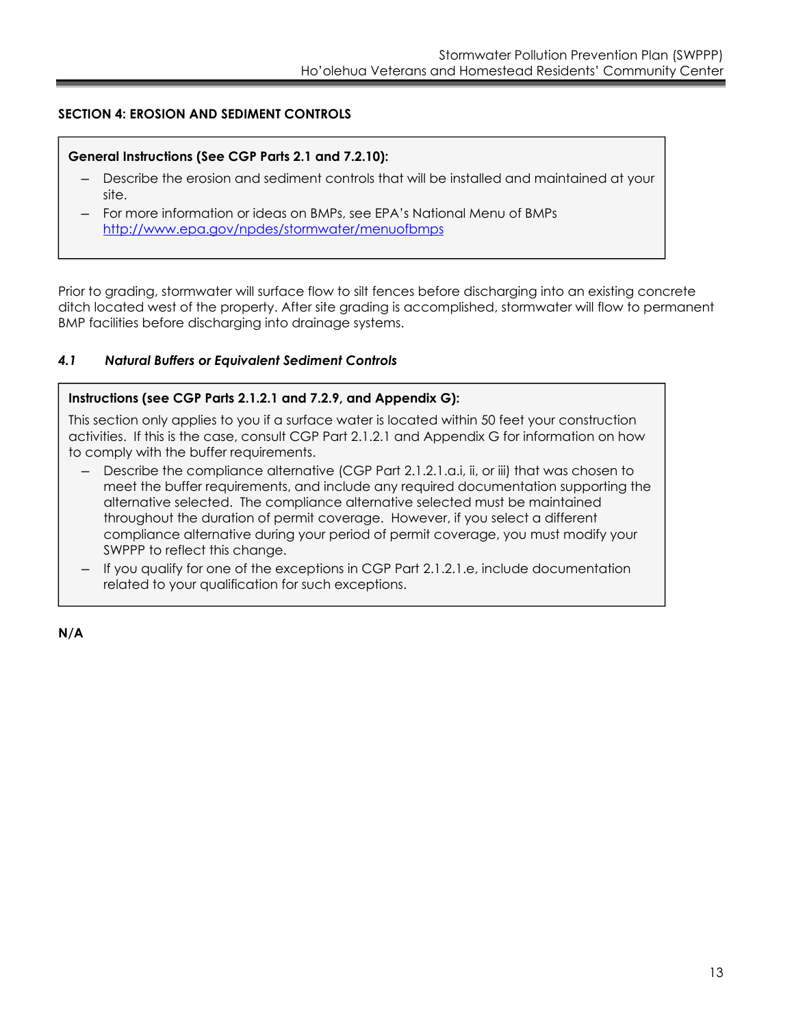## SECTION 4: EROSION AND SEDIMENT CONTROLS

**General Instructions (See CGP Parts 2.1 and 7.2.10):**

- Describe the erosion and sediment controls that will be installed and maintained at your site.
- For more information or ideas on BMPs, see EPA's National Menu of BMPs http://www.epa.gov/npdes/stormwater/menuofbmps

Prior to grading, stormwater will surface flow to silt fences before discharging into an existing concrete ditch located west of the property. After site grading is accomplished, stormwater will flow to permanent BMP facilities before discharging into drainage systems.

### *4.1 Natural Buffers or Equivalent Sediment Controls*

**Instructions (see CGP Parts 2.1.2.1 and 7.2.9, and Appendix G):**

This section only applies to you if a surface water is located within 50 feet your construction activities. If this is the case, consult CGP Part 2.1.2.1 and Appendix G for information on how to comply with the buffer requirements.

- Describe the compliance alternative (CGP Part 2.1.2.1.a.i, ii, or iii) that was chosen to meet the buffer requirements, and include any required documentation supporting the alternative selected. The compliance alternative selected must be maintained throughout the duration of permit coverage. However, if you select a different compliance alternative during your period of permit coverage, you must modify your SWPPP to reflect this change.
- If you qualify for one of the exceptions in CGP Part 2.1.2.1.e, include documentation related to your qualification for such exceptions.

**N/A**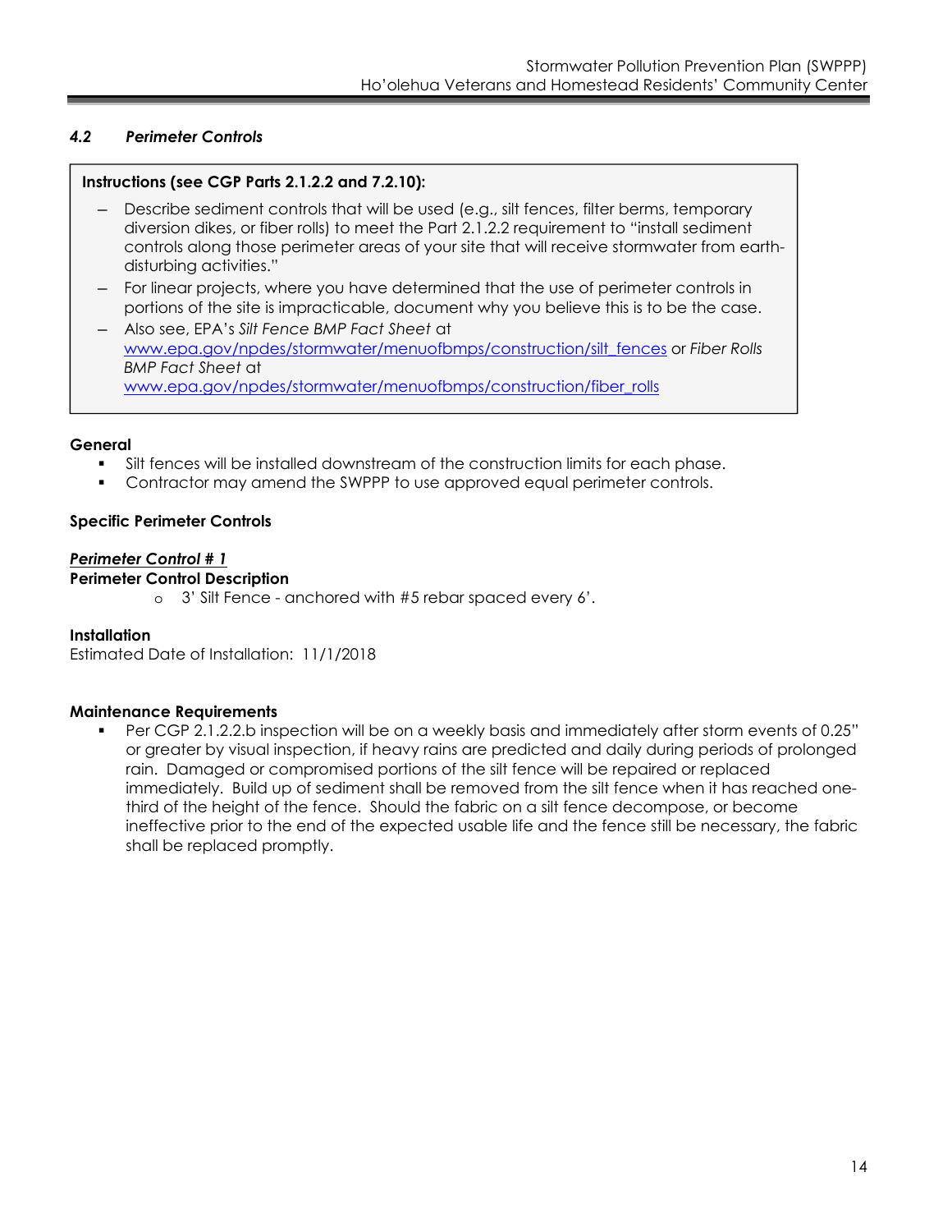### *4.2 Perimeter Controls*

> **Instructions (see CGP Parts 2.1.2.2 and 7.2.10):**
>
> – Describe sediment controls that will be used (e.g., silt fences, filter berms, temporary diversion dikes, or fiber rolls) to meet the Part 2.1.2.2 requirement to "install sediment controls along those perimeter areas of your site that will receive stormwater from earth-disturbing activities."
>
> – For linear projects, where you have determined that the use of perimeter controls in portions of the site is impracticable, document why you believe this is to be the case.
>
> – Also see, EPA's *Silt Fence BMP Fact Sheet* at www.epa.gov/npdes/stormwater/menuofbmps/construction/silt_fences or *Fiber Rolls BMP Fact Sheet* at www.epa.gov/npdes/stormwater/menuofbmps/construction/fiber_rolls

**General**

- Silt fences will be installed downstream of the construction limits for each phase.
- Contractor may amend the SWPPP to use approved equal perimeter controls.

**Specific Perimeter Controls**

***Perimeter Control # 1***

**Perimeter Control Description**

- 3' Silt Fence - anchored with #5 rebar spaced every 6'.

**Installation**

Estimated Date of Installation: 11/1/2018

**Maintenance Requirements**

- Per CGP 2.1.2.2.b inspection will be on a weekly basis and immediately after storm events of 0.25" or greater by visual inspection, if heavy rains are predicted and daily during periods of prolonged rain. Damaged or compromised portions of the silt fence will be repaired or replaced immediately. Build up of sediment shall be removed from the silt fence when it has reached one-third of the height of the fence. Should the fabric on a silt fence decompose, or become ineffective prior to the end of the expected usable life and the fence still be necessary, the fabric shall be replaced promptly.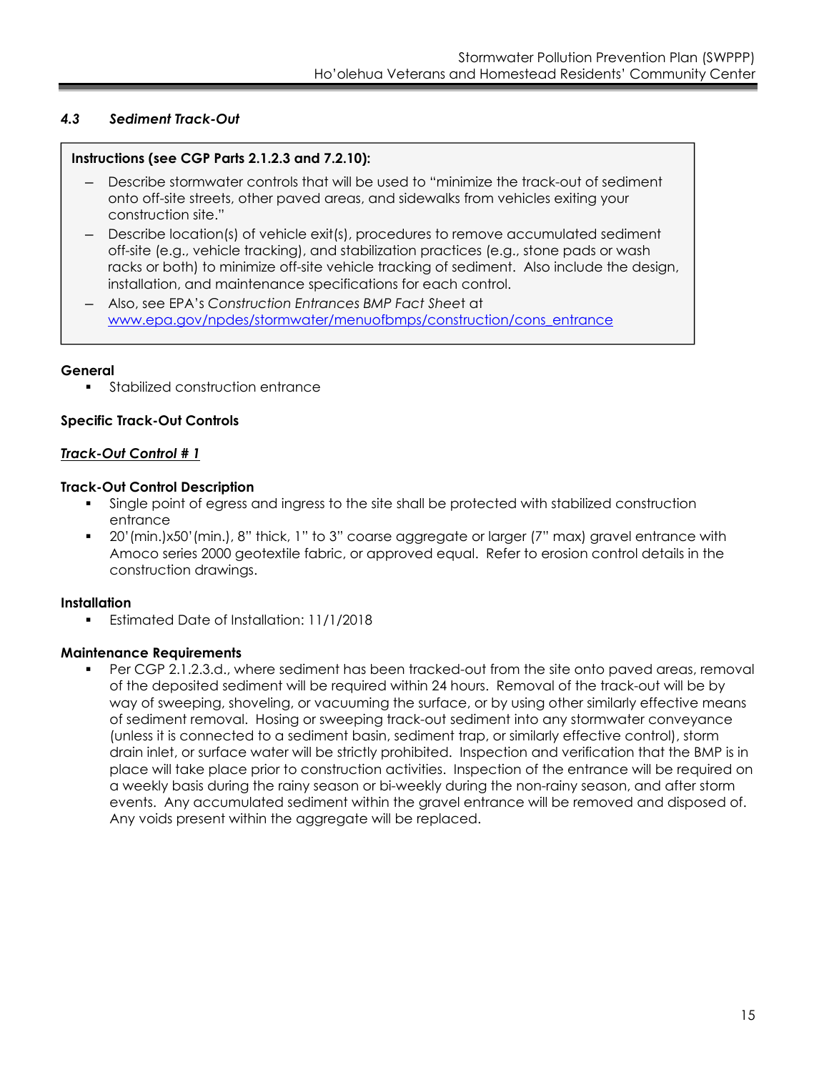### *4.3 Sediment Track-Out*

**Instructions (see CGP Parts 2.1.2.3 and 7.2.10):**

- Describe stormwater controls that will be used to "minimize the track-out of sediment onto off-site streets, other paved areas, and sidewalks from vehicles exiting your construction site."
- Describe location(s) of vehicle exit(s), procedures to remove accumulated sediment off-site (e.g., vehicle tracking), and stabilization practices (e.g., stone pads or wash racks or both) to minimize off-site vehicle tracking of sediment. Also include the design, installation, and maintenance specifications for each control.
- Also, see EPA's *Construction Entrances BMP Fact Sheet* at [www.epa.gov/npdes/stormwater/menuofbmps/construction/cons_entrance](www.epa.gov/npdes/stormwater/menuofbmps/construction/cons_entrance)

**General**

- Stabilized construction entrance

**Specific Track-Out Controls**

***Track-Out Control # 1***

**Track-Out Control Description**

- Single point of egress and ingress to the site shall be protected with stabilized construction entrance
- 20'(min.)x50'(min.), 8" thick, 1" to 3" coarse aggregate or larger (7" max) gravel entrance with Amoco series 2000 geotextile fabric, or approved equal. Refer to erosion control details in the construction drawings.

**Installation**

- Estimated Date of Installation: 11/1/2018

**Maintenance Requirements**

- Per CGP 2.1.2.3.d., where sediment has been tracked-out from the site onto paved areas, removal of the deposited sediment will be required within 24 hours. Removal of the track-out will be by way of sweeping, shoveling, or vacuuming the surface, or by using other similarly effective means of sediment removal. Hosing or sweeping track-out sediment into any stormwater conveyance (unless it is connected to a sediment basin, sediment trap, or similarly effective control), storm drain inlet, or surface water will be strictly prohibited. Inspection and verification that the BMP is in place will take place prior to construction activities. Inspection of the entrance will be required on a weekly basis during the rainy season or bi-weekly during the non-rainy season, and after storm events. Any accumulated sediment within the gravel entrance will be removed and disposed of. Any voids present within the aggregate will be replaced.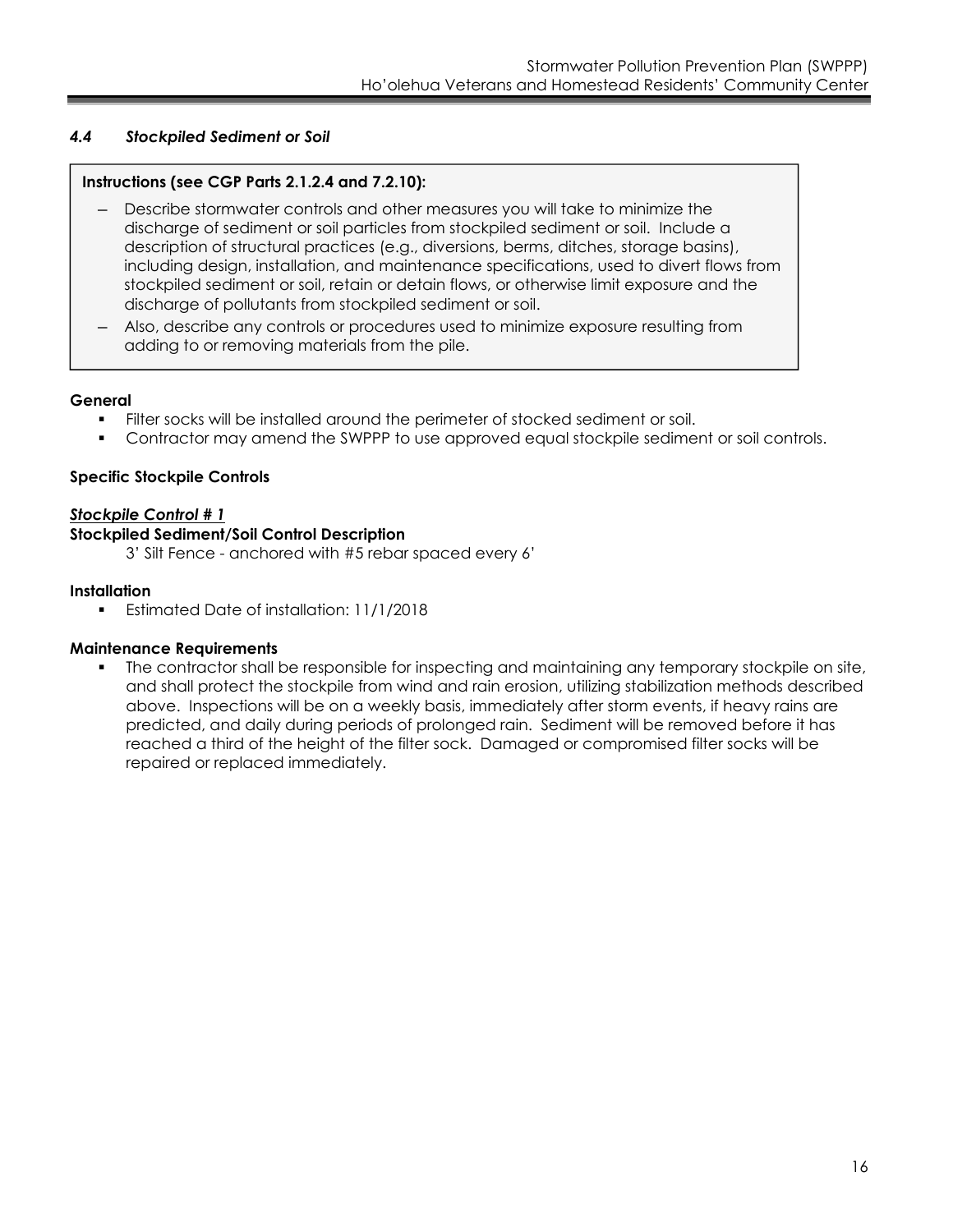### *4.4 Stockpiled Sediment or Soil*

**Instructions (see CGP Parts 2.1.2.4 and 7.2.10):**

- Describe stormwater controls and other measures you will take to minimize the discharge of sediment or soil particles from stockpiled sediment or soil. Include a description of structural practices (e.g., diversions, berms, ditches, storage basins), including design, installation, and maintenance specifications, used to divert flows from stockpiled sediment or soil, retain or detain flows, or otherwise limit exposure and the discharge of pollutants from stockpiled sediment or soil.
- Also, describe any controls or procedures used to minimize exposure resulting from adding to or removing materials from the pile.

**General**

- Filter socks will be installed around the perimeter of stocked sediment or soil.
- Contractor may amend the SWPPP to use approved equal stockpile sediment or soil controls.

**Specific Stockpile Controls**

***Stockpile Control # 1***

**Stockpiled Sediment/Soil Control Description**

3' Silt Fence - anchored with #5 rebar spaced every 6'

**Installation**

- Estimated Date of installation: 11/1/2018

**Maintenance Requirements**

- The contractor shall be responsible for inspecting and maintaining any temporary stockpile on site, and shall protect the stockpile from wind and rain erosion, utilizing stabilization methods described above. Inspections will be on a weekly basis, immediately after storm events, if heavy rains are predicted, and daily during periods of prolonged rain. Sediment will be removed before it has reached a third of the height of the filter sock. Damaged or compromised filter socks will be repaired or replaced immediately.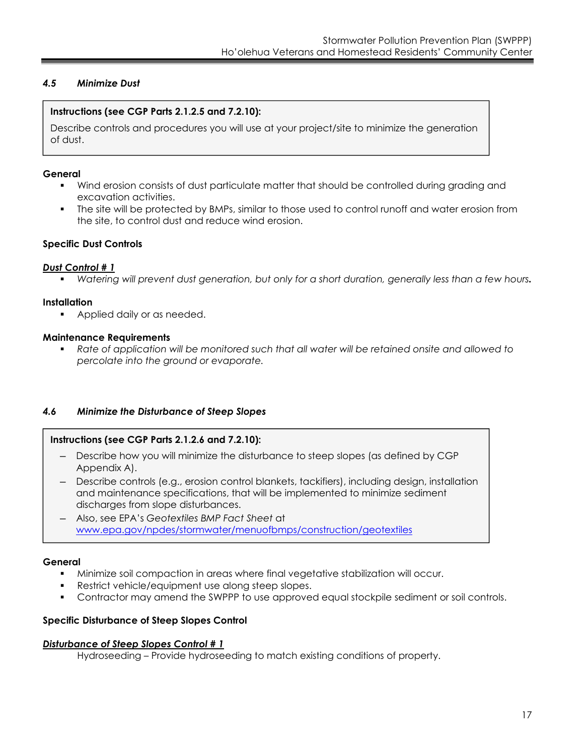### *4.5 Minimize Dust*

> **Instructions (see CGP Parts 2.1.2.5 and 7.2.10):**
>
> Describe controls and procedures you will use at your project/site to minimize the generation of dust.

**General**

- Wind erosion consists of dust particulate matter that should be controlled during grading and excavation activities.
- The site will be protected by BMPs, similar to those used to control runoff and water erosion from the site, to control dust and reduce wind erosion.

**Specific Dust Controls**

***Dust Control # 1***

- *Watering will prevent dust generation, but only for a short duration, generally less than a few hours.*

**Installation**

- Applied daily or as needed.

**Maintenance Requirements**

- *Rate of application will be monitored such that all water will be retained onsite and allowed to percolate into the ground or evaporate.*

### *4.6 Minimize the Disturbance of Steep Slopes*

> **Instructions (see CGP Parts 2.1.2.6 and 7.2.10):**
>
> – Describe how you will minimize the disturbance to steep slopes (as defined by CGP Appendix A).
>
> – Describe controls (e.g., erosion control blankets, tackifiers), including design, installation and maintenance specifications, that will be implemented to minimize sediment discharges from slope disturbances.
>
> – Also, see EPA's *Geotextiles BMP Fact Sheet* at www.epa.gov/npdes/stormwater/menuofbmps/construction/geotextiles

**General**

- Minimize soil compaction in areas where final vegetative stabilization will occur.
- Restrict vehicle/equipment use along steep slopes.
- Contractor may amend the SWPPP to use approved equal stockpile sediment or soil controls.

**Specific Disturbance of Steep Slopes Control**

***Disturbance of Steep Slopes Control # 1***

Hydroseeding – Provide hydroseeding to match existing conditions of property.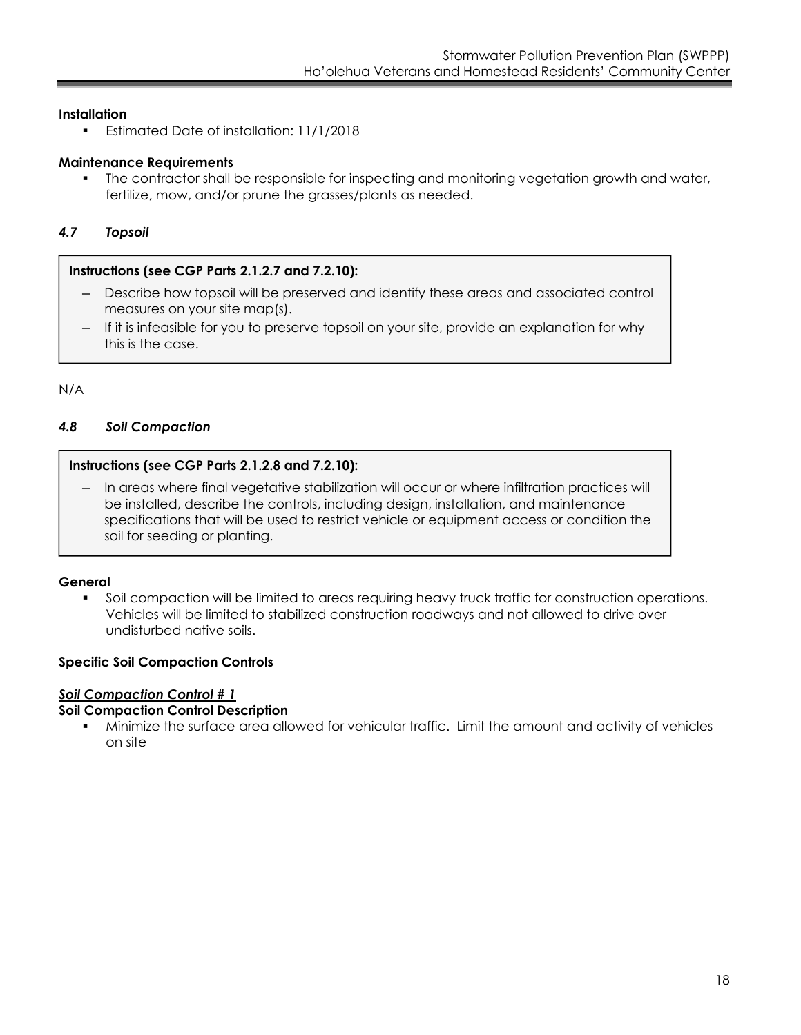**Installation**

- Estimated Date of installation: 11/1/2018

**Maintenance Requirements**

- The contractor shall be responsible for inspecting and monitoring vegetation growth and water, fertilize, mow, and/or prune the grasses/plants as needed.

### *4.7 Topsoil*

> **Instructions (see CGP Parts 2.1.2.7 and 7.2.10):**
>
> – Describe how topsoil will be preserved and identify these areas and associated control measures on your site map(s).
>
> – If it is infeasible for you to preserve topsoil on your site, provide an explanation for why this is the case.

N/A

### *4.8 Soil Compaction*

> **Instructions (see CGP Parts 2.1.2.8 and 7.2.10):**
>
> – In areas where final vegetative stabilization will occur or where infiltration practices will be installed, describe the controls, including design, installation, and maintenance specifications that will be used to restrict vehicle or equipment access or condition the soil for seeding or planting.

**General**

- Soil compaction will be limited to areas requiring heavy truck traffic for construction operations. Vehicles will be limited to stabilized construction roadways and not allowed to drive over undisturbed native soils.

**Specific Soil Compaction Controls**

***Soil Compaction Control # 1***

**Soil Compaction Control Description**

- Minimize the surface area allowed for vehicular traffic. Limit the amount and activity of vehicles on site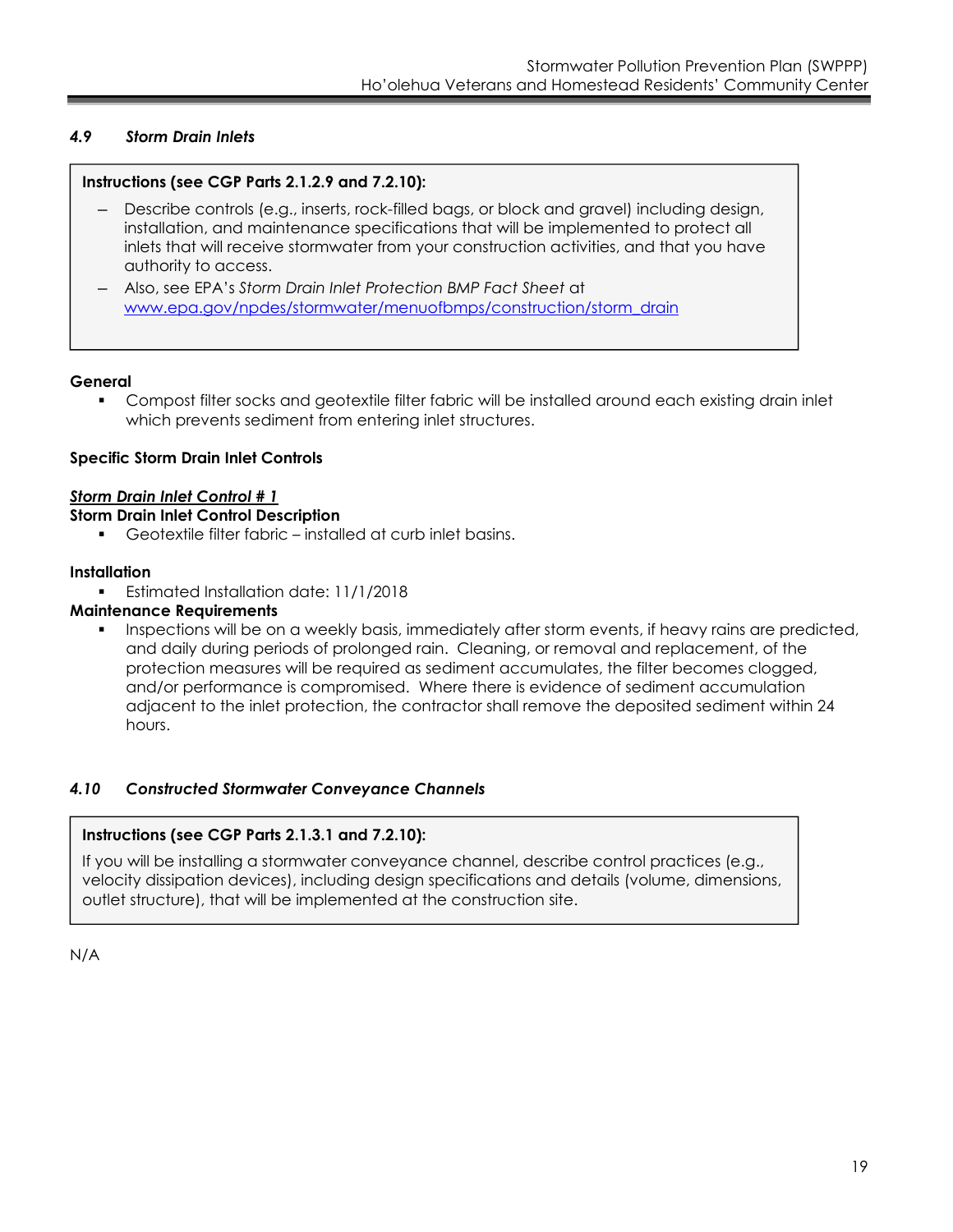### *4.9 Storm Drain Inlets*

> **Instructions (see CGP Parts 2.1.2.9 and 7.2.10):**
>
> – Describe controls (e.g., inserts, rock-filled bags, or block and gravel) including design, installation, and maintenance specifications that will be implemented to protect all inlets that will receive stormwater from your construction activities, and that you have authority to access.
>
> – Also, see EPA's *Storm Drain Inlet Protection BMP Fact Sheet* at [www.epa.gov/npdes/stormwater/menuofbmps/construction/storm_drain](www.epa.gov/npdes/stormwater/menuofbmps/construction/storm_drain)

**General**

- Compost filter socks and geotextile filter fabric will be installed around each existing drain inlet which prevents sediment from entering inlet structures.

**Specific Storm Drain Inlet Controls**

***<u>Storm Drain Inlet Control # 1</u>***

**Storm Drain Inlet Control Description**

- Geotextile filter fabric – installed at curb inlet basins.

**Installation**

- Estimated Installation date: 11/1/2018

**Maintenance Requirements**

- Inspections will be on a weekly basis, immediately after storm events, if heavy rains are predicted, and daily during periods of prolonged rain. Cleaning, or removal and replacement, of the protection measures will be required as sediment accumulates, the filter becomes clogged, and/or performance is compromised. Where there is evidence of sediment accumulation adjacent to the inlet protection, the contractor shall remove the deposited sediment within 24 hours.

### *4.10 Constructed Stormwater Conveyance Channels*

> **Instructions (see CGP Parts 2.1.3.1 and 7.2.10):**
>
> If you will be installing a stormwater conveyance channel, describe control practices (e.g., velocity dissipation devices), including design specifications and details (volume, dimensions, outlet structure), that will be implemented at the construction site.

N/A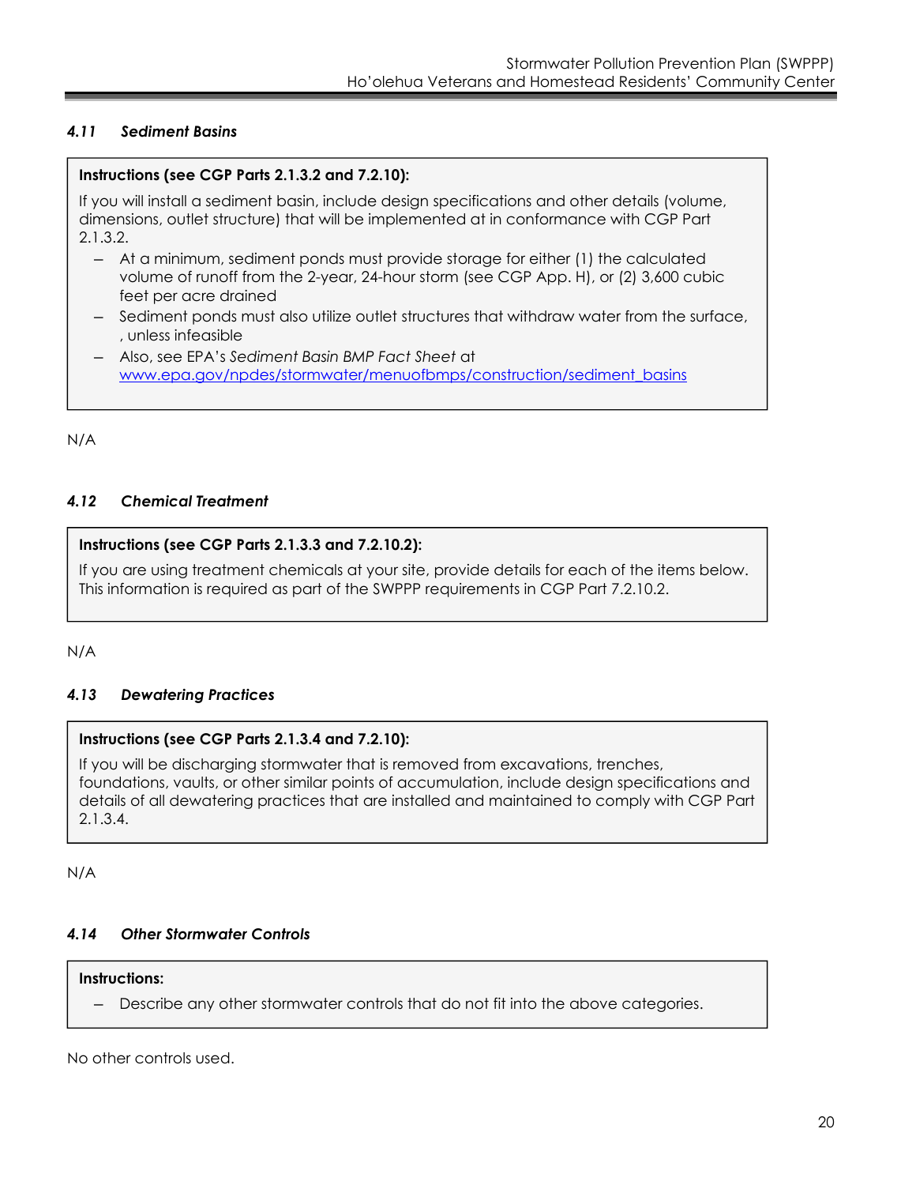### *4.11 Sediment Basins*

**Instructions (see CGP Parts 2.1.3.2 and 7.2.10):**

If you will install a sediment basin, include design specifications and other details (volume, dimensions, outlet structure) that will be implemented at in conformance with CGP Part 2.1.3.2.

- At a minimum, sediment ponds must provide storage for either (1) the calculated volume of runoff from the 2-year, 24-hour storm (see CGP App. H), or (2) 3,600 cubic feet per acre drained
- Sediment ponds must also utilize outlet structures that withdraw water from the surface, , unless infeasible
- Also, see EPA's *Sediment Basin BMP Fact Sheet* at [www.epa.gov/npdes/stormwater/menuofbmps/construction/sediment_basins](www.epa.gov/npdes/stormwater/menuofbmps/construction/sediment_basins)

N/A

### *4.12 Chemical Treatment*

**Instructions (see CGP Parts 2.1.3.3 and 7.2.10.2):**

If you are using treatment chemicals at your site, provide details for each of the items below. This information is required as part of the SWPPP requirements in CGP Part 7.2.10.2.

N/A

### *4.13 Dewatering Practices*

**Instructions (see CGP Parts 2.1.3.4 and 7.2.10):**

If you will be discharging stormwater that is removed from excavations, trenches, foundations, vaults, or other similar points of accumulation, include design specifications and details of all dewatering practices that are installed and maintained to comply with CGP Part 2.1.3.4.

N/A

### *4.14 Other Stormwater Controls*

**Instructions:**

- Describe any other stormwater controls that do not fit into the above categories.

No other controls used.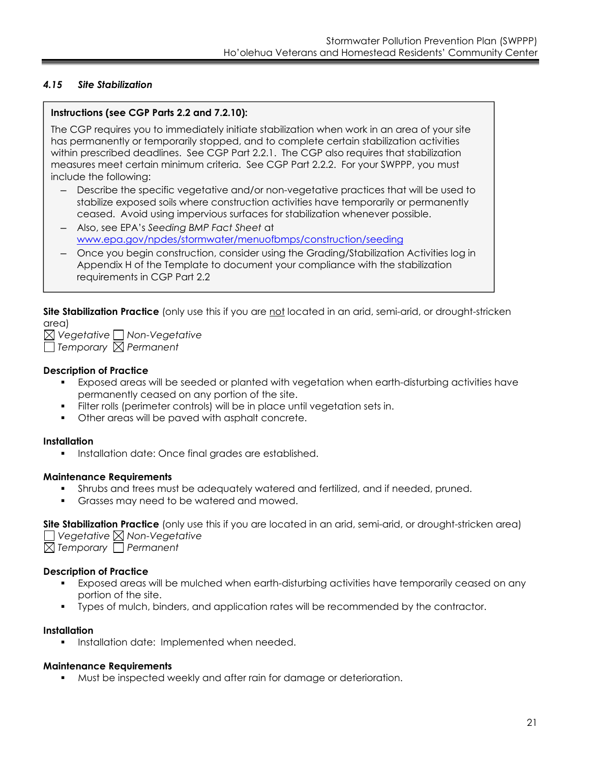### *4.15 Site Stabilization*

**Instructions (see CGP Parts 2.2 and 7.2.10):**

The CGP requires you to immediately initiate stabilization when work in an area of your site has permanently or temporarily stopped, and to complete certain stabilization activities within prescribed deadlines. See CGP Part 2.2.1. The CGP also requires that stabilization measures meet certain minimum criteria. See CGP Part 2.2.2. For your SWPPP, you must include the following:

- Describe the specific vegetative and/or non-vegetative practices that will be used to stabilize exposed soils where construction activities have temporarily or permanently ceased. Avoid using impervious surfaces for stabilization whenever possible.
- Also, see EPA's *Seeding BMP Fact Sheet* at www.epa.gov/npdes/stormwater/menuofbmps/construction/seeding
- Once you begin construction, consider using the Grading/Stabilization Activities log in Appendix H of the Template to document your compliance with the stabilization requirements in CGP Part 2.2

**Site Stabilization Practice** (only use this if you are not located in an arid, semi-arid, or drought-stricken area)

☒ *Vegetative* ☐ *Non-Vegetative*
☐ *Temporary* ☒ *Permanent*

**Description of Practice**

- Exposed areas will be seeded or planted with vegetation when earth-disturbing activities have permanently ceased on any portion of the site.
- Filter rolls (perimeter controls) will be in place until vegetation sets in.
- Other areas will be paved with asphalt concrete.

**Installation**

- Installation date: Once final grades are established.

**Maintenance Requirements**

- Shrubs and trees must be adequately watered and fertilized, and if needed, pruned.
- Grasses may need to be watered and mowed.

**Site Stabilization Practice** (only use this if you are located in an arid, semi-arid, or drought-stricken area)

☐ *Vegetative* ☒ *Non-Vegetative*
☒ *Temporary* ☐ *Permanent*

**Description of Practice**

- Exposed areas will be mulched when earth-disturbing activities have temporarily ceased on any portion of the site.
- Types of mulch, binders, and application rates will be recommended by the contractor.

**Installation**

- Installation date: Implemented when needed.

**Maintenance Requirements**

- Must be inspected weekly and after rain for damage or deterioration.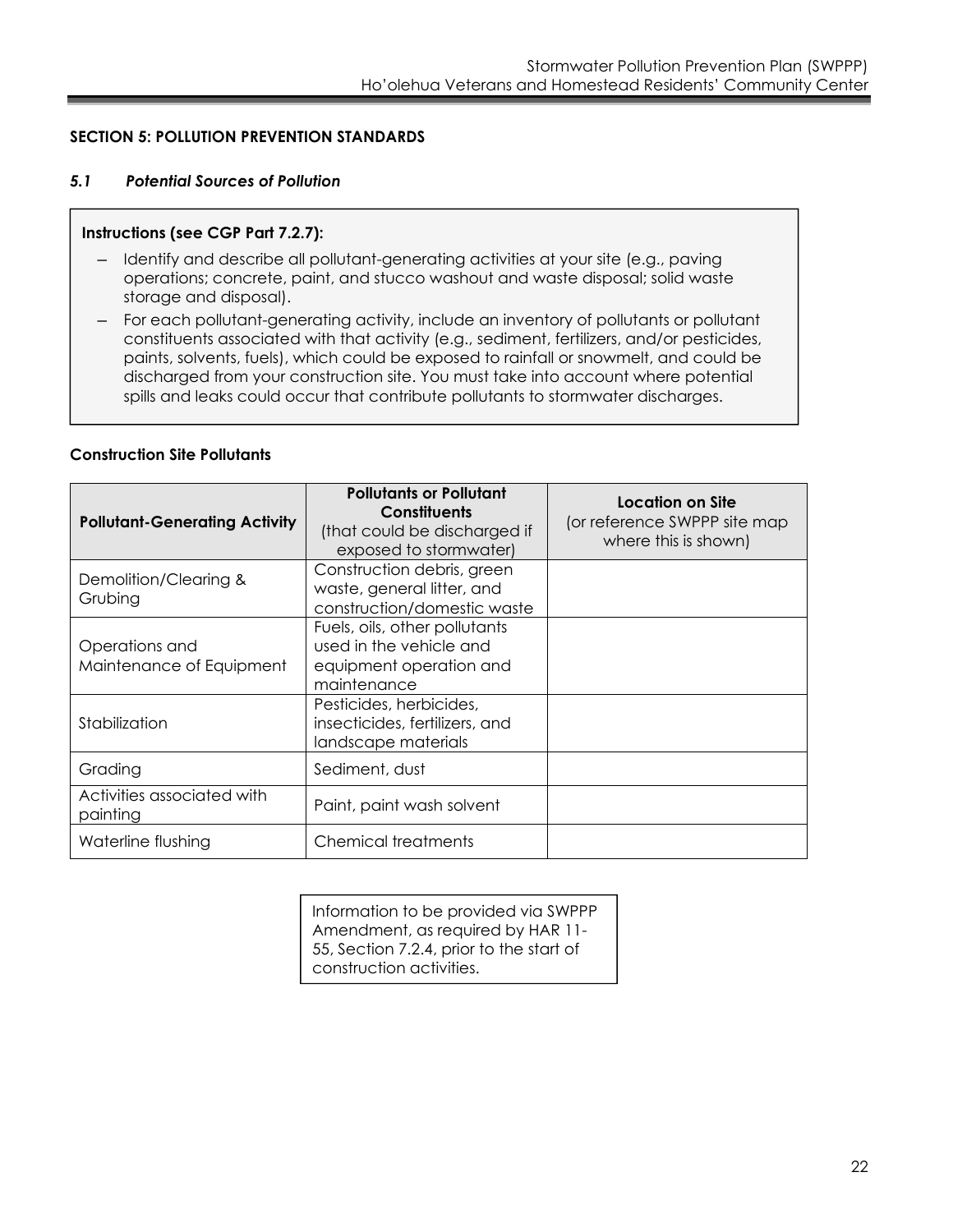## SECTION 5: POLLUTION PREVENTION STANDARDS

### *5.1 Potential Sources of Pollution*

**Instructions (see CGP Part 7.2.7):**

- Identify and describe all pollutant-generating activities at your site (e.g., paving operations; concrete, paint, and stucco washout and waste disposal; solid waste storage and disposal).
- For each pollutant-generating activity, include an inventory of pollutants or pollutant constituents associated with that activity (e.g., sediment, fertilizers, and/or pesticides, paints, solvents, fuels), which could be exposed to rainfall or snowmelt, and could be discharged from your construction site. You must take into account where potential spills and leaks could occur that contribute pollutants to stormwater discharges.

**Construction Site Pollutants**

| **Pollutant-Generating Activity** | **Pollutants or Pollutant Constituents** (that could be discharged if exposed to stormwater) | **Location on Site** (or reference SWPPP site map where this is shown) |
|---|---|---|
| Demolition/Clearing & Grubing | Construction debris, green waste, general litter, and construction/domestic waste | |
| Operations and Maintenance of Equipment | Fuels, oils, other pollutants used in the vehicle and equipment operation and maintenance | |
| Stabilization | Pesticides, herbicides, insecticides, fertilizers, and landscape materials | |
| Grading | Sediment, dust | |
| Activities associated with painting | Paint, paint wash solvent | |
| Waterline flushing | Chemical treatments | |

Information to be provided via SWPPP Amendment, as required by HAR 11-55, Section 7.2.4, prior to the start of construction activities.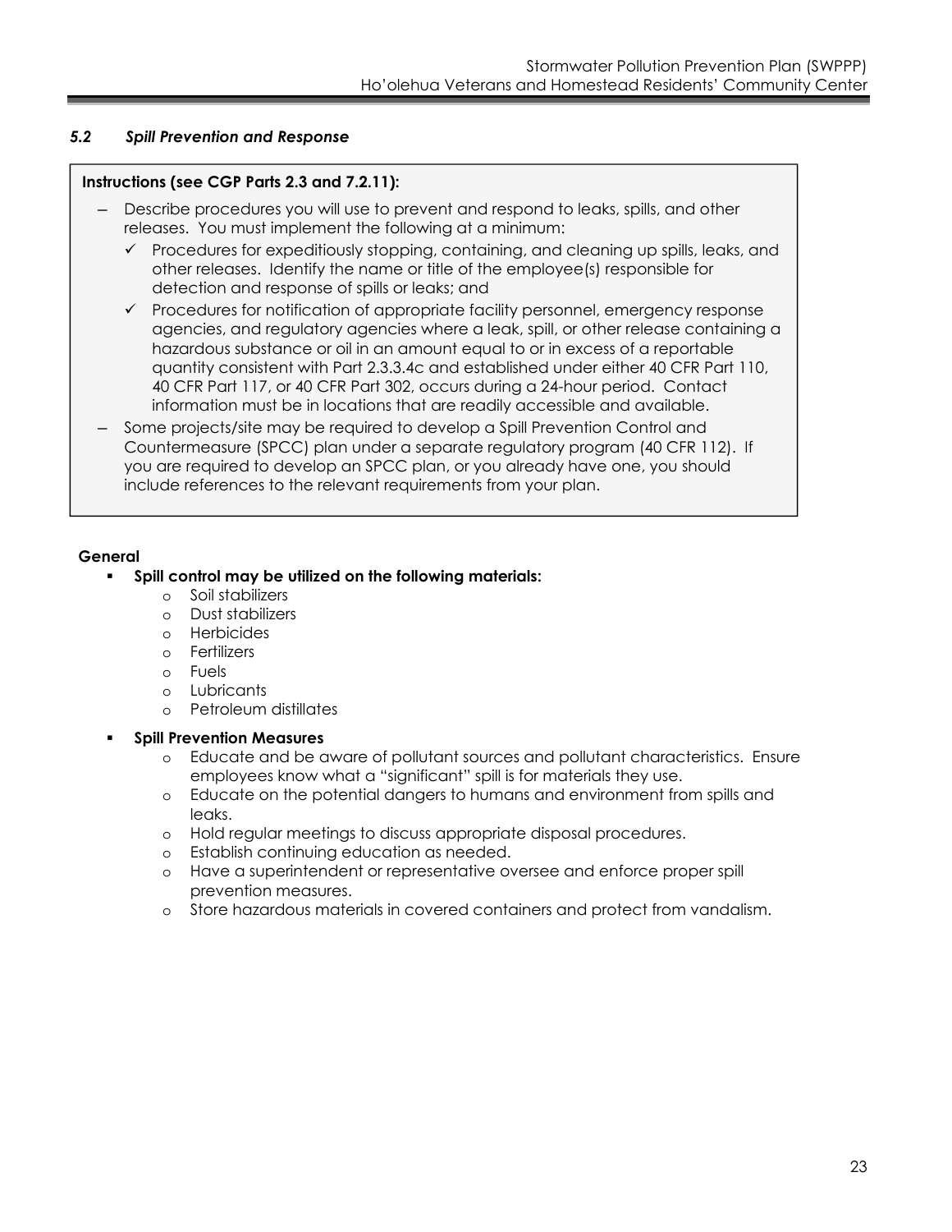### *5.2 Spill Prevention and Response*

**Instructions (see CGP Parts 2.3 and 7.2.11):**

- Describe procedures you will use to prevent and respond to leaks, spills, and other releases. You must implement the following at a minimum:
  - ✓ Procedures for expeditiously stopping, containing, and cleaning up spills, leaks, and other releases. Identify the name or title of the employee(s) responsible for detection and response of spills or leaks; and
  - ✓ Procedures for notification of appropriate facility personnel, emergency response agencies, and regulatory agencies where a leak, spill, or other release containing a hazardous substance or oil in an amount equal to or in excess of a reportable quantity consistent with Part 2.3.3.4c and established under either 40 CFR Part 110, 40 CFR Part 117, or 40 CFR Part 302, occurs during a 24-hour period. Contact information must be in locations that are readily accessible and available.
- Some projects/site may be required to develop a Spill Prevention Control and Countermeasure (SPCC) plan under a separate regulatory program (40 CFR 112). If you are required to develop an SPCC plan, or you already have one, you should include references to the relevant requirements from your plan.

**General**

- **Spill control may be utilized on the following materials:**
  - Soil stabilizers
  - Dust stabilizers
  - Herbicides
  - Fertilizers
  - Fuels
  - Lubricants
  - Petroleum distillates
- **Spill Prevention Measures**
  - Educate and be aware of pollutant sources and pollutant characteristics. Ensure employees know what a "significant" spill is for materials they use.
  - Educate on the potential dangers to humans and environment from spills and leaks.
  - Hold regular meetings to discuss appropriate disposal procedures.
  - Establish continuing education as needed.
  - Have a superintendent or representative oversee and enforce proper spill prevention measures.
  - Store hazardous materials in covered containers and protect from vandalism.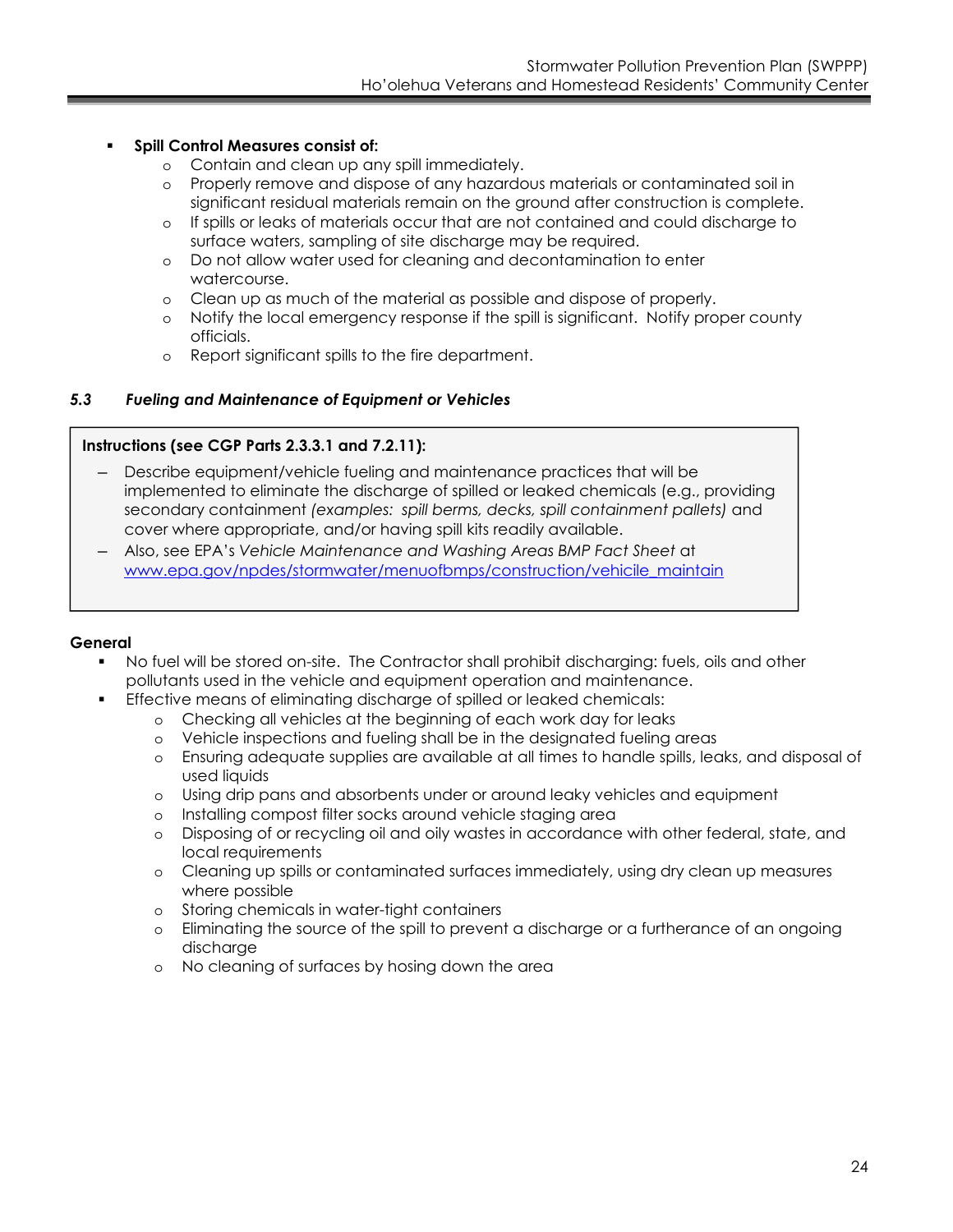- **Spill Control Measures consist of:**
  - Contain and clean up any spill immediately.
  - Properly remove and dispose of any hazardous materials or contaminated soil in significant residual materials remain on the ground after construction is complete.
  - If spills or leaks of materials occur that are not contained and could discharge to surface waters, sampling of site discharge may be required.
  - Do not allow water used for cleaning and decontamination to enter watercourse.
  - Clean up as much of the material as possible and dispose of properly.
  - Notify the local emergency response if the spill is significant. Notify proper county officials.
  - Report significant spills to the fire department.

### *5.3 Fueling and Maintenance of Equipment or Vehicles*

**Instructions (see CGP Parts 2.3.3.1 and 7.2.11):**

- Describe equipment/vehicle fueling and maintenance practices that will be implemented to eliminate the discharge of spilled or leaked chemicals (e.g., providing secondary containment *(examples: spill berms, decks, spill containment pallets)* and cover where appropriate, and/or having spill kits readily available.
- Also, see EPA's *Vehicle Maintenance and Washing Areas BMP Fact Sheet* at www.epa.gov/npdes/stormwater/menuofbmps/construction/vehicile_maintain

**General**

- No fuel will be stored on-site. The Contractor shall prohibit discharging: fuels, oils and other pollutants used in the vehicle and equipment operation and maintenance.
- Effective means of eliminating discharge of spilled or leaked chemicals:
  - Checking all vehicles at the beginning of each work day for leaks
  - Vehicle inspections and fueling shall be in the designated fueling areas
  - Ensuring adequate supplies are available at all times to handle spills, leaks, and disposal of used liquids
  - Using drip pans and absorbents under or around leaky vehicles and equipment
  - Installing compost filter socks around vehicle staging area
  - Disposing of or recycling oil and oily wastes in accordance with other federal, state, and local requirements
  - Cleaning up spills or contaminated surfaces immediately, using dry clean up measures where possible
  - Storing chemicals in water-tight containers
  - Eliminating the source of the spill to prevent a discharge or a furtherance of an ongoing discharge
  - No cleaning of surfaces by hosing down the area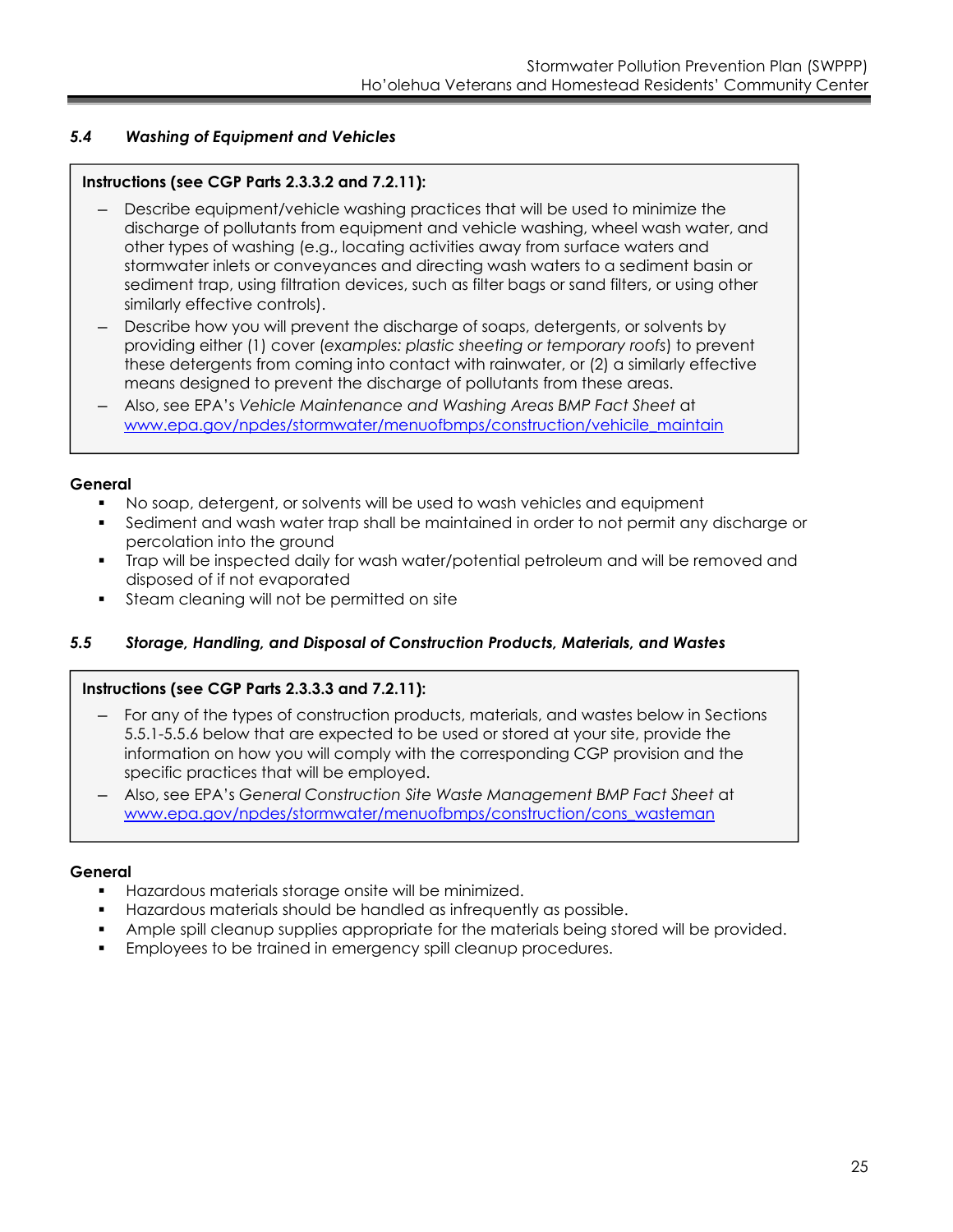### *5.4 Washing of Equipment and Vehicles*

**Instructions (see CGP Parts 2.3.3.2 and 7.2.11):**

- Describe equipment/vehicle washing practices that will be used to minimize the discharge of pollutants from equipment and vehicle washing, wheel wash water, and other types of washing (e.g., locating activities away from surface waters and stormwater inlets or conveyances and directing wash waters to a sediment basin or sediment trap, using filtration devices, such as filter bags or sand filters, or using other similarly effective controls).
- Describe how you will prevent the discharge of soaps, detergents, or solvents by providing either (1) cover (*examples: plastic sheeting or temporary roofs*) to prevent these detergents from coming into contact with rainwater, or (2) a similarly effective means designed to prevent the discharge of pollutants from these areas.
- Also, see EPA's *Vehicle Maintenance and Washing Areas BMP Fact Sheet* at www.epa.gov/npdes/stormwater/menuofbmps/construction/vehicile_maintain

**General**

- No soap, detergent, or solvents will be used to wash vehicles and equipment
- Sediment and wash water trap shall be maintained in order to not permit any discharge or percolation into the ground
- Trap will be inspected daily for wash water/potential petroleum and will be removed and disposed of if not evaporated
- Steam cleaning will not be permitted on site

### *5.5 Storage, Handling, and Disposal of Construction Products, Materials, and Wastes*

**Instructions (see CGP Parts 2.3.3.3 and 7.2.11):**

- For any of the types of construction products, materials, and wastes below in Sections 5.5.1-5.5.6 below that are expected to be used or stored at your site, provide the information on how you will comply with the corresponding CGP provision and the specific practices that will be employed.
- Also, see EPA's *General Construction Site Waste Management BMP Fact Sheet* at www.epa.gov/npdes/stormwater/menuofbmps/construction/cons_wasteman

**General**

- Hazardous materials storage onsite will be minimized.
- Hazardous materials should be handled as infrequently as possible.
- Ample spill cleanup supplies appropriate for the materials being stored will be provided.
- Employees to be trained in emergency spill cleanup procedures.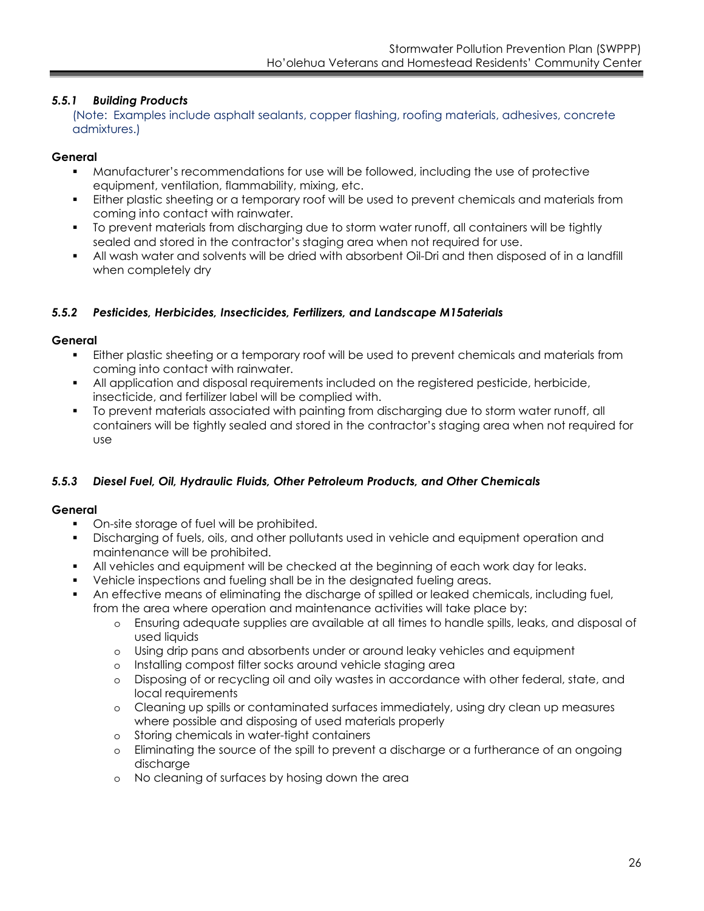### *5.5.1 Building Products*

(Note: Examples include asphalt sealants, copper flashing, roofing materials, adhesives, concrete admixtures.)

**General**

- Manufacturer's recommendations for use will be followed, including the use of protective equipment, ventilation, flammability, mixing, etc.
- Either plastic sheeting or a temporary roof will be used to prevent chemicals and materials from coming into contact with rainwater.
- To prevent materials from discharging due to storm water runoff, all containers will be tightly sealed and stored in the contractor's staging area when not required for use.
- All wash water and solvents will be dried with absorbent Oil-Dri and then disposed of in a landfill when completely dry

### *5.5.2 Pesticides, Herbicides, Insecticides, Fertilizers, and Landscape M15aterials*

**General**

- Either plastic sheeting or a temporary roof will be used to prevent chemicals and materials from coming into contact with rainwater.
- All application and disposal requirements included on the registered pesticide, herbicide, insecticide, and fertilizer label will be complied with.
- To prevent materials associated with painting from discharging due to storm water runoff, all containers will be tightly sealed and stored in the contractor's staging area when not required for use

### *5.5.3 Diesel Fuel, Oil, Hydraulic Fluids, Other Petroleum Products, and Other Chemicals*

**General**

- On-site storage of fuel will be prohibited.
- Discharging of fuels, oils, and other pollutants used in vehicle and equipment operation and maintenance will be prohibited.
- All vehicles and equipment will be checked at the beginning of each work day for leaks.
- Vehicle inspections and fueling shall be in the designated fueling areas.
- An effective means of eliminating the discharge of spilled or leaked chemicals, including fuel, from the area where operation and maintenance activities will take place by:
  - Ensuring adequate supplies are available at all times to handle spills, leaks, and disposal of used liquids
  - Using drip pans and absorbents under or around leaky vehicles and equipment
  - Installing compost filter socks around vehicle staging area
  - Disposing of or recycling oil and oily wastes in accordance with other federal, state, and local requirements
  - Cleaning up spills or contaminated surfaces immediately, using dry clean up measures where possible and disposing of used materials properly
  - Storing chemicals in water-tight containers
  - Eliminating the source of the spill to prevent a discharge or a furtherance of an ongoing discharge
  - No cleaning of surfaces by hosing down the area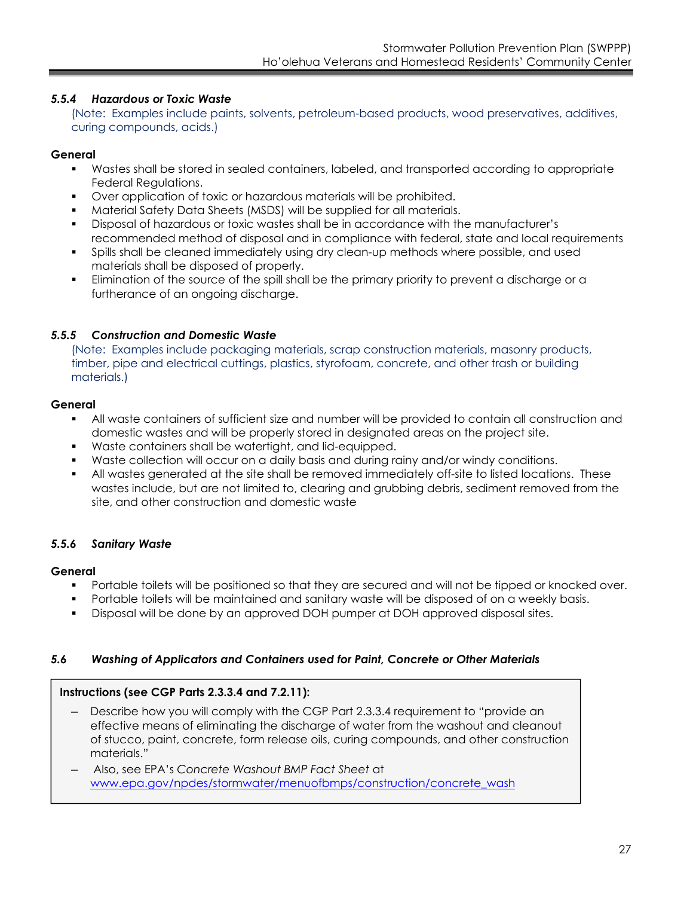### *5.5.4 Hazardous or Toxic Waste*

(Note: Examples include paints, solvents, petroleum-based products, wood preservatives, additives, curing compounds, acids.)

**General**

- Wastes shall be stored in sealed containers, labeled, and transported according to appropriate Federal Regulations.
- Over application of toxic or hazardous materials will be prohibited.
- Material Safety Data Sheets (MSDS) will be supplied for all materials.
- Disposal of hazardous or toxic wastes shall be in accordance with the manufacturer's recommended method of disposal and in compliance with federal, state and local requirements
- Spills shall be cleaned immediately using dry clean-up methods where possible, and used materials shall be disposed of properly.
- Elimination of the source of the spill shall be the primary priority to prevent a discharge or a furtherance of an ongoing discharge.

### *5.5.5 Construction and Domestic Waste*

(Note: Examples include packaging materials, scrap construction materials, masonry products, timber, pipe and electrical cuttings, plastics, styrofoam, concrete, and other trash or building materials.)

**General**

- All waste containers of sufficient size and number will be provided to contain all construction and domestic wastes and will be properly stored in designated areas on the project site.
- Waste containers shall be watertight, and lid-equipped.
- Waste collection will occur on a daily basis and during rainy and/or windy conditions.
- All wastes generated at the site shall be removed immediately off-site to listed locations. These wastes include, but are not limited to, clearing and grubbing debris, sediment removed from the site, and other construction and domestic waste

### *5.5.6 Sanitary Waste*

**General**

- Portable toilets will be positioned so that they are secured and will not be tipped or knocked over.
- Portable toilets will be maintained and sanitary waste will be disposed of on a weekly basis.
- Disposal will be done by an approved DOH pumper at DOH approved disposal sites.

## *5.6 Washing of Applicators and Containers used for Paint, Concrete or Other Materials*

**Instructions (see CGP Parts 2.3.3.4 and 7.2.11):**

- Describe how you will comply with the CGP Part 2.3.3.4 requirement to "provide an effective means of eliminating the discharge of water from the washout and cleanout of stucco, paint, concrete, form release oils, curing compounds, and other construction materials."
- Also, see EPA's *Concrete Washout BMP Fact Sheet* at www.epa.gov/npdes/stormwater/menuofbmps/construction/concrete_wash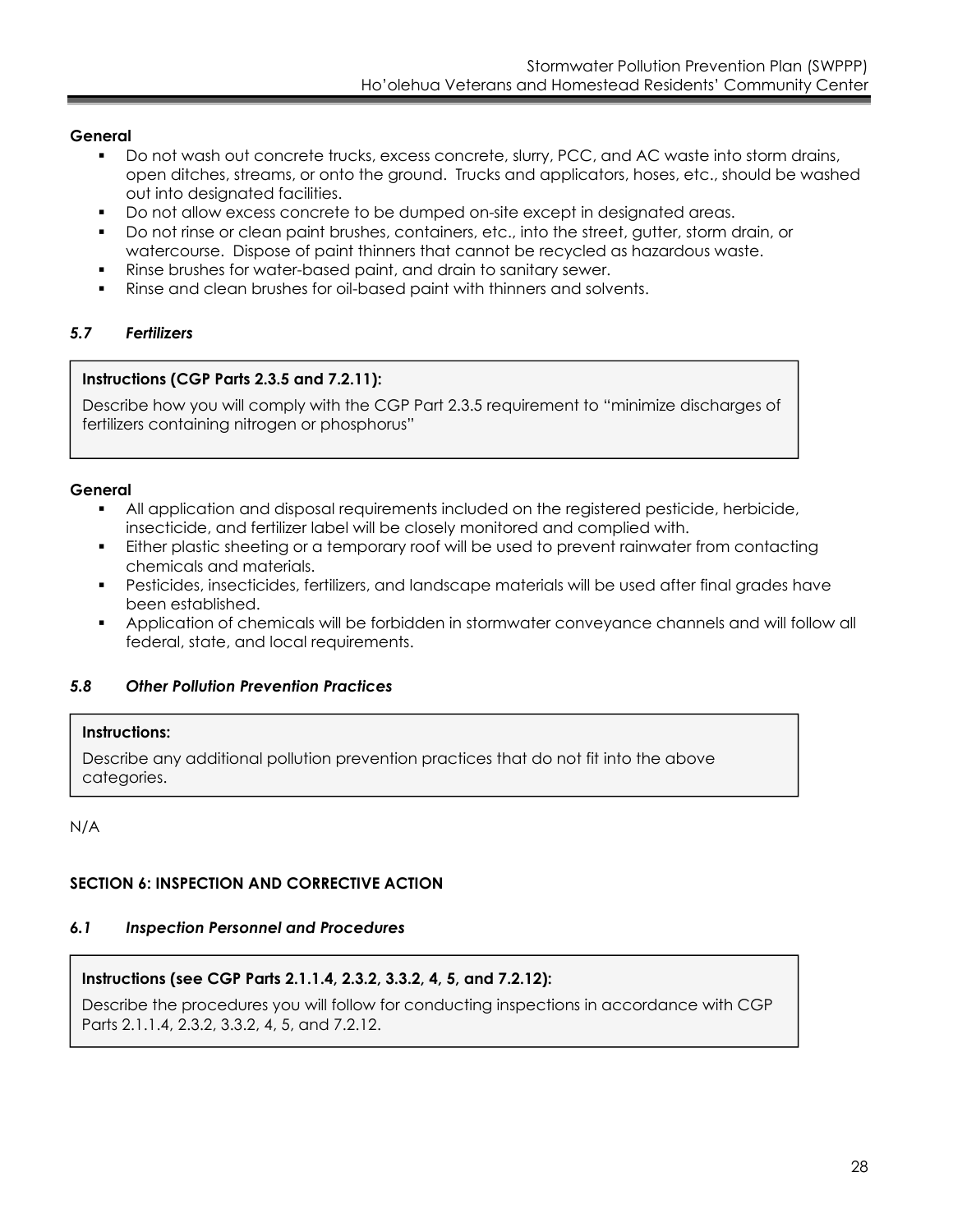**General**

- Do not wash out concrete trucks, excess concrete, slurry, PCC, and AC waste into storm drains, open ditches, streams, or onto the ground. Trucks and applicators, hoses, etc., should be washed out into designated facilities.
- Do not allow excess concrete to be dumped on-site except in designated areas.
- Do not rinse or clean paint brushes, containers, etc., into the street, gutter, storm drain, or watercourse. Dispose of paint thinners that cannot be recycled as hazardous waste.
- Rinse brushes for water-based paint, and drain to sanitary sewer.
- Rinse and clean brushes for oil-based paint with thinners and solvents.

### *5.7 Fertilizers*

> **Instructions (CGP Parts 2.3.5 and 7.2.11):**
>
> Describe how you will comply with the CGP Part 2.3.5 requirement to "minimize discharges of fertilizers containing nitrogen or phosphorus"

**General**

- All application and disposal requirements included on the registered pesticide, herbicide, insecticide, and fertilizer label will be closely monitored and complied with.
- Either plastic sheeting or a temporary roof will be used to prevent rainwater from contacting chemicals and materials.
- Pesticides, insecticides, fertilizers, and landscape materials will be used after final grades have been established.
- Application of chemicals will be forbidden in stormwater conveyance channels and will follow all federal, state, and local requirements.

### *5.8 Other Pollution Prevention Practices*

> **Instructions:**
>
> Describe any additional pollution prevention practices that do not fit into the above categories.

N/A

## SECTION 6: INSPECTION AND CORRECTIVE ACTION

### *6.1 Inspection Personnel and Procedures*

> **Instructions (see CGP Parts 2.1.1.4, 2.3.2, 3.3.2, 4, 5, and 7.2.12):**
>
> Describe the procedures you will follow for conducting inspections in accordance with CGP Parts 2.1.1.4, 2.3.2, 3.3.2, 4, 5, and 7.2.12.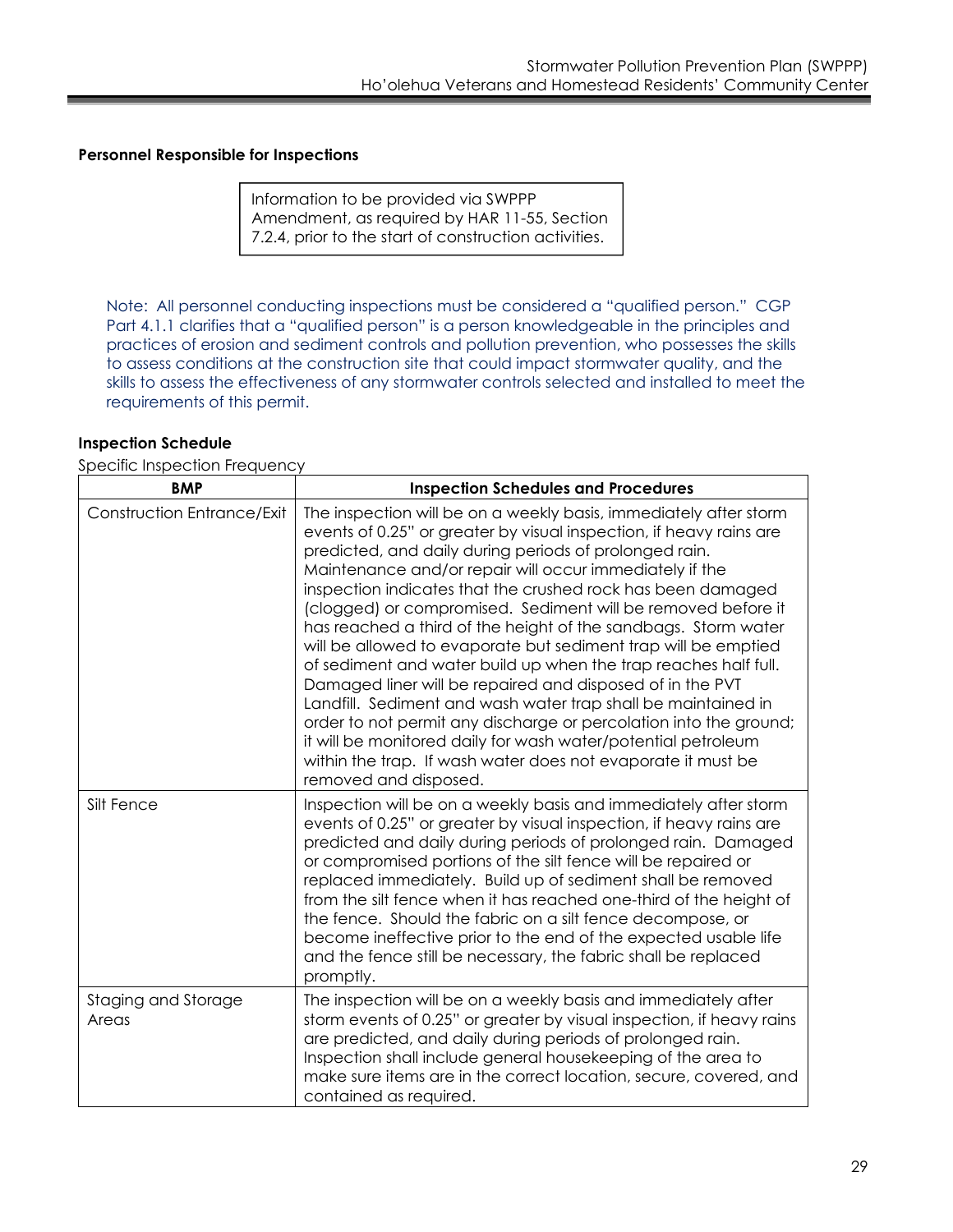**Personnel Responsible for Inspections**

Information to be provided via SWPPP Amendment, as required by HAR 11-55, Section 7.2.4, prior to the start of construction activities.

Note: All personnel conducting inspections must be considered a "qualified person." CGP Part 4.1.1 clarifies that a "qualified person" is a person knowledgeable in the principles and practices of erosion and sediment controls and pollution prevention, who possesses the skills to assess conditions at the construction site that could impact stormwater quality, and the skills to assess the effectiveness of any stormwater controls selected and installed to meet the requirements of this permit.

**Inspection Schedule**

Specific Inspection Frequency

| BMP | Inspection Schedules and Procedures |
|---|---|
| Construction Entrance/Exit | The inspection will be on a weekly basis, immediately after storm events of 0.25" or greater by visual inspection, if heavy rains are predicted, and daily during periods of prolonged rain. Maintenance and/or repair will occur immediately if the inspection indicates that the crushed rock has been damaged (clogged) or compromised. Sediment will be removed before it has reached a third of the height of the sandbags. Storm water will be allowed to evaporate but sediment trap will be emptied of sediment and water build up when the trap reaches half full. Damaged liner will be repaired and disposed of in the PVT Landfill. Sediment and wash water trap shall be maintained in order to not permit any discharge or percolation into the ground; it will be monitored daily for wash water/potential petroleum within the trap. If wash water does not evaporate it must be removed and disposed. |
| Silt Fence | Inspection will be on a weekly basis and immediately after storm events of 0.25" or greater by visual inspection, if heavy rains are predicted and daily during periods of prolonged rain. Damaged or compromised portions of the silt fence will be repaired or replaced immediately. Build up of sediment shall be removed from the silt fence when it has reached one-third of the height of the fence. Should the fabric on a silt fence decompose, or become ineffective prior to the end of the expected usable life and the fence still be necessary, the fabric shall be replaced promptly. |
| Staging and Storage Areas | The inspection will be on a weekly basis and immediately after storm events of 0.25" or greater by visual inspection, if heavy rains are predicted, and daily during periods of prolonged rain. Inspection shall include general housekeeping of the area to make sure items are in the correct location, secure, covered, and contained as required. |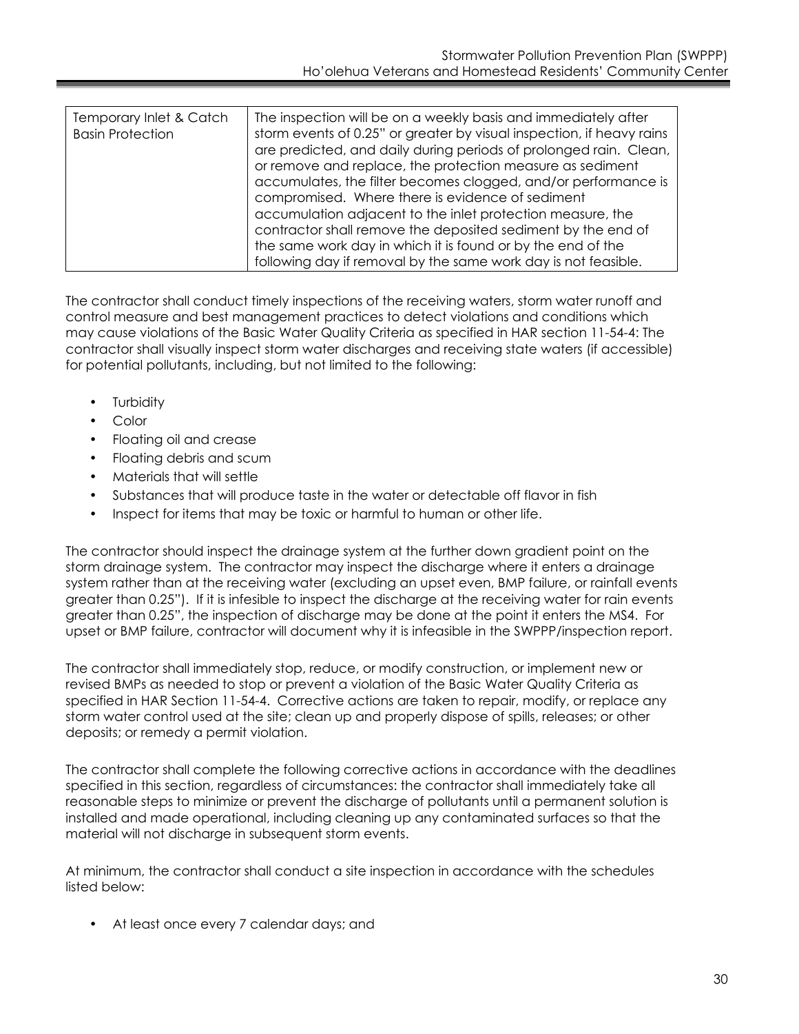| | |
|---|---|
| Temporary Inlet & Catch Basin Protection | The inspection will be on a weekly basis and immediately after storm events of 0.25" or greater by visual inspection, if heavy rains are predicted, and daily during periods of prolonged rain. Clean, or remove and replace, the protection measure as sediment accumulates, the filter becomes clogged, and/or performance is compromised. Where there is evidence of sediment accumulation adjacent to the inlet protection measure, the contractor shall remove the deposited sediment by the end of the same work day in which it is found or by the end of the following day if removal by the same work day is not feasible. |

The contractor shall conduct timely inspections of the receiving waters, storm water runoff and control measure and best management practices to detect violations and conditions which may cause violations of the Basic Water Quality Criteria as specified in HAR section 11-54-4: The contractor shall visually inspect storm water discharges and receiving state waters (if accessible) for potential pollutants, including, but not limited to the following:

- Turbidity
- Color
- Floating oil and crease
- Floating debris and scum
- Materials that will settle
- Substances that will produce taste in the water or detectable off flavor in fish
- Inspect for items that may be toxic or harmful to human or other life.

The contractor should inspect the drainage system at the further down gradient point on the storm drainage system. The contractor may inspect the discharge where it enters a drainage system rather than at the receiving water (excluding an upset even, BMP failure, or rainfall events greater than 0.25"). If it is infesible to inspect the discharge at the receiving water for rain events greater than 0.25", the inspection of discharge may be done at the point it enters the MS4. For upset or BMP failure, contractor will document why it is infeasible in the SWPPP/inspection report.

The contractor shall immediately stop, reduce, or modify construction, or implement new or revised BMPs as needed to stop or prevent a violation of the Basic Water Quality Criteria as specified in HAR Section 11-54-4. Corrective actions are taken to repair, modify, or replace any storm water control used at the site; clean up and properly dispose of spills, releases; or other deposits; or remedy a permit violation.

The contractor shall complete the following corrective actions in accordance with the deadlines specified in this section, regardless of circumstances: the contractor shall immediately take all reasonable steps to minimize or prevent the discharge of pollutants until a permanent solution is installed and made operational, including cleaning up any contaminated surfaces so that the material will not discharge in subsequent storm events.

At minimum, the contractor shall conduct a site inspection in accordance with the schedules listed below:

- At least once every 7 calendar days; and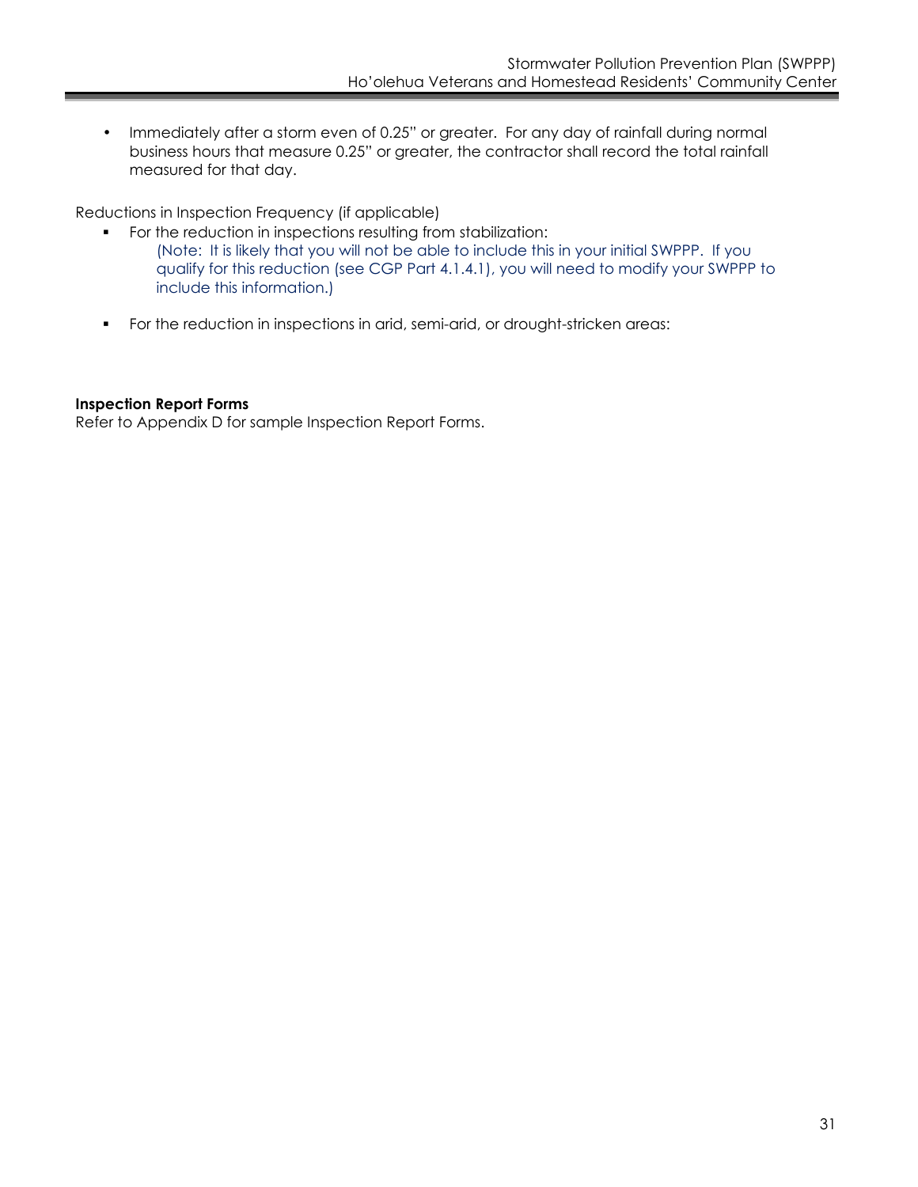- Immediately after a storm even of 0.25" or greater. For any day of rainfall during normal business hours that measure 0.25" or greater, the contractor shall record the total rainfall measured for that day.

Reductions in Inspection Frequency (if applicable)

- For the reduction in inspections resulting from stabilization:
  (Note: It is likely that you will not be able to include this in your initial SWPPP. If you qualify for this reduction (see CGP Part 4.1.4.1), you will need to modify your SWPPP to include this information.)

- For the reduction in inspections in arid, semi-arid, or drought-stricken areas:

**Inspection Report Forms**
Refer to Appendix D for sample Inspection Report Forms.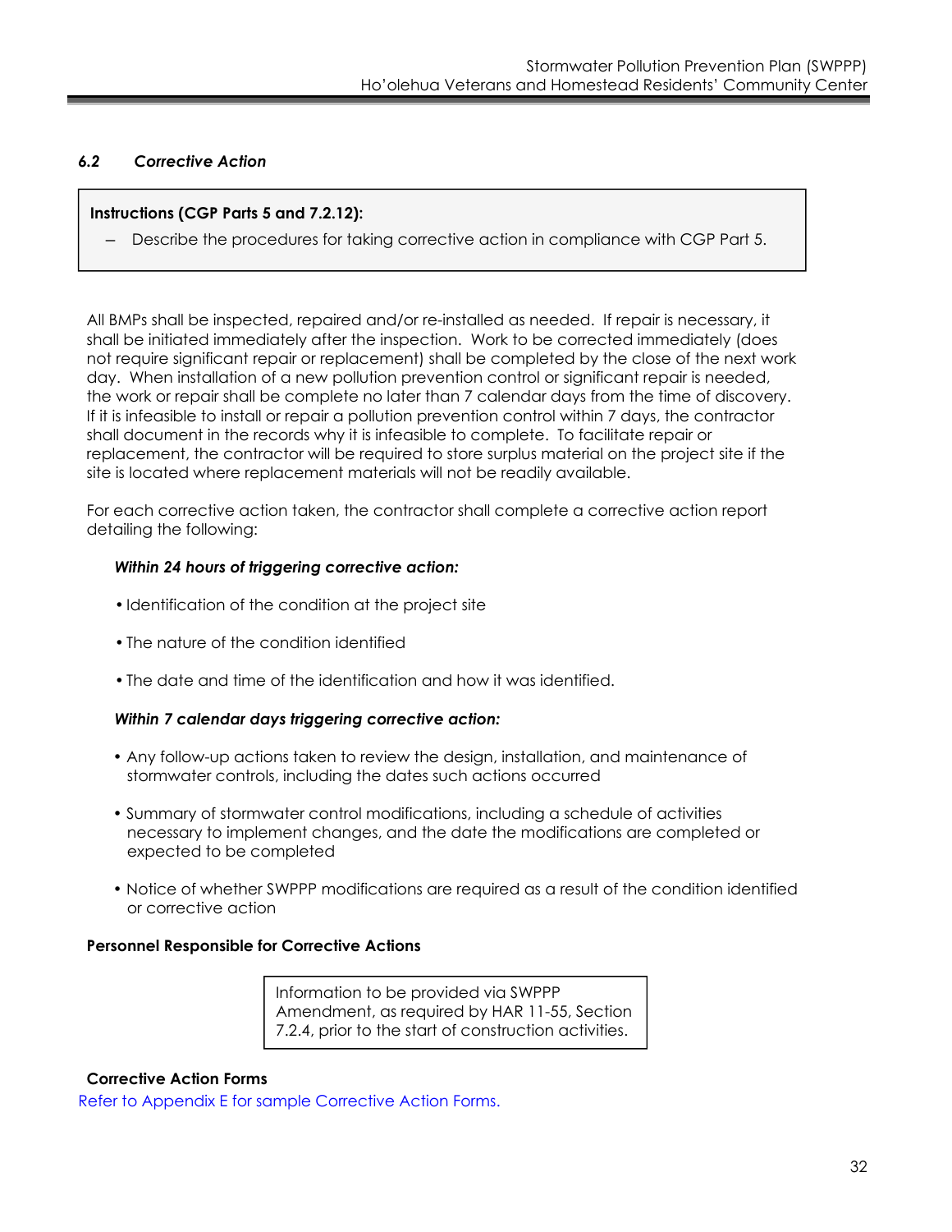### *6.2 Corrective Action*

> **Instructions (CGP Parts 5 and 7.2.12):**
>
> – Describe the procedures for taking corrective action in compliance with CGP Part 5.

All BMPs shall be inspected, repaired and/or re-installed as needed. If repair is necessary, it shall be initiated immediately after the inspection. Work to be corrected immediately (does not require significant repair or replacement) shall be completed by the close of the next work day. When installation of a new pollution prevention control or significant repair is needed, the work or repair shall be complete no later than 7 calendar days from the time of discovery. If it is infeasible to install or repair a pollution prevention control within 7 days, the contractor shall document in the records why it is infeasible to complete. To facilitate repair or replacement, the contractor will be required to store surplus material on the project site if the site is located where replacement materials will not be readily available.

For each corrective action taken, the contractor shall complete a corrective action report detailing the following:

***Within 24 hours of triggering corrective action:***

- Identification of the condition at the project site
- The nature of the condition identified
- The date and time of the identification and how it was identified.

***Within 7 calendar days triggering corrective action:***

- Any follow-up actions taken to review the design, installation, and maintenance of stormwater controls, including the dates such actions occurred
- Summary of stormwater control modifications, including a schedule of activities necessary to implement changes, and the date the modifications are completed or expected to be completed
- Notice of whether SWPPP modifications are required as a result of the condition identified or corrective action

**Personnel Responsible for Corrective Actions**

> Information to be provided via SWPPP Amendment, as required by HAR 11-55, Section 7.2.4, prior to the start of construction activities.

**Corrective Action Forms**

Refer to Appendix E for sample Corrective Action Forms.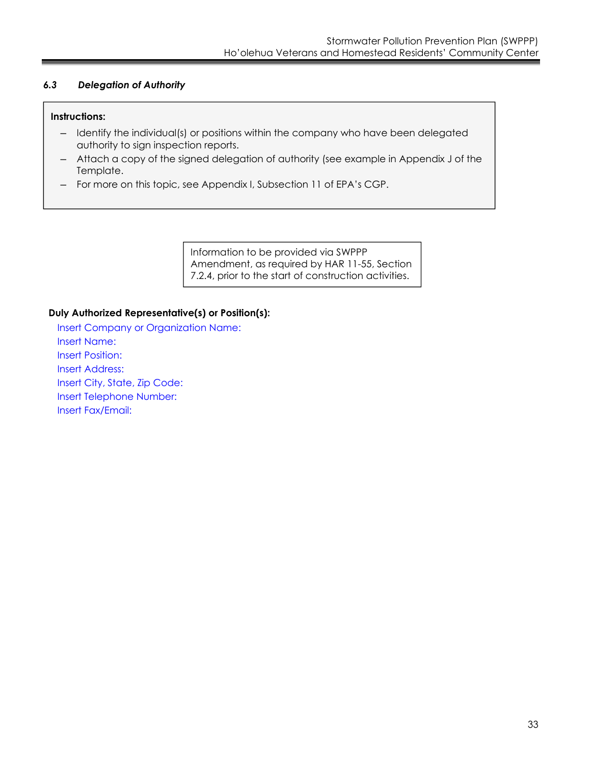### *6.3 Delegation of Authority*

**Instructions:**

- Identify the individual(s) or positions within the company who have been delegated authority to sign inspection reports.
- Attach a copy of the signed delegation of authority (see example in Appendix J of the Template.
- For more on this topic, see Appendix I, Subsection 11 of EPA's CGP.

Information to be provided via SWPPP Amendment, as required by HAR 11-55, Section 7.2.4, prior to the start of construction activities.

**Duly Authorized Representative(s) or Position(s):**

Insert Company or Organization Name:
Insert Name:
Insert Position:
Insert Address:
Insert City, State, Zip Code:
Insert Telephone Number:
Insert Fax/Email: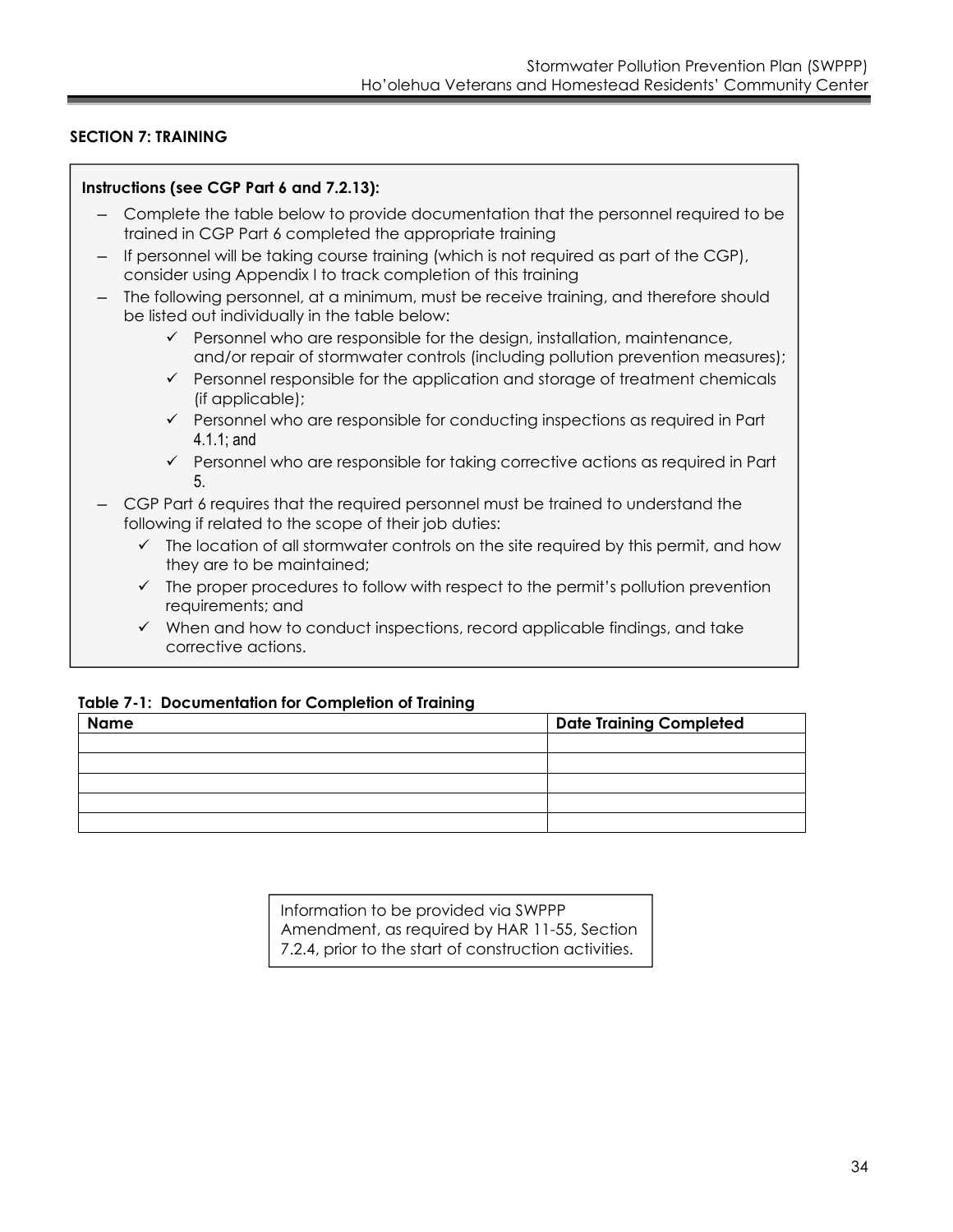## SECTION 7: TRAINING

**Instructions (see CGP Part 6 and 7.2.13):**

- Complete the table below to provide documentation that the personnel required to be trained in CGP Part 6 completed the appropriate training
- If personnel will be taking course training (which is not required as part of the CGP), consider using Appendix I to track completion of this training
- The following personnel, at a minimum, must be receive training, and therefore should be listed out individually in the table below:
  - ✓ Personnel who are responsible for the design, installation, maintenance, and/or repair of stormwater controls (including pollution prevention measures);
  - ✓ Personnel responsible for the application and storage of treatment chemicals (if applicable);
  - ✓ Personnel who are responsible for conducting inspections as required in Part 4.1.1; and
  - ✓ Personnel who are responsible for taking corrective actions as required in Part 5.
- CGP Part 6 requires that the required personnel must be trained to understand the following if related to the scope of their job duties:
  - ✓ The location of all stormwater controls on the site required by this permit, and how they are to be maintained;
  - ✓ The proper procedures to follow with respect to the permit's pollution prevention requirements; and
  - ✓ When and how to conduct inspections, record applicable findings, and take corrective actions.

**Table 7-1: Documentation for Completion of Training**

| Name | Date Training Completed |
|---|---|
| | |
| | |
| | |
| | |
| | |

Information to be provided via SWPPP Amendment, as required by HAR 11-55, Section 7.2.4, prior to the start of construction activities.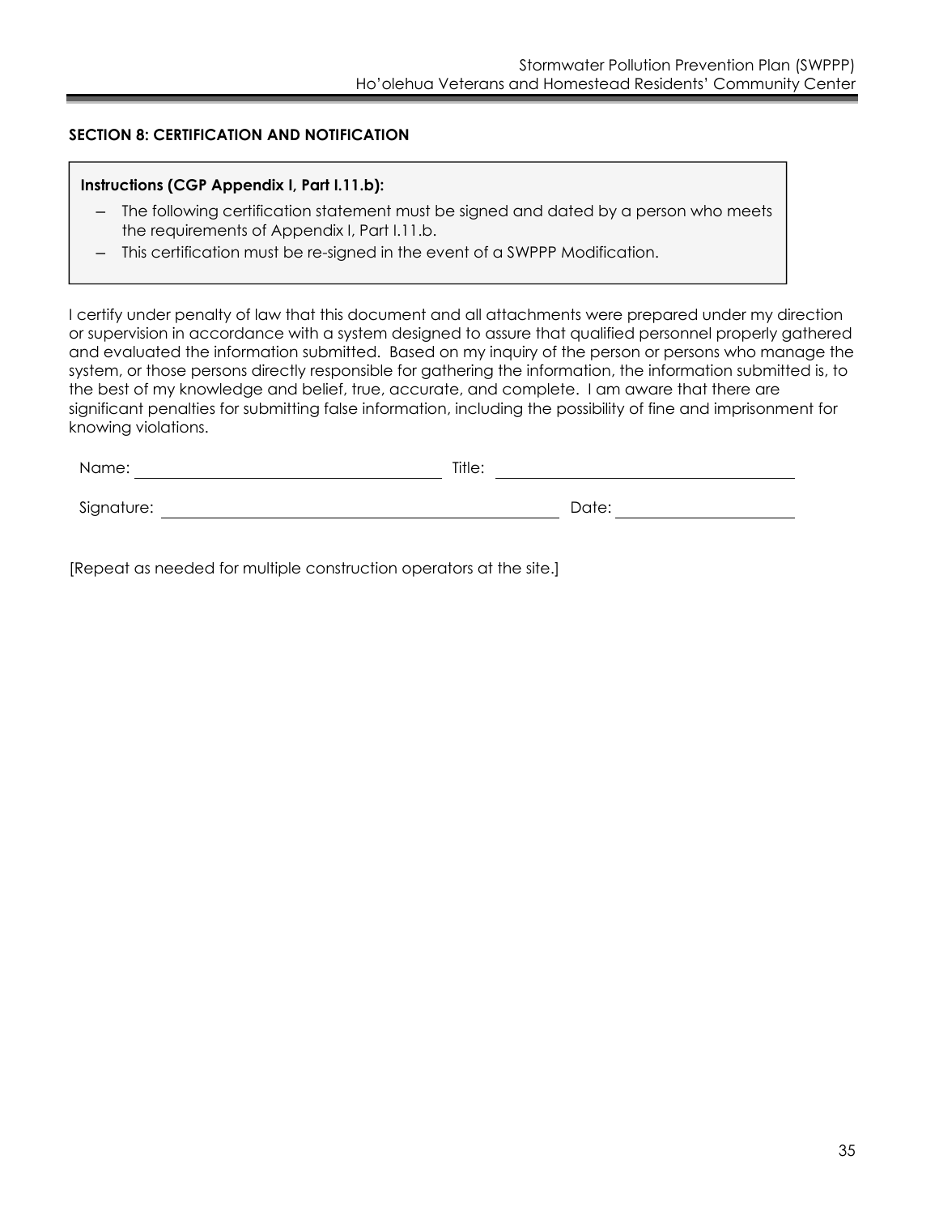## SECTION 8: CERTIFICATION AND NOTIFICATION

**Instructions (CGP Appendix I, Part I.11.b):**

- The following certification statement must be signed and dated by a person who meets the requirements of Appendix I, Part I.11.b.
- This certification must be re-signed in the event of a SWPPP Modification.

I certify under penalty of law that this document and all attachments were prepared under my direction or supervision in accordance with a system designed to assure that qualified personnel properly gathered and evaluated the information submitted. Based on my inquiry of the person or persons who manage the system, or those persons directly responsible for gathering the information, the information submitted is, to the best of my knowledge and belief, true, accurate, and complete. I am aware that there are significant penalties for submitting false information, including the possibility of fine and imprisonment for knowing violations.

Name: ______________________________ Title: ______________________________

Signature: ______________________________ Date: ____________________

[Repeat as needed for multiple construction operators at the site.]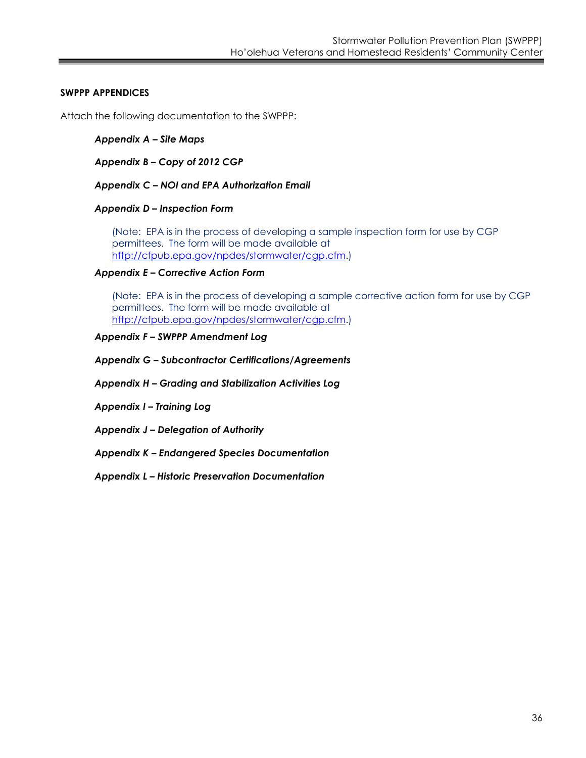## SWPPP APPENDICES

Attach the following documentation to the SWPPP:

***Appendix A – Site Maps***

***Appendix B – Copy of 2012 CGP***

***Appendix C – NOI and EPA Authorization Email***

***Appendix D – Inspection Form***

(Note: EPA is in the process of developing a sample inspection form for use by CGP permittees. The form will be made available at http://cfpub.epa.gov/npdes/stormwater/cgp.cfm.)

***Appendix E – Corrective Action Form***

(Note: EPA is in the process of developing a sample corrective action form for use by CGP permittees. The form will be made available at http://cfpub.epa.gov/npdes/stormwater/cgp.cfm.)

***Appendix F – SWPPP Amendment Log***

***Appendix G – Subcontractor Certifications/Agreements***

***Appendix H – Grading and Stabilization Activities Log***

***Appendix I – Training Log***

***Appendix J – Delegation of Authority***

***Appendix K – Endangered Species Documentation***

***Appendix L – Historic Preservation Documentation***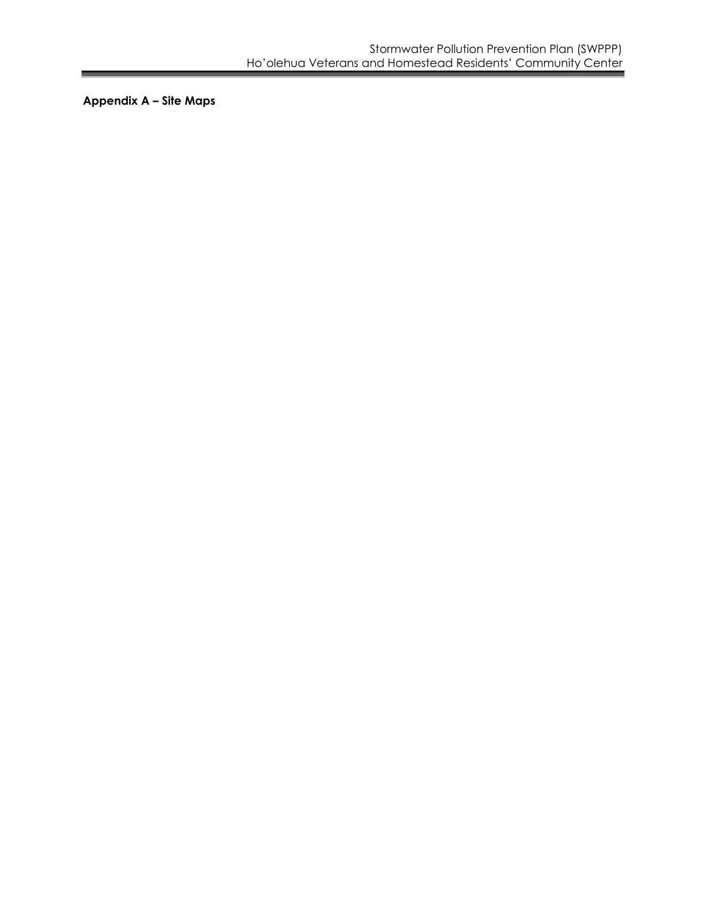**Appendix A – Site Maps**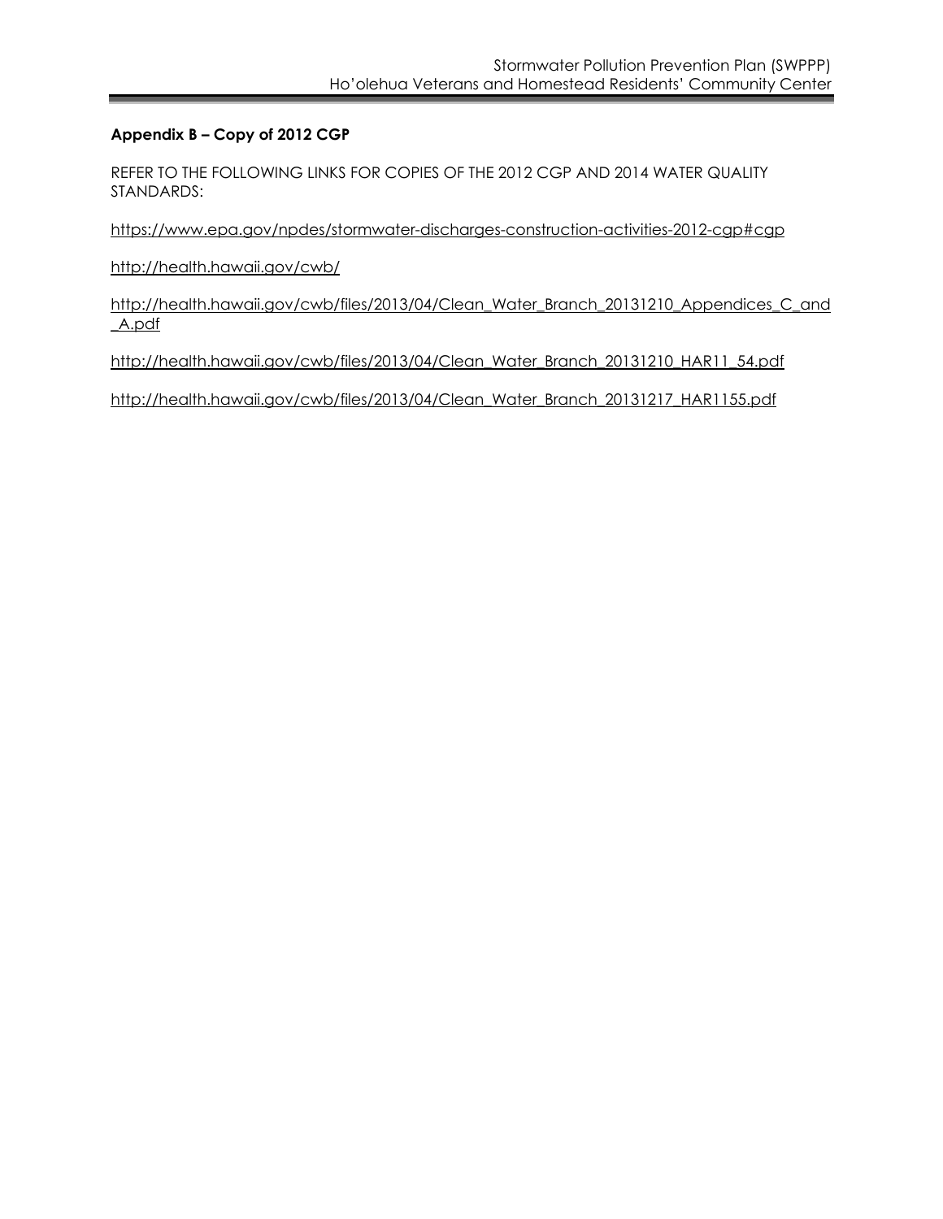**Appendix B – Copy of 2012 CGP**

REFER TO THE FOLLOWING LINKS FOR COPIES OF THE 2012 CGP AND 2014 WATER QUALITY STANDARDS:

https://www.epa.gov/npdes/stormwater-discharges-construction-activities-2012-cgp#cgp

http://health.hawaii.gov/cwb/

http://health.hawaii.gov/cwb/files/2013/04/Clean_Water_Branch_20131210_Appendices_C_and_A.pdf

http://health.hawaii.gov/cwb/files/2013/04/Clean_Water_Branch_20131210_HAR11_54.pdf

http://health.hawaii.gov/cwb/files/2013/04/Clean_Water_Branch_20131217_HAR1155.pdf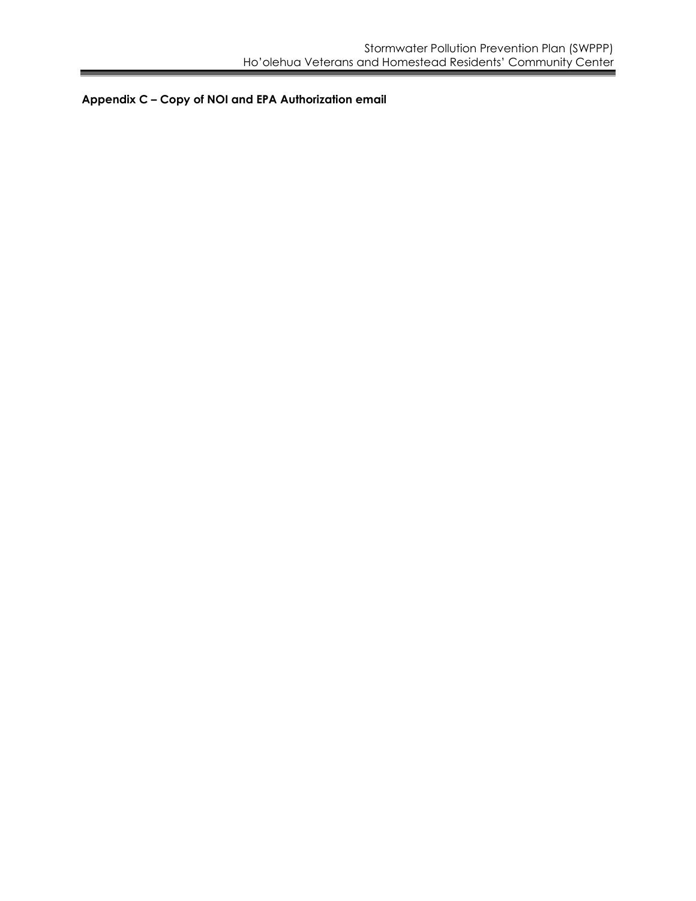**Appendix C – Copy of NOI and EPA Authorization email**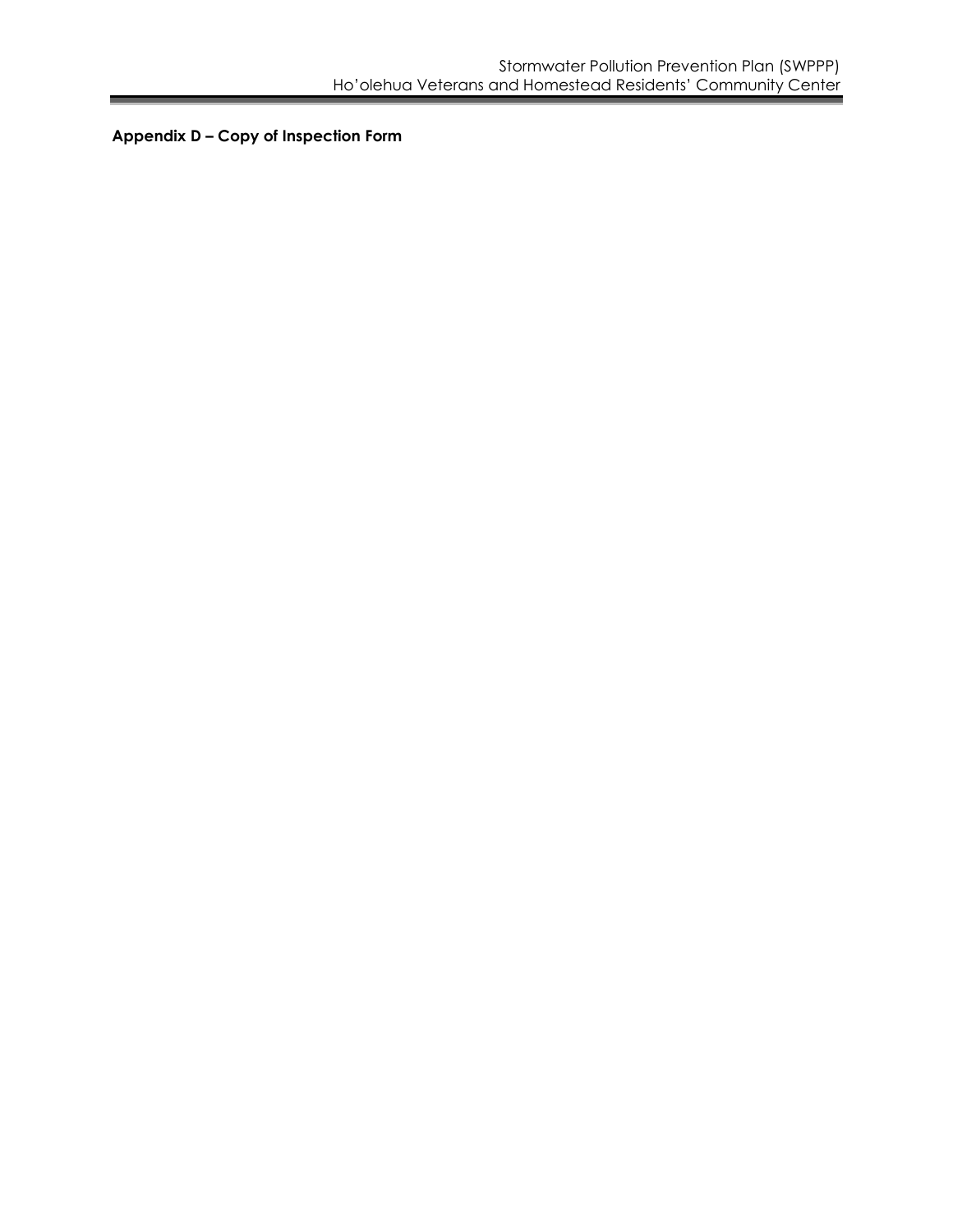**Appendix D – Copy of Inspection Form**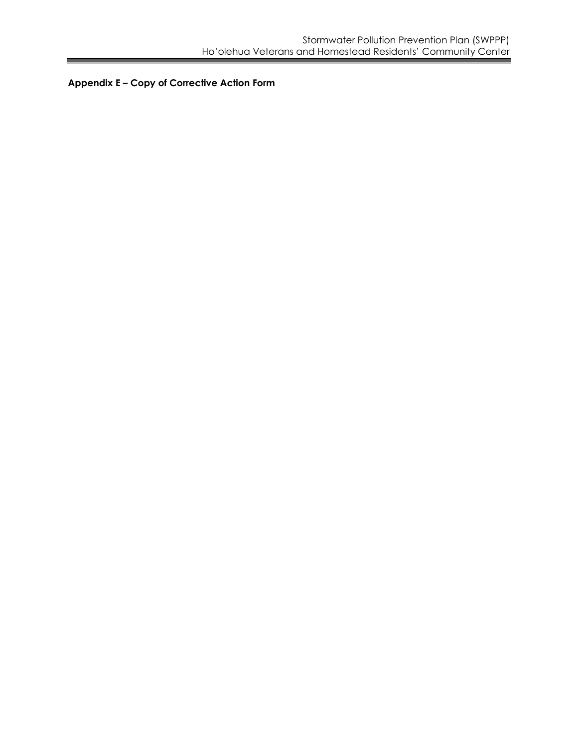**Appendix E – Copy of Corrective Action Form**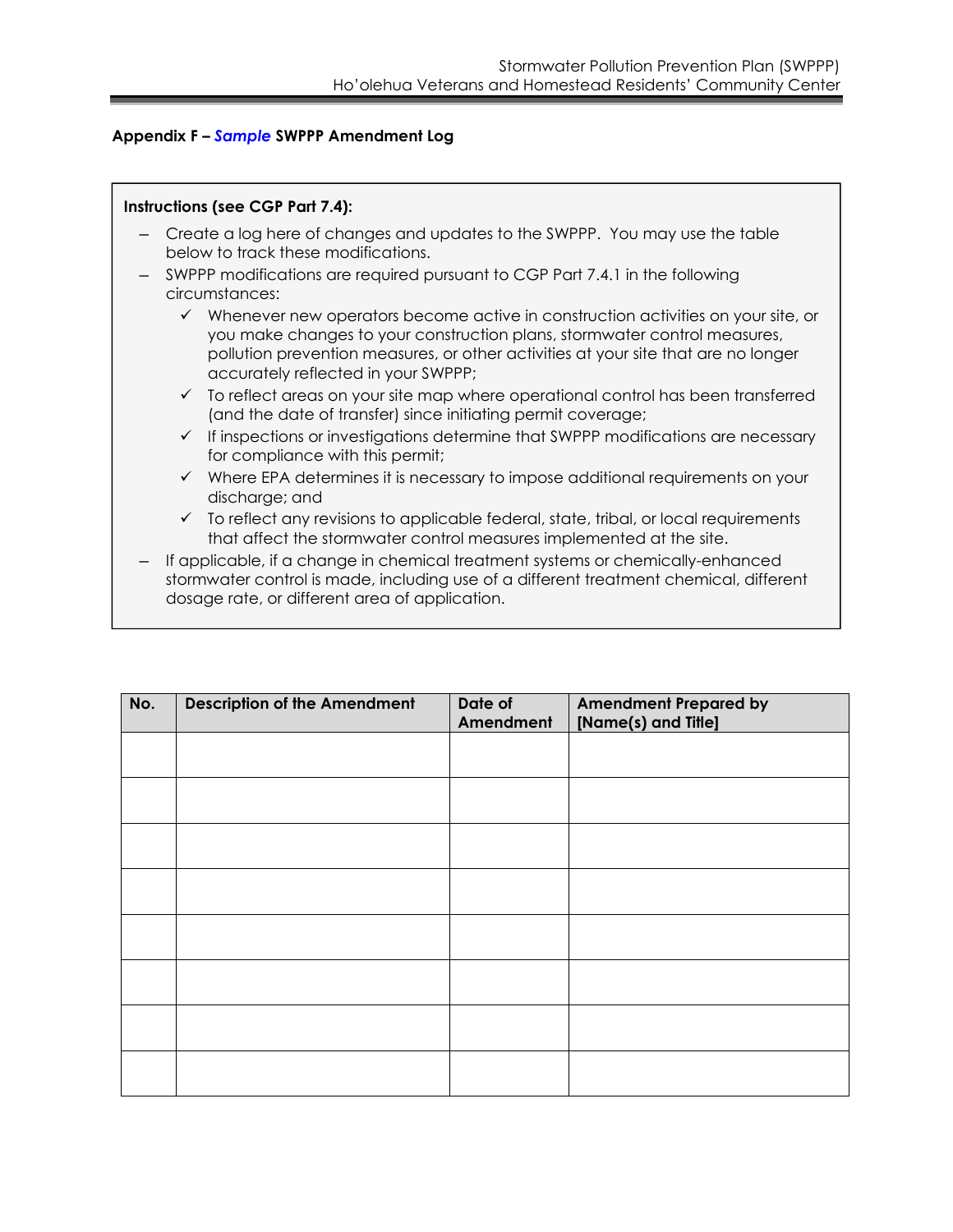**Appendix F – *Sample* SWPPP Amendment Log**

**Instructions (see CGP Part 7.4):**

- Create a log here of changes and updates to the SWPPP. You may use the table below to track these modifications.
- SWPPP modifications are required pursuant to CGP Part 7.4.1 in the following circumstances:
  - ✓ Whenever new operators become active in construction activities on your site, or you make changes to your construction plans, stormwater control measures, pollution prevention measures, or other activities at your site that are no longer accurately reflected in your SWPPP;
  - ✓ To reflect areas on your site map where operational control has been transferred (and the date of transfer) since initiating permit coverage;
  - ✓ If inspections or investigations determine that SWPPP modifications are necessary for compliance with this permit;
  - ✓ Where EPA determines it is necessary to impose additional requirements on your discharge; and
  - ✓ To reflect any revisions to applicable federal, state, tribal, or local requirements that affect the stormwater control measures implemented at the site.
- If applicable, if a change in chemical treatment systems or chemically-enhanced stormwater control is made, including use of a different treatment chemical, different dosage rate, or different area of application.

| No. | Description of the Amendment | Date of Amendment | Amendment Prepared by [Name(s) and Title] |
|---|---|---|---|
| | | | |
| | | | |
| | | | |
| | | | |
| | | | |
| | | | |
| | | | |
| | | | |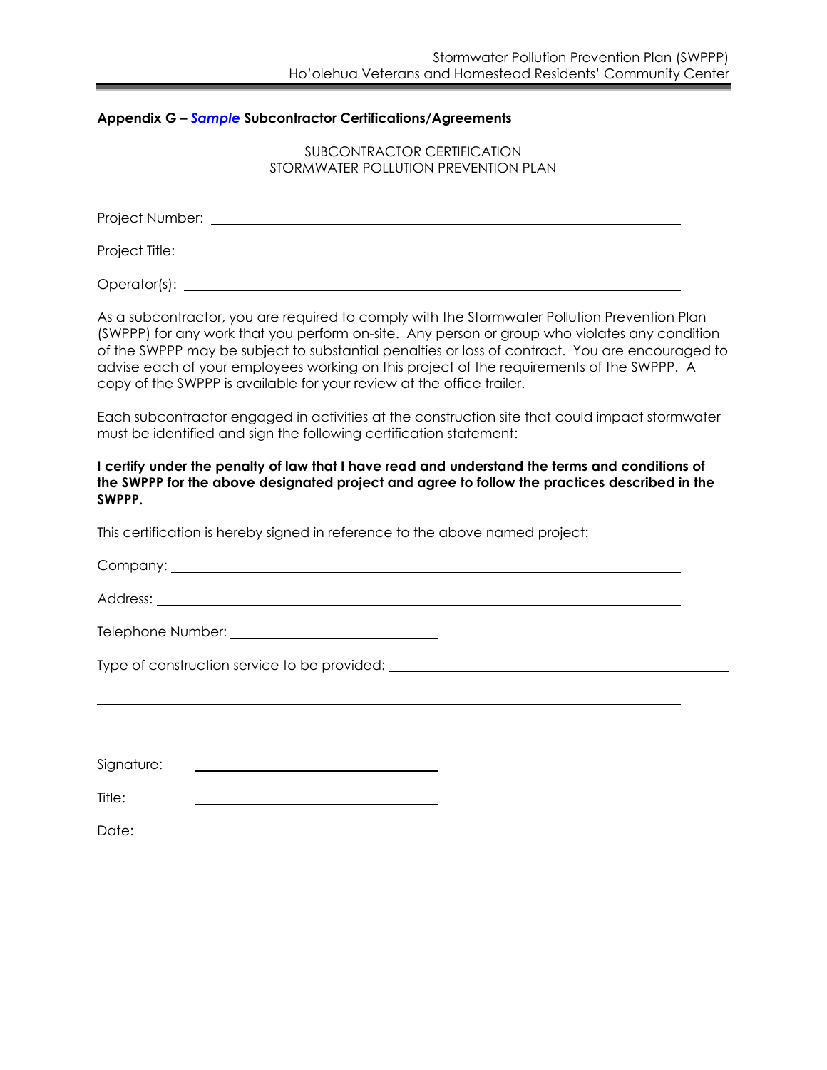**Appendix G – *Sample* Subcontractor Certifications/Agreements**

SUBCONTRACTOR CERTIFICATION
STORMWATER POLLUTION PREVENTION PLAN

Project Number: ______________________________________________

Project Title: ______________________________________________

Operator(s): ______________________________________________

As a subcontractor, you are required to comply with the Stormwater Pollution Prevention Plan (SWPPP) for any work that you perform on-site. Any person or group who violates any condition of the SWPPP may be subject to substantial penalties or loss of contract. You are encouraged to advise each of your employees working on this project of the requirements of the SWPPP. A copy of the SWPPP is available for your review at the office trailer.

Each subcontractor engaged in activities at the construction site that could impact stormwater must be identified and sign the following certification statement:

**I certify under the penalty of law that I have read and understand the terms and conditions of the SWPPP for the above designated project and agree to follow the practices described in the SWPPP.**

This certification is hereby signed in reference to the above named project:

Company: ______________________________________________

Address: ______________________________________________

Telephone Number: ____________________________

Type of construction service to be provided: ______________________________________________

______________________________________________

______________________________________________

Signature: ____________________________

Title: ____________________________

Date: ____________________________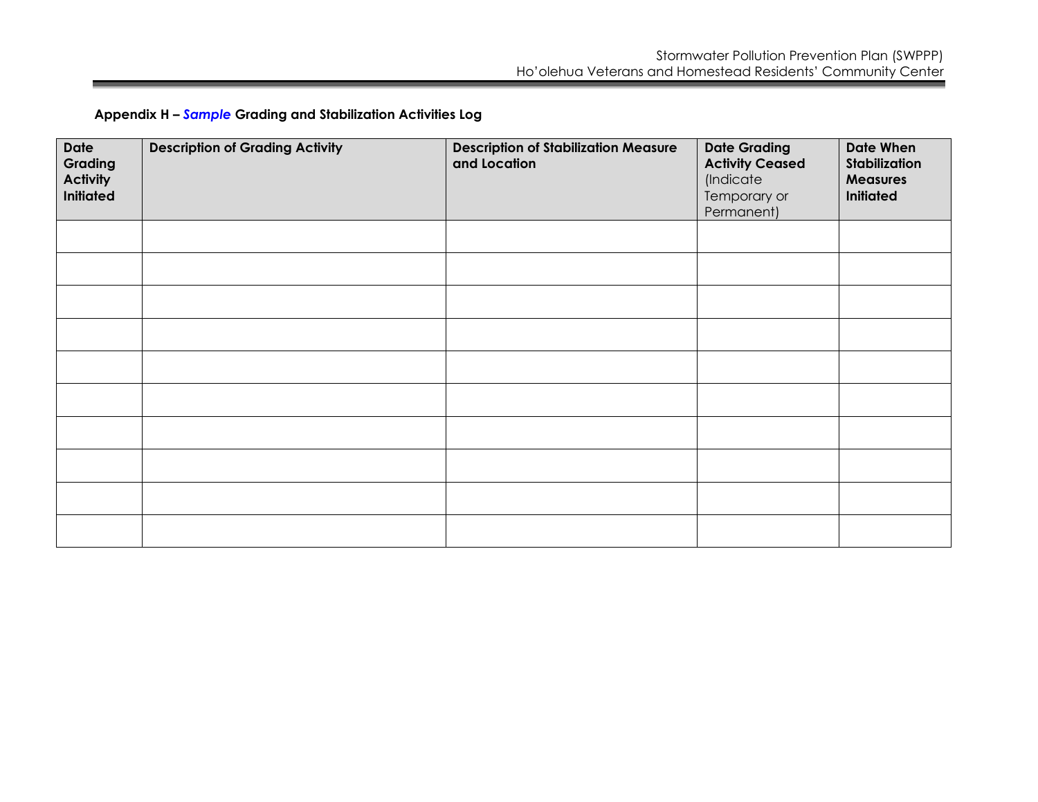**Appendix H – *Sample* Grading and Stabilization Activities Log**

| **Date Grading Activity Initiated** | **Description of Grading Activity** | **Description of Stabilization Measure and Location** | **Date Grading Activity Ceased** (Indicate Temporary or Permanent) | **Date When Stabilization Measures Initiated** |
|---|---|---|---|---|
| | | | | |
| | | | | |
| | | | | |
| | | | | |
| | | | | |
| | | | | |
| | | | | |
| | | | | |
| | | | | |
| | | | | |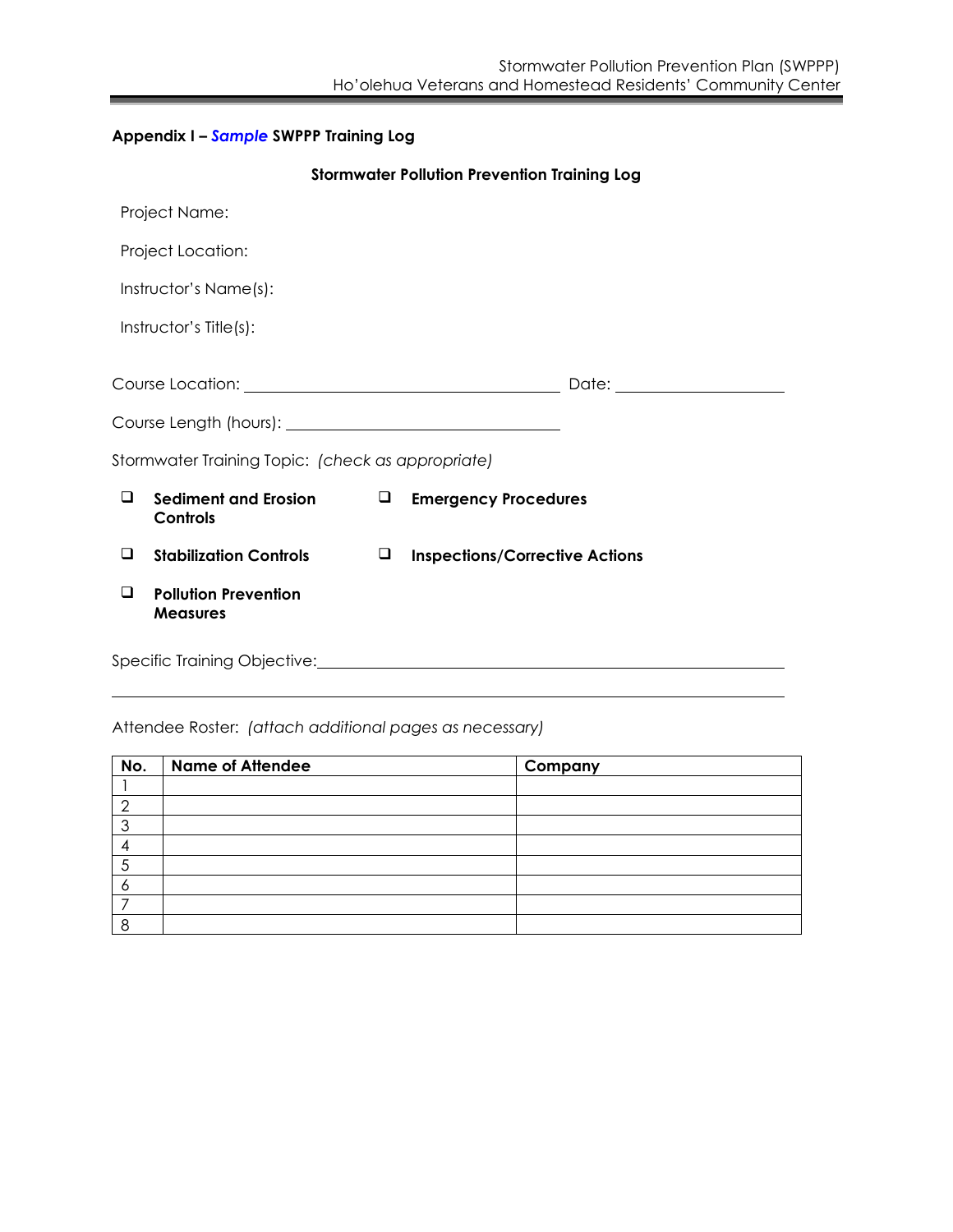## Appendix I – *Sample* SWPPP Training Log

**Stormwater Pollution Prevention Training Log**

Project Name:

Project Location:

Instructor's Name(s):

Instructor's Title(s):

Course Location: ______________________________ Date: ________________

Course Length (hours): ____________________________

Stormwater Training Topic: *(check as appropriate)*

- ❑ **Sediment and Erosion Controls**
- ❑ **Emergency Procedures**
- ❑ **Stabilization Controls**
- ❑ **Inspections/Corrective Actions**
- ❑ **Pollution Prevention Measures**

Specific Training Objective: ____________________________________________

______________________________________________________________

Attendee Roster: *(attach additional pages as necessary)*

| No. | Name of Attendee | Company |
|---|---|---|
| 1 | | |
| 2 | | |
| 3 | | |
| 4 | | |
| 5 | | |
| 6 | | |
| 7 | | |
| 8 | | |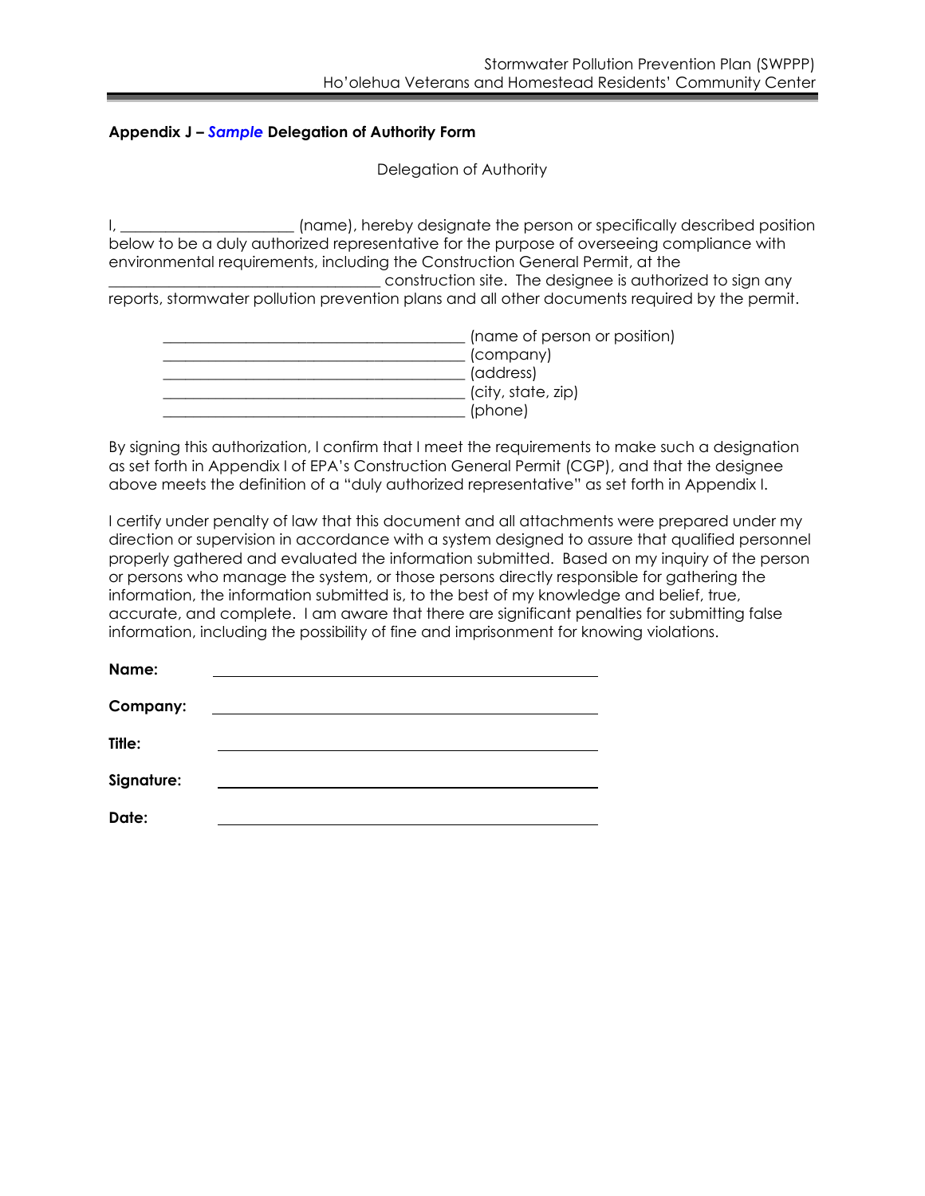**Appendix J – *Sample* Delegation of Authority Form**

Delegation of Authority

I, ______________________ (name), hereby designate the person or specifically described position below to be a duly authorized representative for the purpose of overseeing compliance with environmental requirements, including the Construction General Permit, at the ___________________________________ construction site. The designee is authorized to sign any reports, stormwater pollution prevention plans and all other documents required by the permit.

_______________________________________ (name of person or position)
_______________________________________ (company)
_______________________________________ (address)
_______________________________________ (city, state, zip)
_______________________________________ (phone)

By signing this authorization, I confirm that I meet the requirements to make such a designation as set forth in Appendix I of EPA's Construction General Permit (CGP), and that the designee above meets the definition of a "duly authorized representative" as set forth in Appendix I.

I certify under penalty of law that this document and all attachments were prepared under my direction or supervision in accordance with a system designed to assure that qualified personnel properly gathered and evaluated the information submitted. Based on my inquiry of the person or persons who manage the system, or those persons directly responsible for gathering the information, the information submitted is, to the best of my knowledge and belief, true, accurate, and complete. I am aware that there are significant penalties for submitting false information, including the possibility of fine and imprisonment for knowing violations.

**Name:** _______________________________________

**Company:** _______________________________________

**Title:** _______________________________________

**Signature:** _______________________________________

**Date:** _______________________________________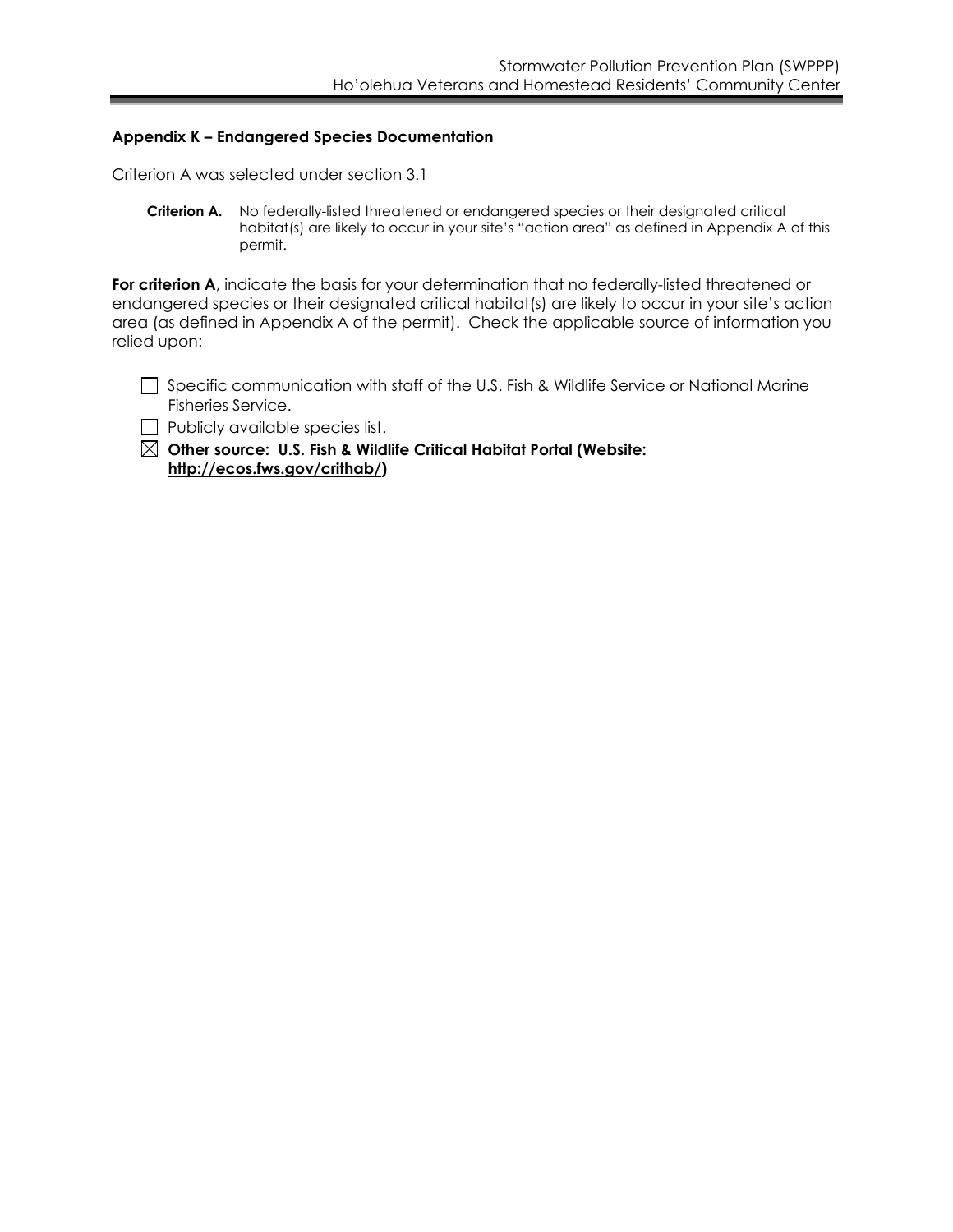**Appendix K – Endangered Species Documentation**

Criterion A was selected under section 3.1

**Criterion A.** No federally-listed threatened or endangered species or their designated critical habitat(s) are likely to occur in your site's "action area" as defined in Appendix A of this permit.

**For criterion A**, indicate the basis for your determination that no federally-listed threatened or endangered species or their designated critical habitat(s) are likely to occur in your site's action area (as defined in Appendix A of the permit). Check the applicable source of information you relied upon:

- ☐ Specific communication with staff of the U.S. Fish & Wildlife Service or National Marine Fisheries Service.
- ☐ Publicly available species list.
- ☒ **Other source: U.S. Fish & Wildlife Critical Habitat Portal (Website: http://ecos.fws.gov/crithab/)**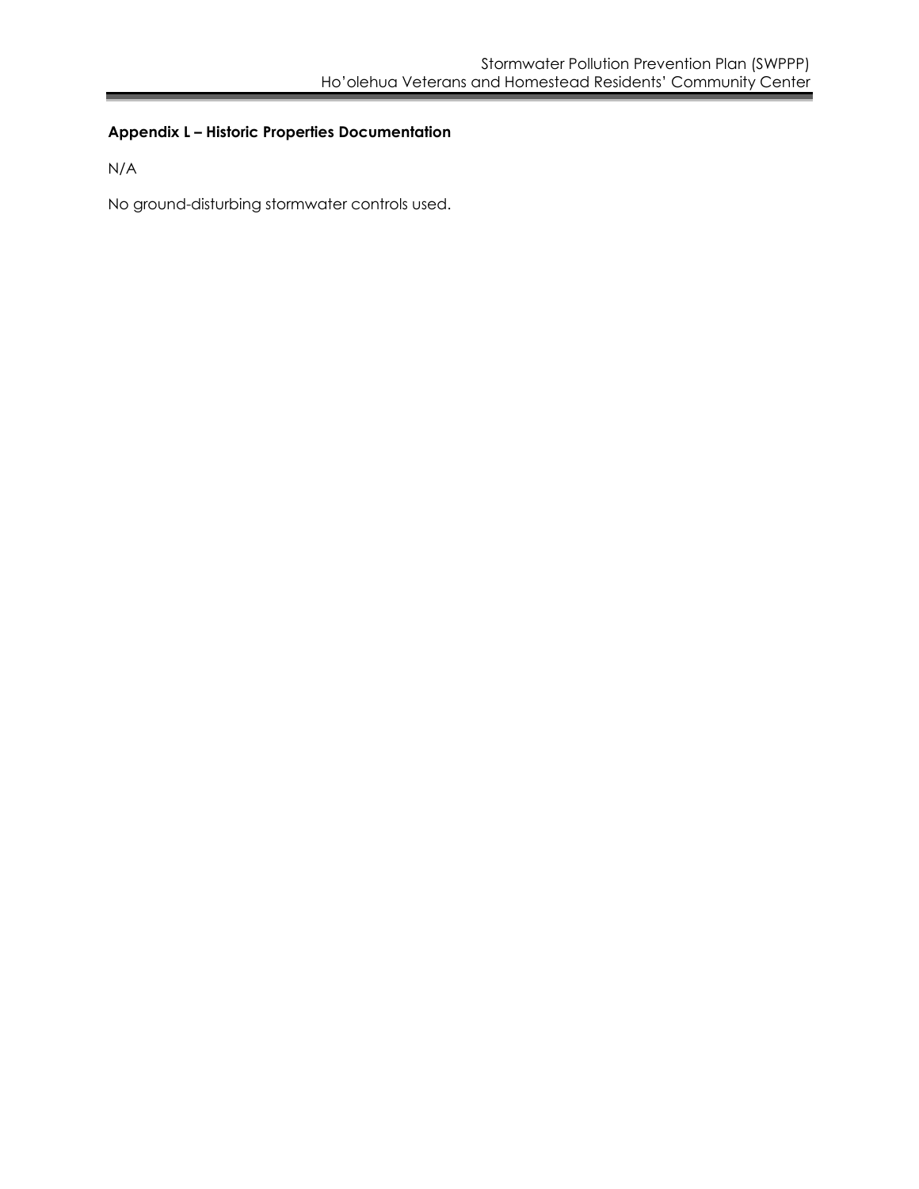**Appendix L – Historic Properties Documentation**

N/A

No ground-disturbing stormwater controls used.